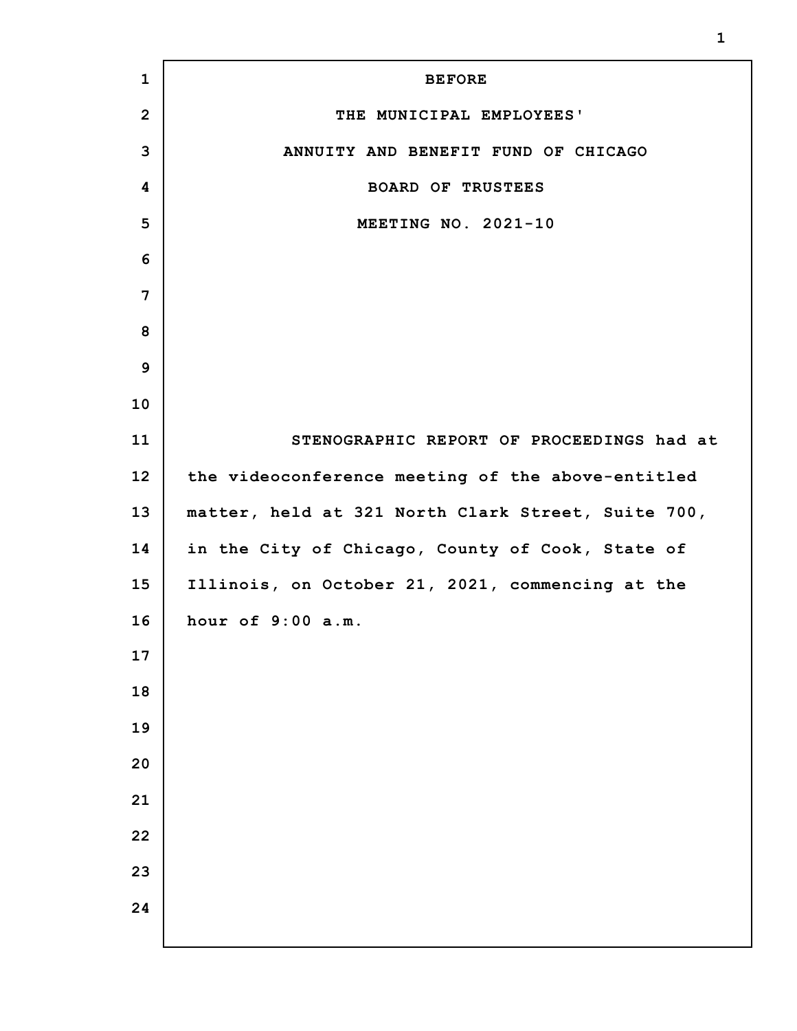BEFORE

THE MUNICIPAL EMPLOYEES'

ANNUITY AND BENEFIT FUND OF CHICAGO

BOARD OF TRUSTEES

MEETING NO. 2021-10

STENOGRAPHIC REPORT OF PROCEEDINGS had at the videoconference meeting of the above-entitled matter, held at 321 North Clark Street, Suite 700, in the City of Chicago, County of Cook, State of Illinois, on October 21, 2021, commencing at the hour of 9:00 a.m.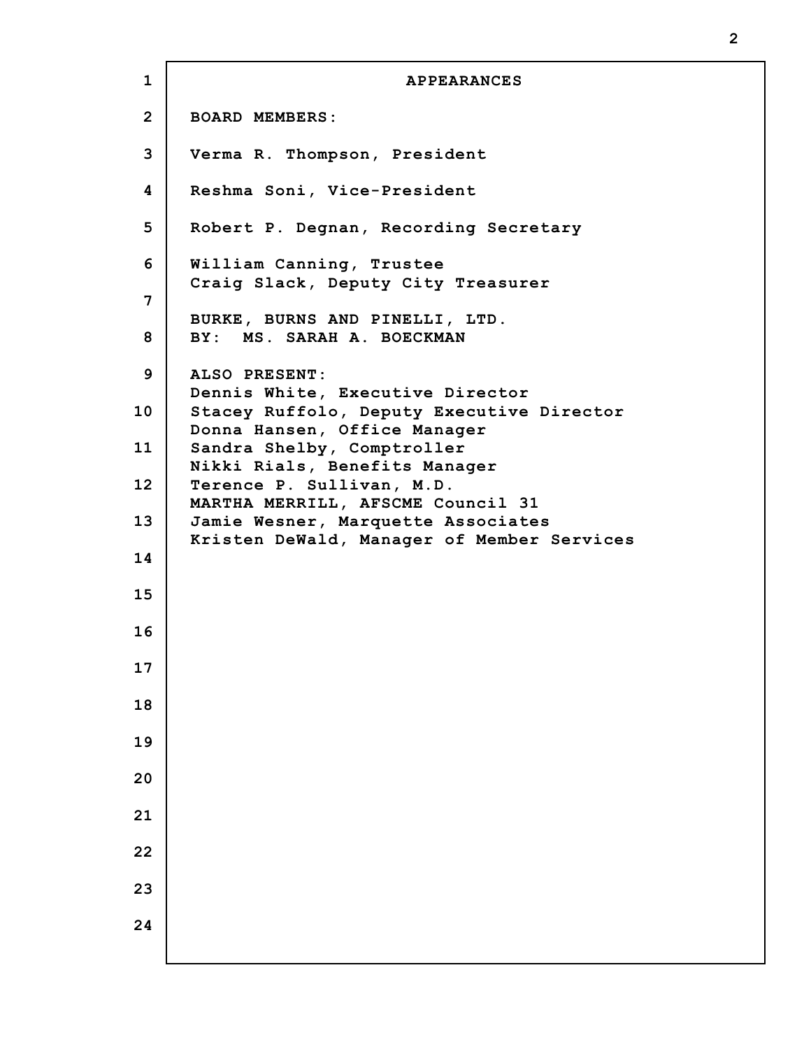# APPEARANCES

**BOARD MEMBERS:**

**Verma R. Thompson, President**

**Reshma Soni, Vice-President**

**Robert P. Degnan, Recording Secretary**

**William Canning, Trustee**
**Craig Slack, Deputy City Treasurer**

**BURKE, BURNS AND PINELLI, LTD.**
**BY: MS. SARAH A. BOECKMAN**

**ALSO PRESENT:**
**Dennis White, Executive Director**
**Stacey Ruffolo, Deputy Executive Director**
**Donna Hansen, Office Manager**
**Sandra Shelby, Comptroller**
**Nikki Rials, Benefits Manager**
**Terence P. Sullivan, M.D.**
**MARTHA MERRILL, AFSCME Council 31**
**Jamie Wesner, Marquette Associates**
**Kristen DeWald, Manager of Member Services**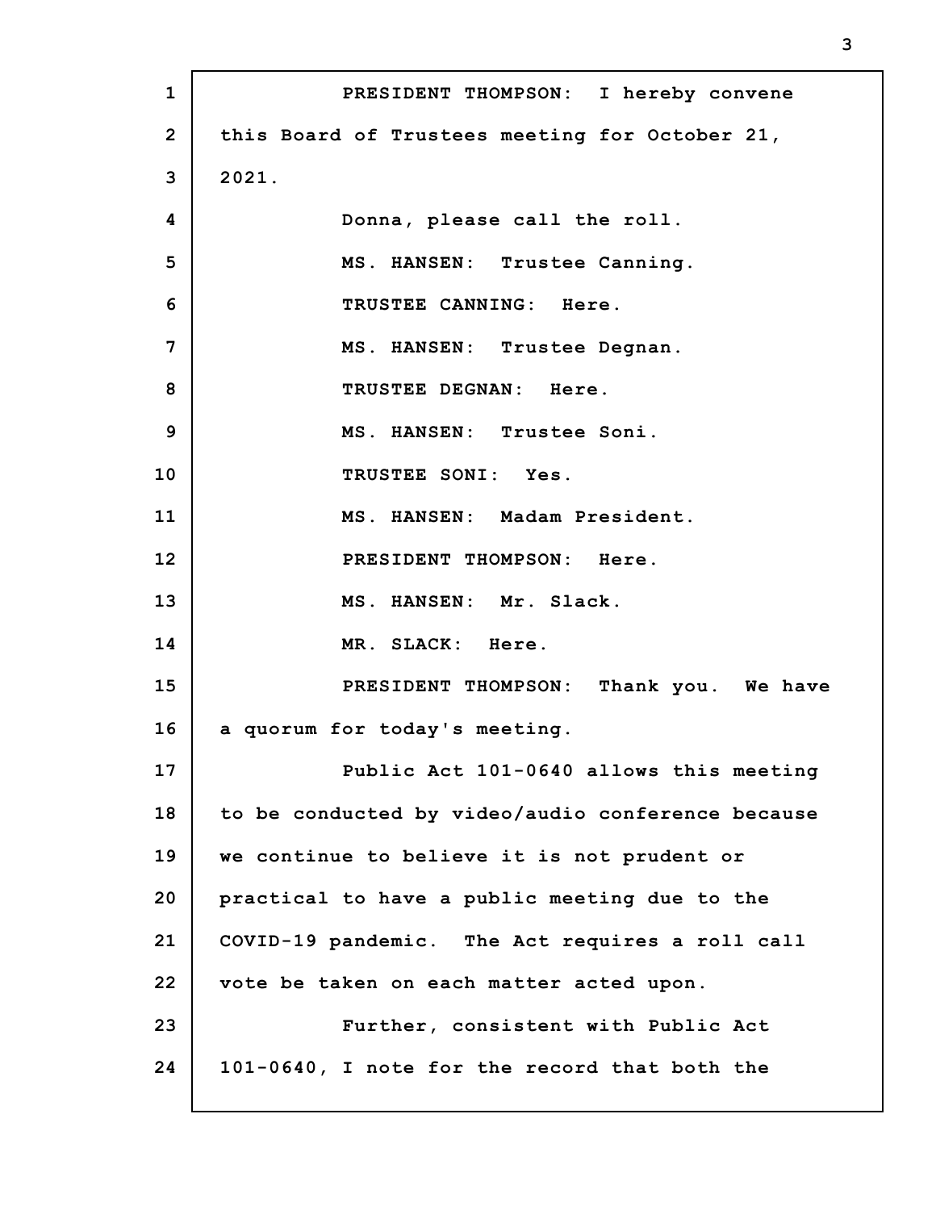PRESIDENT THOMPSON: I hereby convene this Board of Trustees meeting for October 21, 2021.

Donna, please call the roll.

MS. HANSEN: Trustee Canning.

TRUSTEE CANNING: Here.

MS. HANSEN: Trustee Degnan.

TRUSTEE DEGNAN: Here.

MS. HANSEN: Trustee Soni.

TRUSTEE SONI: Yes.

MS. HANSEN: Madam President.

PRESIDENT THOMPSON: Here.

MS. HANSEN: Mr. Slack.

MR. SLACK: Here.

PRESIDENT THOMPSON: Thank you. We have a quorum for today's meeting.

Public Act 101-0640 allows this meeting to be conducted by video/audio conference because we continue to believe it is not prudent or practical to have a public meeting due to the COVID-19 pandemic. The Act requires a roll call vote be taken on each matter acted upon.

Further, consistent with Public Act 101-0640, I note for the record that both the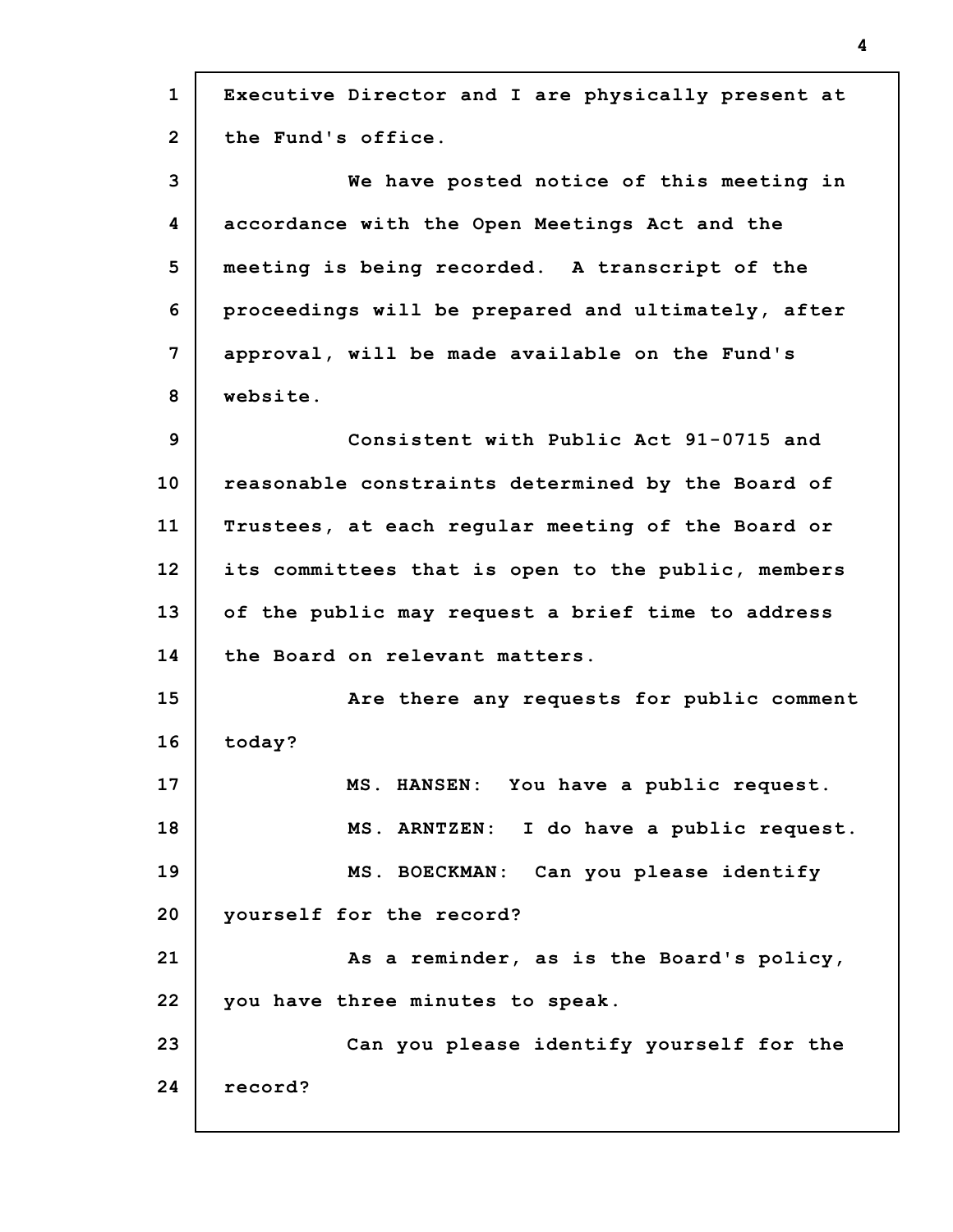Executive Director and I are physically present at the Fund's office.

We have posted notice of this meeting in accordance with the Open Meetings Act and the meeting is being recorded. A transcript of the proceedings will be prepared and ultimately, after approval, will be made available on the Fund's website.

Consistent with Public Act 91-0715 and reasonable constraints determined by the Board of Trustees, at each regular meeting of the Board or its committees that is open to the public, members of the public may request a brief time to address the Board on relevant matters.

Are there any requests for public comment today?

MS. HANSEN: You have a public request.

MS. ARNTZEN: I do have a public request.

MS. BOECKMAN: Can you please identify yourself for the record?

As a reminder, as is the Board's policy, you have three minutes to speak.

Can you please identify yourself for the record?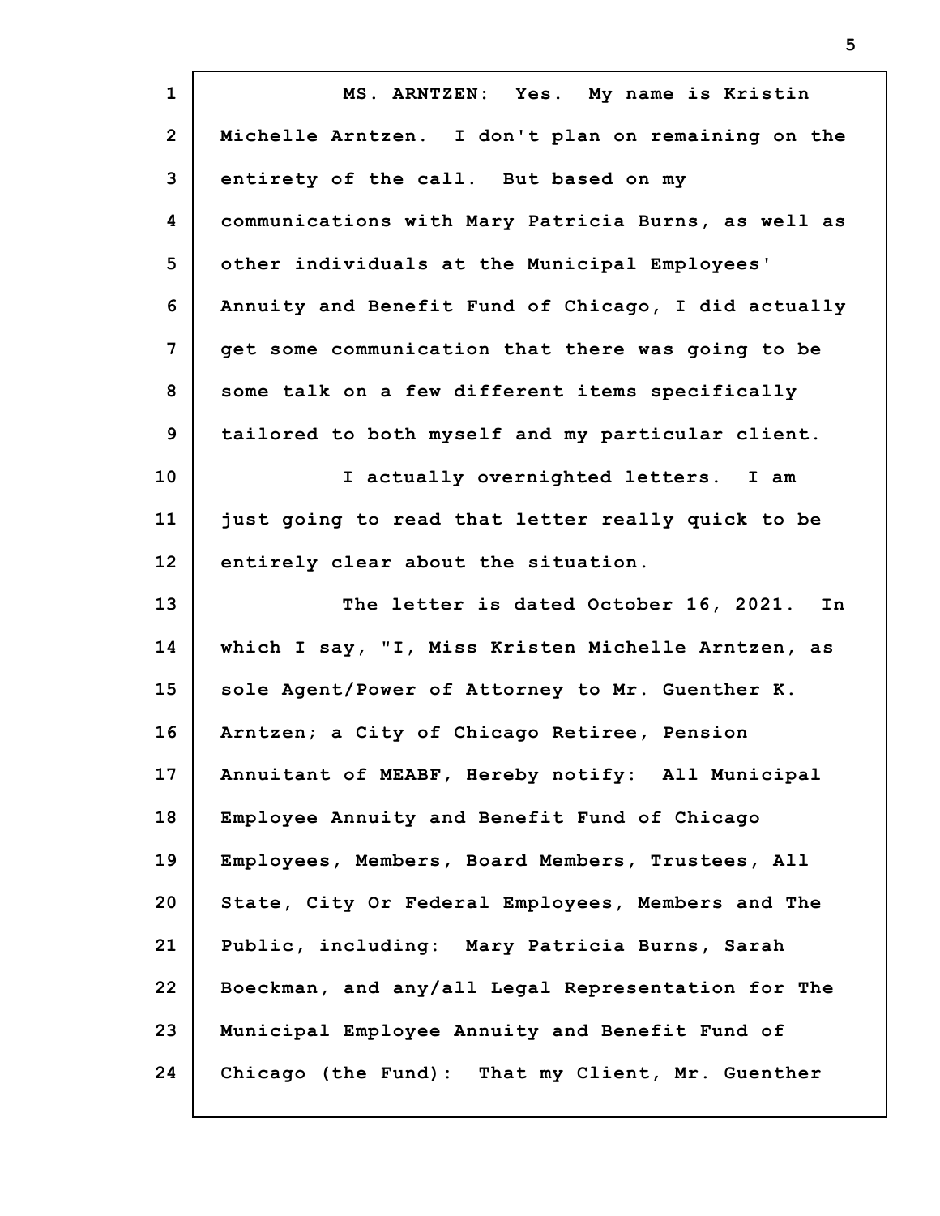MS. ARNTZEN: Yes. My name is Kristin Michelle Arntzen. I don't plan on remaining on the entirety of the call. But based on my communications with Mary Patricia Burns, as well as other individuals at the Municipal Employees' Annuity and Benefit Fund of Chicago, I did actually get some communication that there was going to be some talk on a few different items specifically tailored to both myself and my particular client.

I actually overnighted letters. I am just going to read that letter really quick to be entirely clear about the situation.

The letter is dated October 16, 2021. In which I say, "I, Miss Kristen Michelle Arntzen, as sole Agent/Power of Attorney to Mr. Guenther K. Arntzen; a City of Chicago Retiree, Pension Annuitant of MEABF, Hereby notify: All Municipal Employee Annuity and Benefit Fund of Chicago Employees, Members, Board Members, Trustees, All State, City Or Federal Employees, Members and The Public, including: Mary Patricia Burns, Sarah Boeckman, and any/all Legal Representation for The Municipal Employee Annuity and Benefit Fund of Chicago (the Fund): That my Client, Mr. Guenther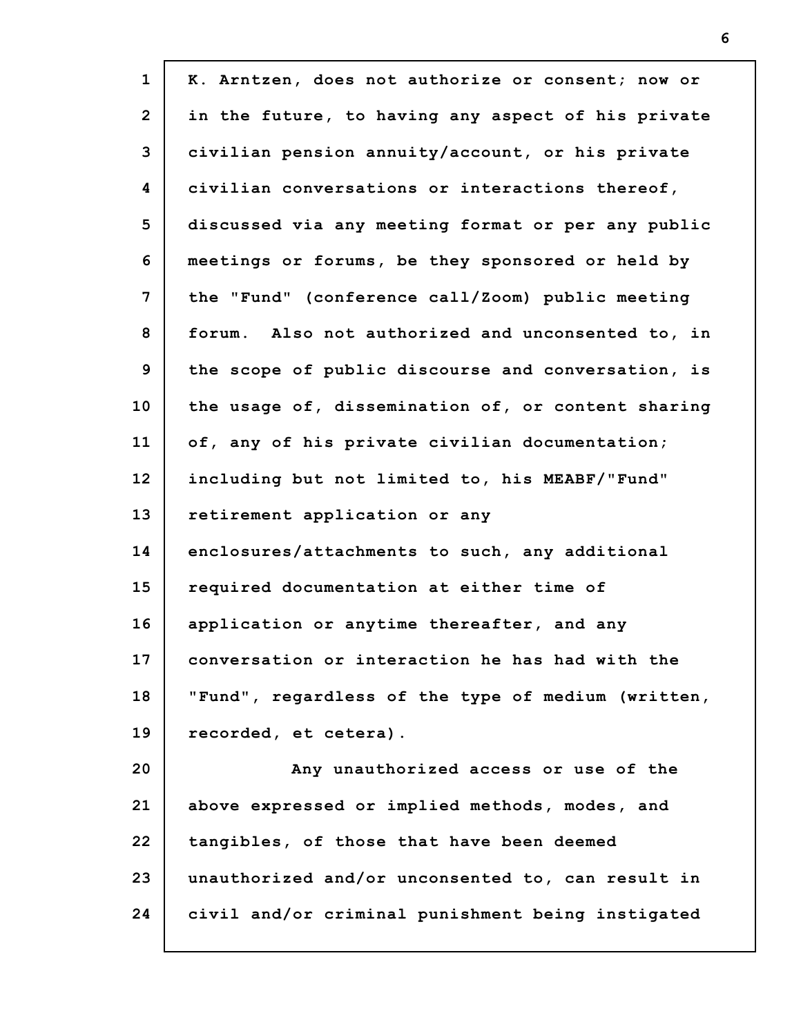K. Arntzen, does not authorize or consent; now or in the future, to having any aspect of his private civilian pension annuity/account, or his private civilian conversations or interactions thereof, discussed via any meeting format or per any public meetings or forums, be they sponsored or held by the "Fund" (conference call/Zoom) public meeting forum. Also not authorized and unconsented to, in the scope of public discourse and conversation, is the usage of, dissemination of, or content sharing of, any of his private civilian documentation; including but not limited to, his MEABF/"Fund" retirement application or any enclosures/attachments to such, any additional required documentation at either time of application or anytime thereafter, and any conversation or interaction he has had with the "Fund", regardless of the type of medium (written, recorded, et cetera).

Any unauthorized access or use of the above expressed or implied methods, modes, and tangibles, of those that have been deemed unauthorized and/or unconsented to, can result in civil and/or criminal punishment being instigated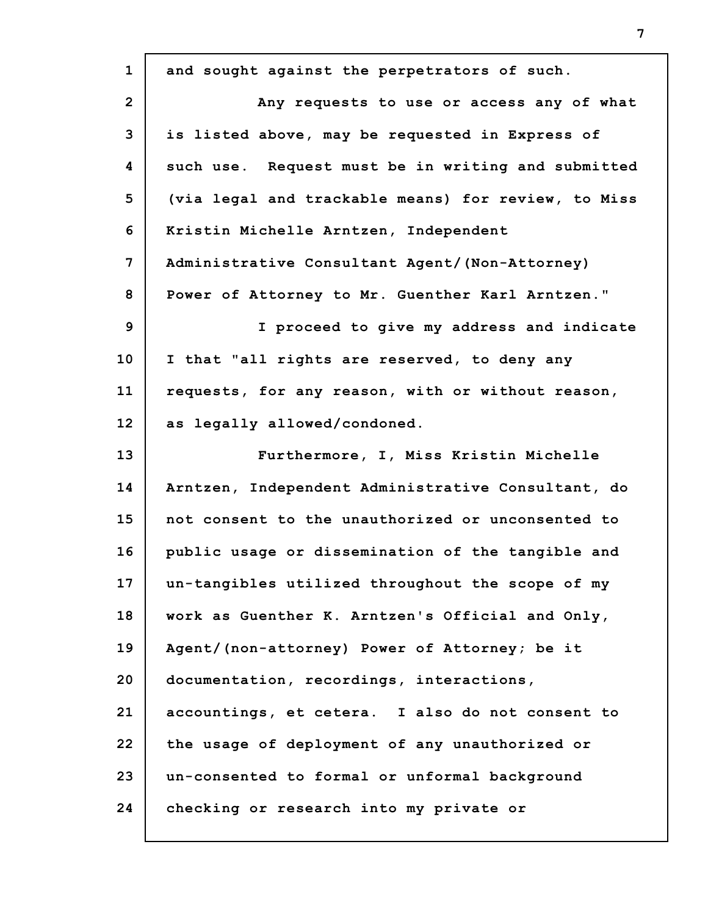and sought against the perpetrators of such.

Any requests to use or access any of what is listed above, may be requested in Express of such use. Request must be in writing and submitted (via legal and trackable means) for review, to Miss Kristin Michelle Arntzen, Independent Administrative Consultant Agent/(Non-Attorney) Power of Attorney to Mr. Guenther Karl Arntzen."

I proceed to give my address and indicate I that "all rights are reserved, to deny any requests, for any reason, with or without reason, as legally allowed/condoned.

Furthermore, I, Miss Kristin Michelle Arntzen, Independent Administrative Consultant, do not consent to the unauthorized or unconsented to public usage or dissemination of the tangible and un-tangibles utilized throughout the scope of my work as Guenther K. Arntzen's Official and Only, Agent/(non-attorney) Power of Attorney; be it documentation, recordings, interactions, accountings, et cetera. I also do not consent to the usage of deployment of any unauthorized or un-consented to formal or unformal background checking or research into my private or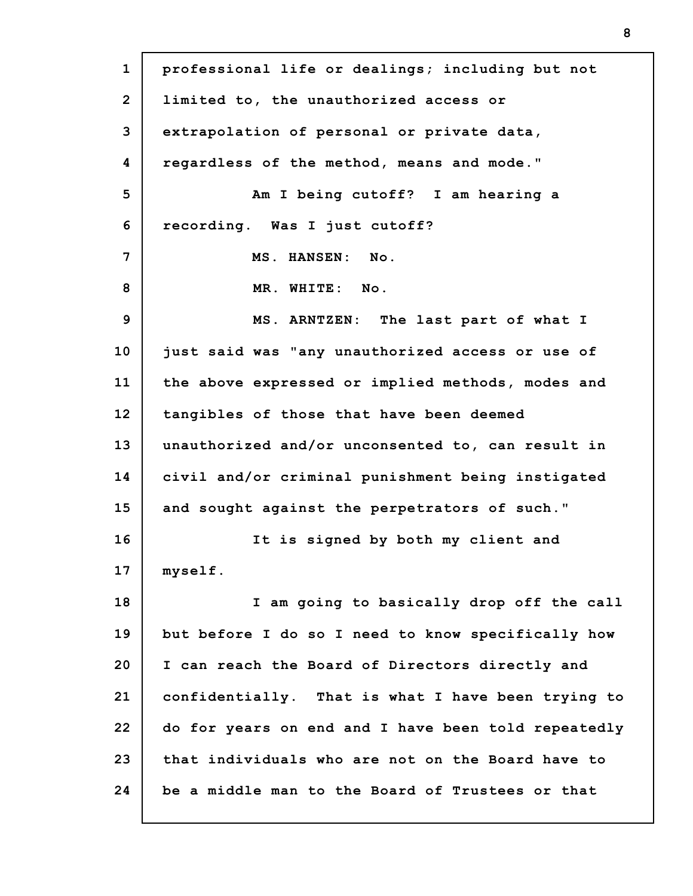professional life or dealings; including but not limited to, the unauthorized access or extrapolation of personal or private data, regardless of the method, means and mode."

Am I being cutoff? I am hearing a recording. Was I just cutoff?

MS. HANSEN: No.

MR. WHITE: No.

MS. ARNTZEN: The last part of what I just said was "any unauthorized access or use of the above expressed or implied methods, modes and tangibles of those that have been deemed unauthorized and/or unconsented to, can result in civil and/or criminal punishment being instigated and sought against the perpetrators of such."

It is signed by both my client and myself.

I am going to basically drop off the call but before I do so I need to know specifically how I can reach the Board of Directors directly and confidentially. That is what I have been trying to do for years on end and I have been told repeatedly that individuals who are not on the Board have to be a middle man to the Board of Trustees or that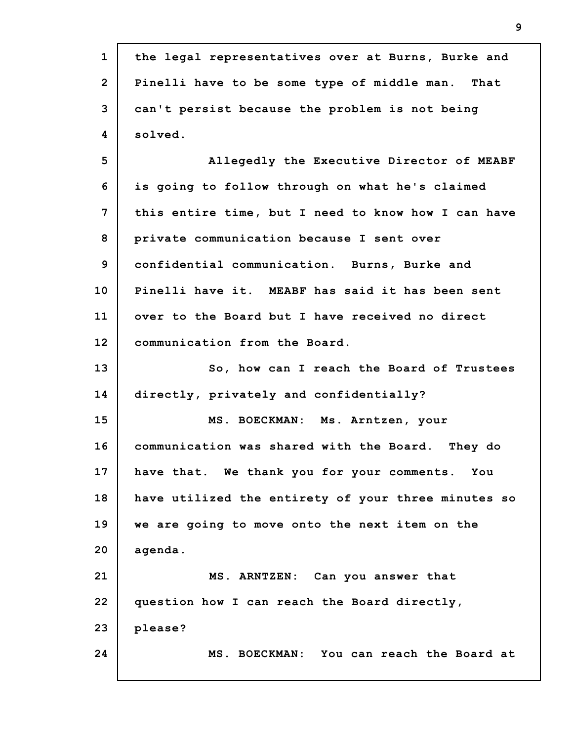the legal representatives over at Burns, Burke and Pinelli have to be some type of middle man. That can't persist because the problem is not being solved.

Allegedly the Executive Director of MEABF is going to follow through on what he's claimed this entire time, but I need to know how I can have private communication because I sent over confidential communication. Burns, Burke and Pinelli have it. MEABF has said it has been sent over to the Board but I have received no direct communication from the Board.

So, how can I reach the Board of Trustees directly, privately and confidentially?

MS. BOECKMAN: Ms. Arntzen, your communication was shared with the Board. They do have that. We thank you for your comments. You have utilized the entirety of your three minutes so we are going to move onto the next item on the agenda.

MS. ARNTZEN: Can you answer that question how I can reach the Board directly, please?

MS. BOECKMAN: You can reach the Board at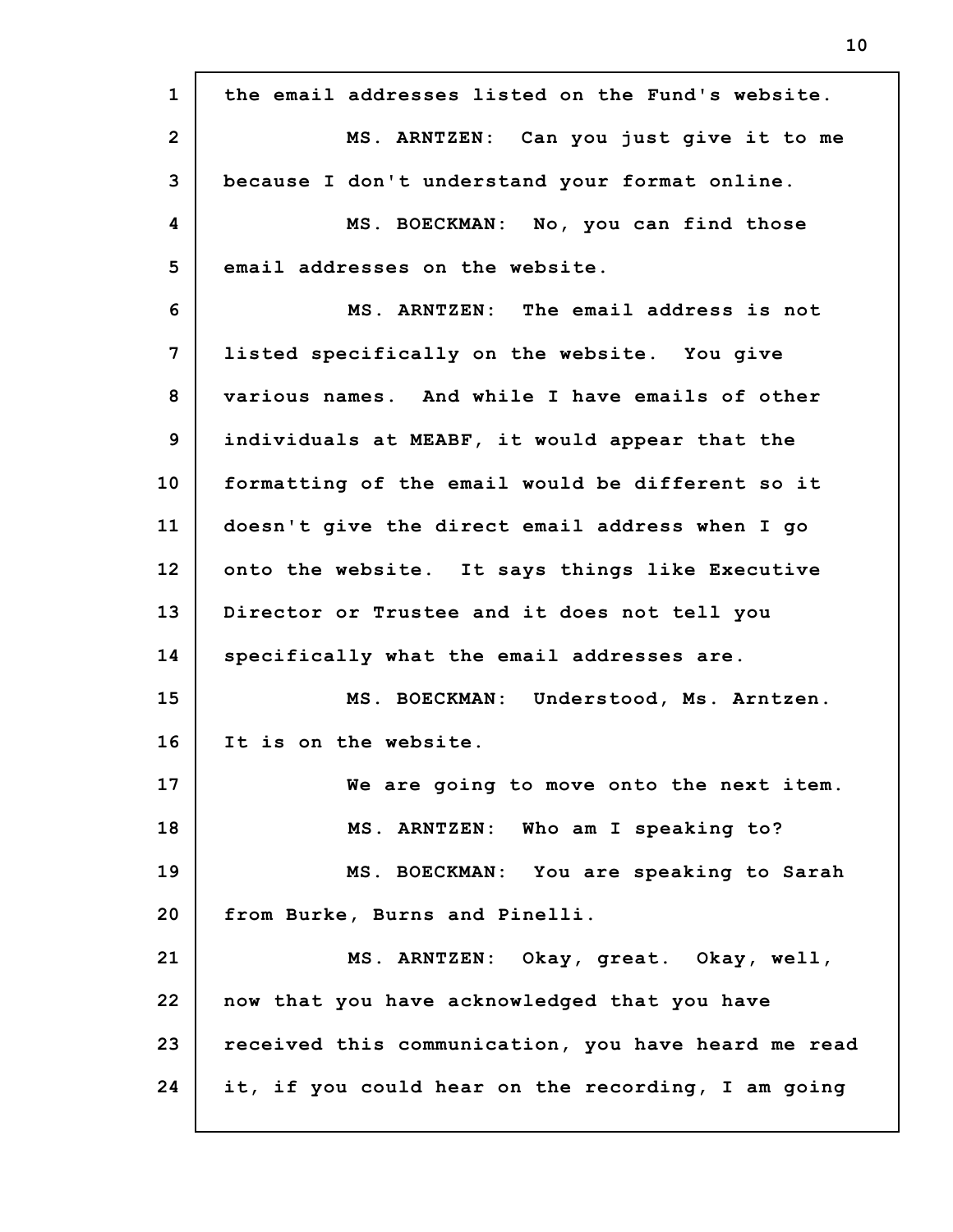the email addresses listed on the Fund's website.

MS. ARNTZEN: Can you just give it to me because I don't understand your format online.

MS. BOECKMAN: No, you can find those email addresses on the website.

MS. ARNTZEN: The email address is not listed specifically on the website. You give various names. And while I have emails of other individuals at MEABF, it would appear that the formatting of the email would be different so it doesn't give the direct email address when I go onto the website. It says things like Executive Director or Trustee and it does not tell you specifically what the email addresses are.

MS. BOECKMAN: Understood, Ms. Arntzen. It is on the website.

We are going to move onto the next item.

MS. ARNTZEN: Who am I speaking to?

MS. BOECKMAN: You are speaking to Sarah from Burke, Burns and Pinelli.

MS. ARNTZEN: Okay, great. Okay, well, now that you have acknowledged that you have received this communication, you have heard me read it, if you could hear on the recording, I am going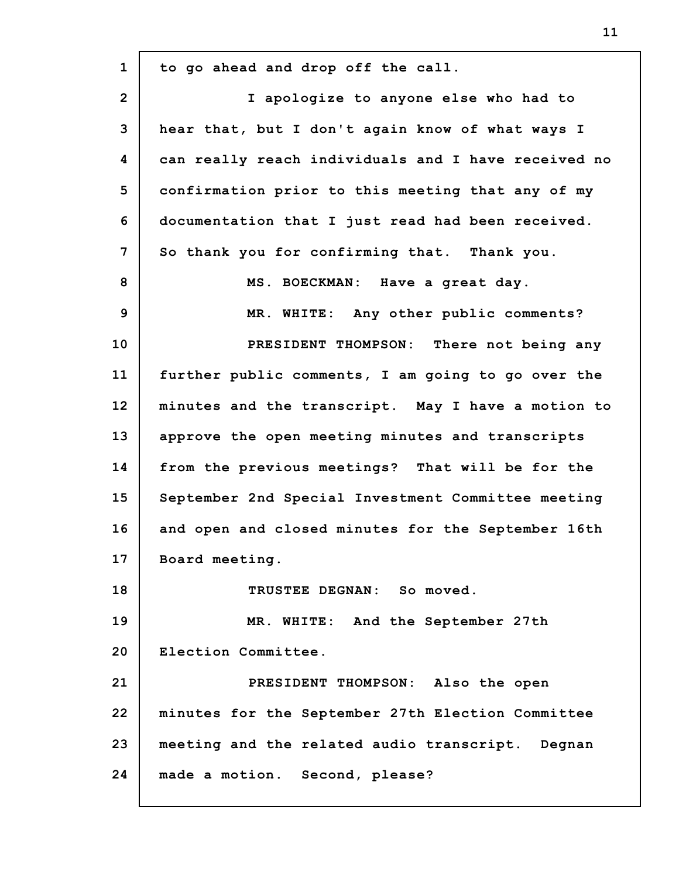to go ahead and drop off the call.

I apologize to anyone else who had to hear that, but I don't again know of what ways I can really reach individuals and I have received no confirmation prior to this meeting that any of my documentation that I just read had been received. So thank you for confirming that. Thank you.

MS. BOECKMAN: Have a great day.

MR. WHITE: Any other public comments?

PRESIDENT THOMPSON: There not being any further public comments, I am going to go over the minutes and the transcript. May I have a motion to approve the open meeting minutes and transcripts from the previous meetings? That will be for the September 2nd Special Investment Committee meeting and open and closed minutes for the September 16th Board meeting.

TRUSTEE DEGNAN: So moved.

MR. WHITE: And the September 27th Election Committee.

PRESIDENT THOMPSON: Also the open minutes for the September 27th Election Committee meeting and the related audio transcript. Degnan made a motion. Second, please?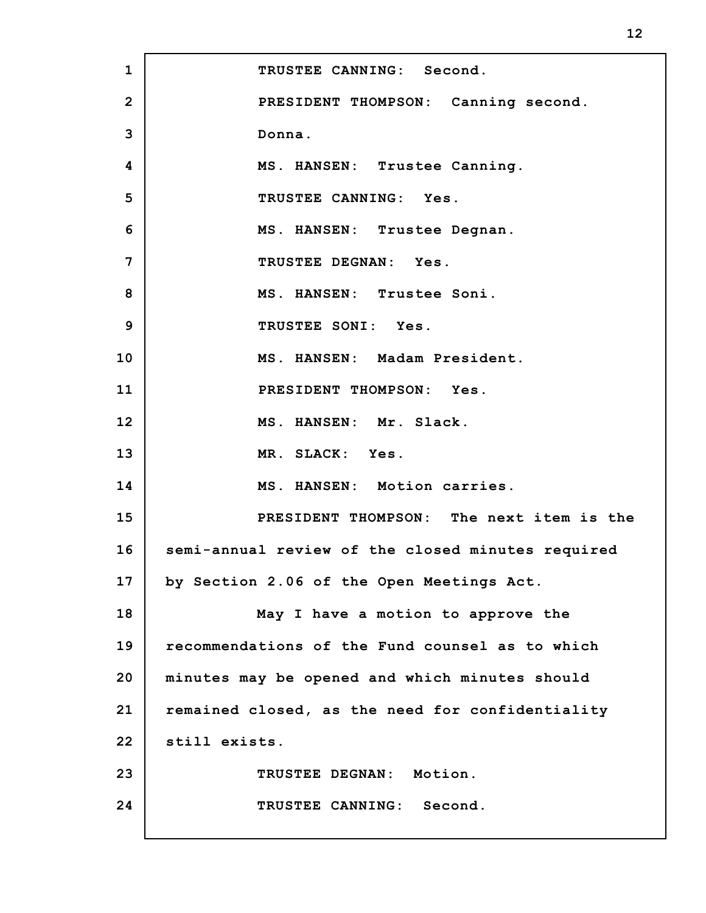TRUSTEE CANNING: Second.

PRESIDENT THOMPSON: Canning second. Donna.

MS. HANSEN: Trustee Canning.

TRUSTEE CANNING: Yes.

MS. HANSEN: Trustee Degnan.

TRUSTEE DEGNAN: Yes.

MS. HANSEN: Trustee Soni.

TRUSTEE SONI: Yes.

MS. HANSEN: Madam President.

PRESIDENT THOMPSON: Yes.

MS. HANSEN: Mr. Slack.

MR. SLACK: Yes.

MS. HANSEN: Motion carries.

PRESIDENT THOMPSON: The next item is the semi-annual review of the closed minutes required by Section 2.06 of the Open Meetings Act.

May I have a motion to approve the recommendations of the Fund counsel as to which minutes may be opened and which minutes should remained closed, as the need for confidentiality still exists.

TRUSTEE DEGNAN: Motion.

TRUSTEE CANNING: Second.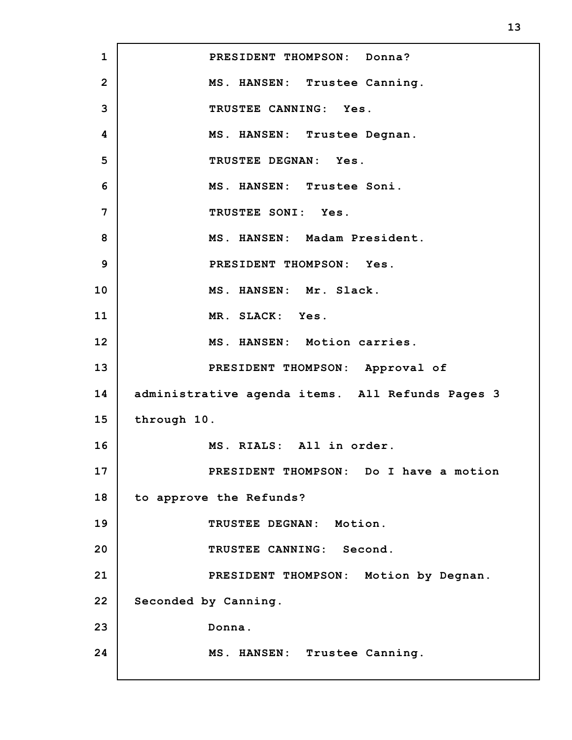PRESIDENT THOMPSON: Donna?

MS. HANSEN: Trustee Canning.

TRUSTEE CANNING: Yes.

MS. HANSEN: Trustee Degnan.

TRUSTEE DEGNAN: Yes.

MS. HANSEN: Trustee Soni.

TRUSTEE SONI: Yes.

MS. HANSEN: Madam President.

PRESIDENT THOMPSON: Yes.

MS. HANSEN: Mr. Slack.

MR. SLACK: Yes.

MS. HANSEN: Motion carries.

PRESIDENT THOMPSON: Approval of administrative agenda items. All Refunds Pages 3 through 10.

MS. RIALS: All in order.

PRESIDENT THOMPSON: Do I have a motion to approve the Refunds?

TRUSTEE DEGNAN: Motion.

TRUSTEE CANNING: Second.

PRESIDENT THOMPSON: Motion by Degnan. Seconded by Canning.

Donna.

MS. HANSEN: Trustee Canning.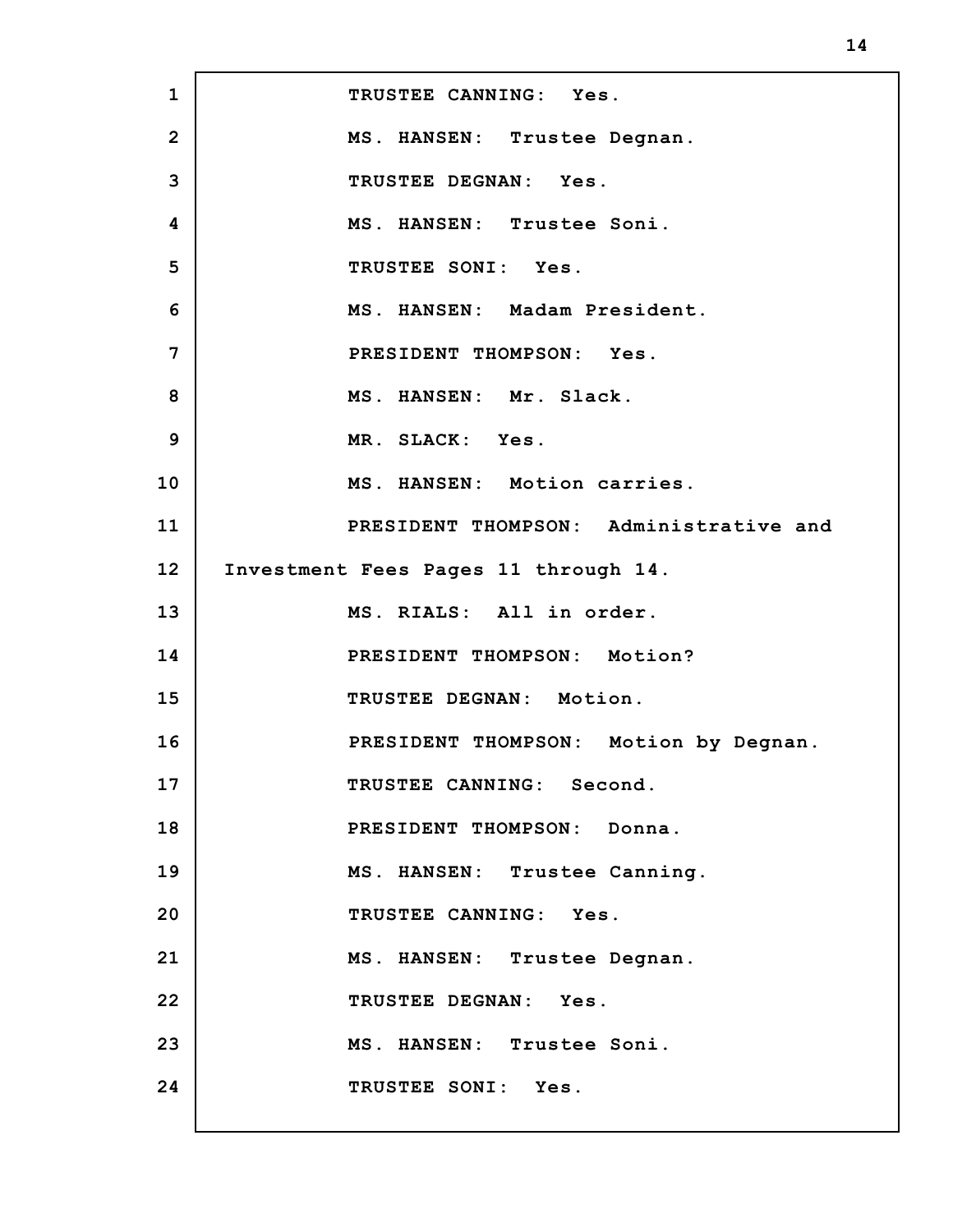TRUSTEE CANNING: Yes.

MS. HANSEN: Trustee Degnan.

TRUSTEE DEGNAN: Yes.

MS. HANSEN: Trustee Soni.

TRUSTEE SONI: Yes.

MS. HANSEN: Madam President.

PRESIDENT THOMPSON: Yes.

MS. HANSEN: Mr. Slack.

MR. SLACK: Yes.

MS. HANSEN: Motion carries.

PRESIDENT THOMPSON: Administrative and Investment Fees Pages 11 through 14.

MS. RIALS: All in order.

PRESIDENT THOMPSON: Motion?

TRUSTEE DEGNAN: Motion.

PRESIDENT THOMPSON: Motion by Degnan.

TRUSTEE CANNING: Second.

PRESIDENT THOMPSON: Donna.

MS. HANSEN: Trustee Canning.

TRUSTEE CANNING: Yes.

MS. HANSEN: Trustee Degnan.

TRUSTEE DEGNAN: Yes.

MS. HANSEN: Trustee Soni.

TRUSTEE SONI: Yes.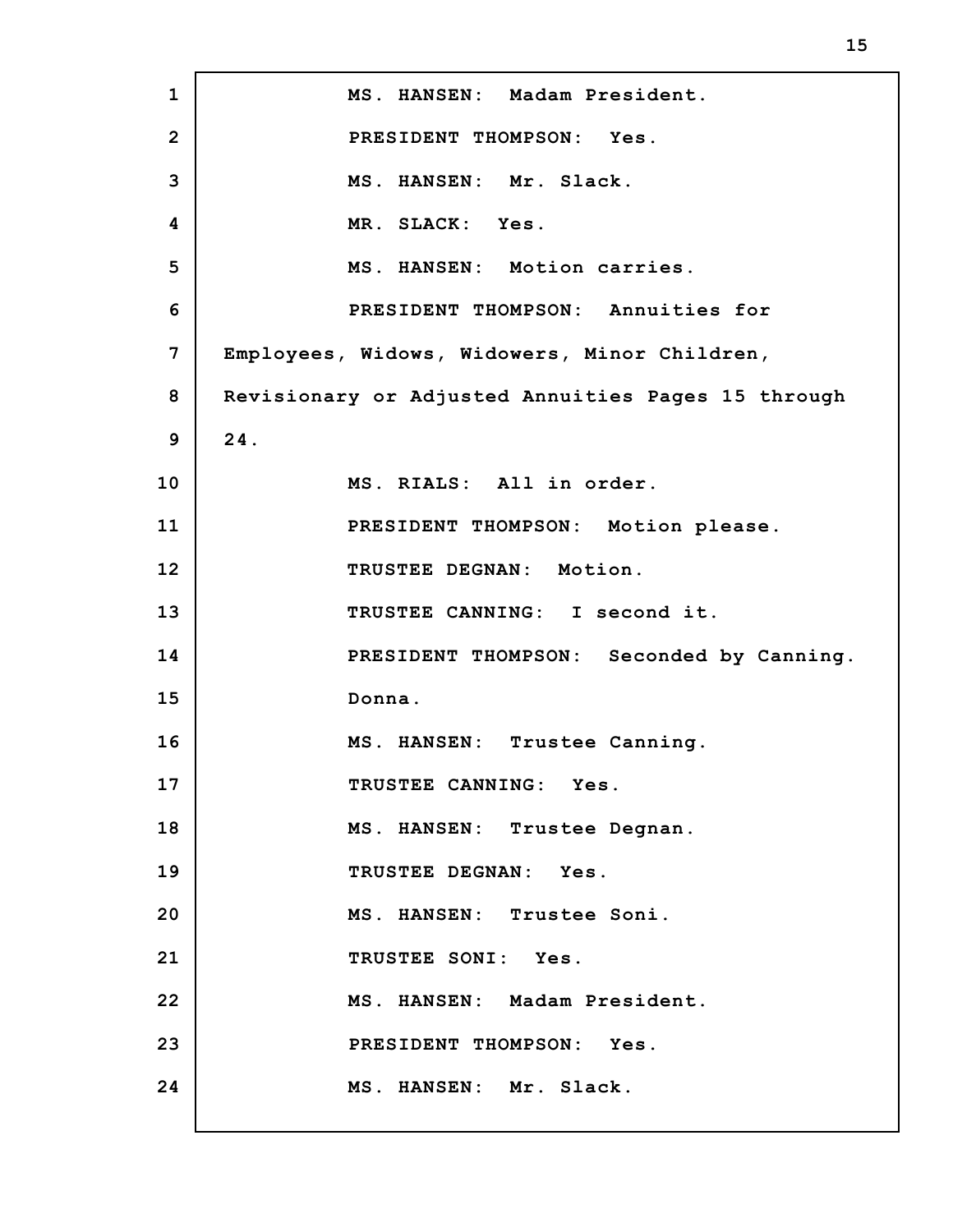MS. HANSEN: Madam President.

PRESIDENT THOMPSON: Yes.

MS. HANSEN: Mr. Slack.

MR. SLACK: Yes.

MS. HANSEN: Motion carries.

PRESIDENT THOMPSON: Annuities for Employees, Widows, Widowers, Minor Children, Revisionary or Adjusted Annuities Pages 15 through 24.

MS. RIALS: All in order.

PRESIDENT THOMPSON: Motion please.

TRUSTEE DEGNAN: Motion.

TRUSTEE CANNING: I second it.

PRESIDENT THOMPSON: Seconded by Canning. Donna.

MS. HANSEN: Trustee Canning.

TRUSTEE CANNING: Yes.

MS. HANSEN: Trustee Degnan.

TRUSTEE DEGNAN: Yes.

MS. HANSEN: Trustee Soni.

TRUSTEE SONI: Yes.

MS. HANSEN: Madam President.

PRESIDENT THOMPSON: Yes.

MS. HANSEN: Mr. Slack.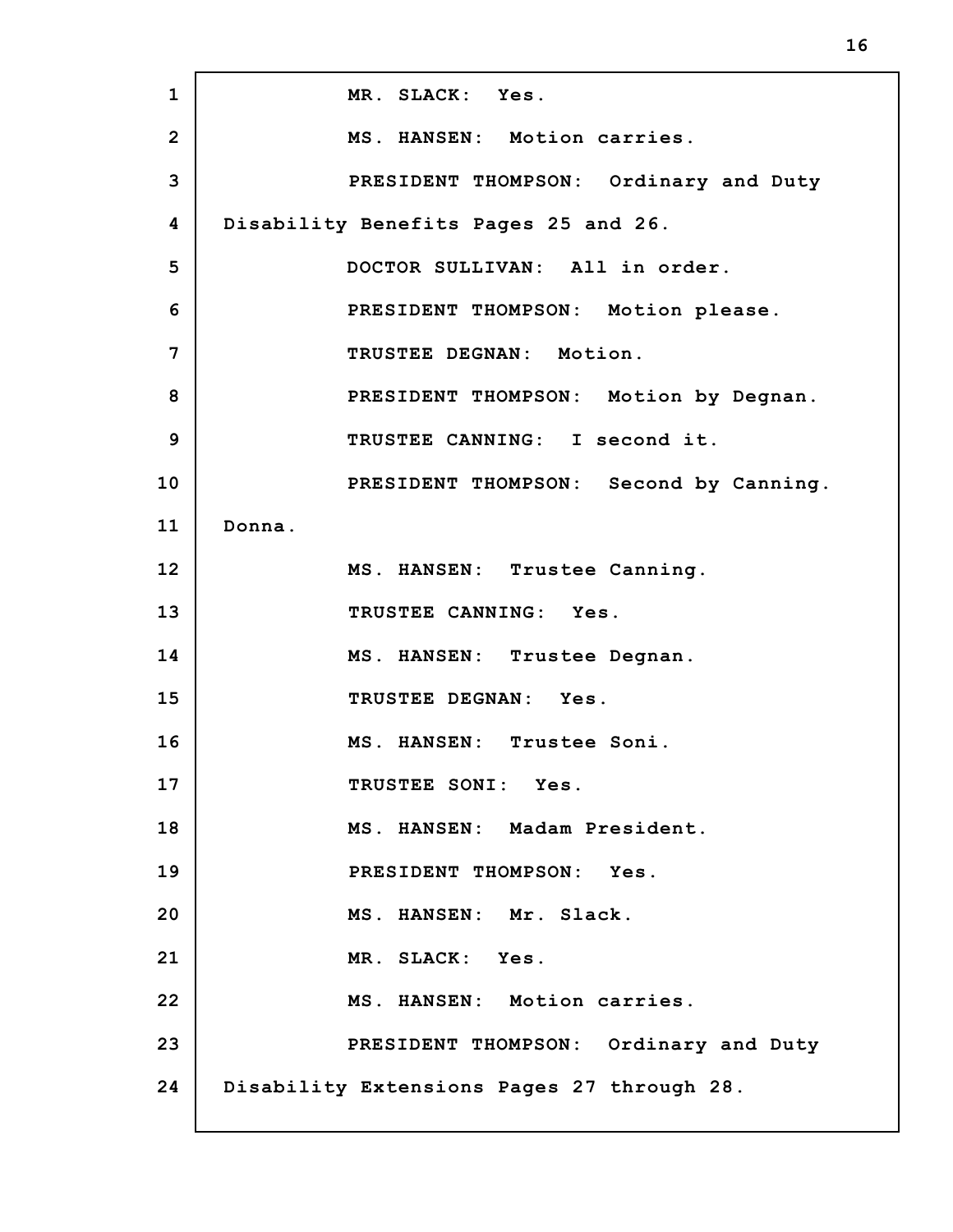MR. SLACK: Yes.

MS. HANSEN: Motion carries.

PRESIDENT THOMPSON: Ordinary and Duty Disability Benefits Pages 25 and 26.

DOCTOR SULLIVAN: All in order.

PRESIDENT THOMPSON: Motion please.

TRUSTEE DEGNAN: Motion.

PRESIDENT THOMPSON: Motion by Degnan.

TRUSTEE CANNING: I second it.

PRESIDENT THOMPSON: Second by Canning. Donna.

MS. HANSEN: Trustee Canning.

TRUSTEE CANNING: Yes.

MS. HANSEN: Trustee Degnan.

TRUSTEE DEGNAN: Yes.

MS. HANSEN: Trustee Soni.

TRUSTEE SONI: Yes.

MS. HANSEN: Madam President.

PRESIDENT THOMPSON: Yes.

MS. HANSEN: Mr. Slack.

MR. SLACK: Yes.

MS. HANSEN: Motion carries.

PRESIDENT THOMPSON: Ordinary and Duty Disability Extensions Pages 27 through 28.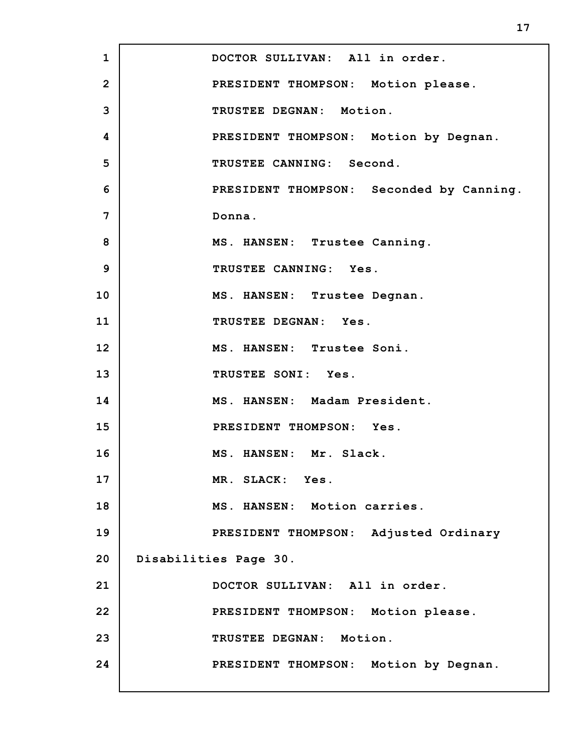DOCTOR SULLIVAN: All in order.

PRESIDENT THOMPSON: Motion please.

TRUSTEE DEGNAN: Motion.

PRESIDENT THOMPSON: Motion by Degnan.

TRUSTEE CANNING: Second.

PRESIDENT THOMPSON: Seconded by Canning. Donna.

MS. HANSEN: Trustee Canning.

TRUSTEE CANNING: Yes.

MS. HANSEN: Trustee Degnan.

TRUSTEE DEGNAN: Yes.

MS. HANSEN: Trustee Soni.

TRUSTEE SONI: Yes.

MS. HANSEN: Madam President.

PRESIDENT THOMPSON: Yes.

MS. HANSEN: Mr. Slack.

MR. SLACK: Yes.

MS. HANSEN: Motion carries.

PRESIDENT THOMPSON: Adjusted Ordinary Disabilities Page 30.

DOCTOR SULLIVAN: All in order.

PRESIDENT THOMPSON: Motion please.

TRUSTEE DEGNAN: Motion.

PRESIDENT THOMPSON: Motion by Degnan.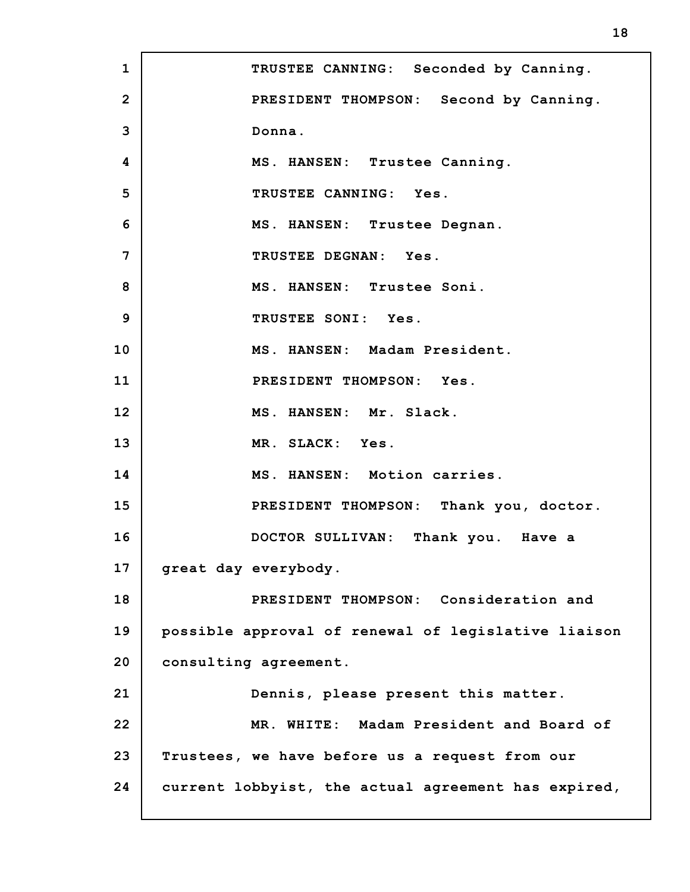TRUSTEE CANNING: Seconded by Canning.

PRESIDENT THOMPSON: Second by Canning. Donna.

MS. HANSEN: Trustee Canning.

TRUSTEE CANNING: Yes.

MS. HANSEN: Trustee Degnan.

TRUSTEE DEGNAN: Yes.

MS. HANSEN: Trustee Soni.

TRUSTEE SONI: Yes.

MS. HANSEN: Madam President.

PRESIDENT THOMPSON: Yes.

MS. HANSEN: Mr. Slack.

MR. SLACK: Yes.

MS. HANSEN: Motion carries.

PRESIDENT THOMPSON: Thank you, doctor.

DOCTOR SULLIVAN: Thank you. Have a great day everybody.

PRESIDENT THOMPSON: Consideration and possible approval of renewal of legislative liaison consulting agreement.

Dennis, please present this matter.

MR. WHITE: Madam President and Board of Trustees, we have before us a request from our current lobbyist, the actual agreement has expired,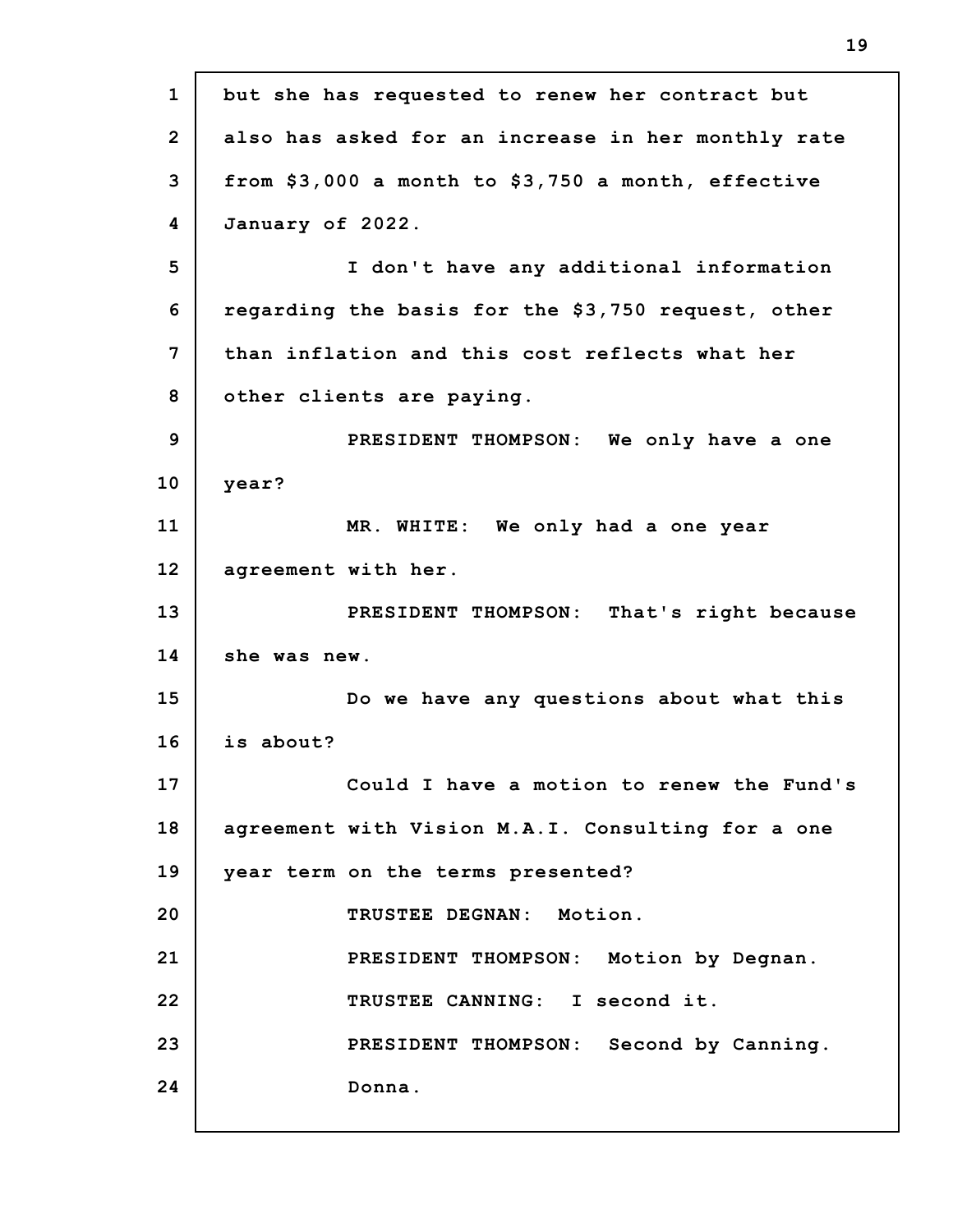but she has requested to renew her contract but also has asked for an increase in her monthly rate from $3,000 a month to $3,750 a month, effective January of 2022.

I don't have any additional information regarding the basis for the $3,750 request, other than inflation and this cost reflects what her other clients are paying.

PRESIDENT THOMPSON: We only have a one year?

MR. WHITE: We only had a one year agreement with her.

PRESIDENT THOMPSON: That's right because she was new.

Do we have any questions about what this is about?

Could I have a motion to renew the Fund's agreement with Vision M.A.I. Consulting for a one year term on the terms presented?

TRUSTEE DEGNAN: Motion.

PRESIDENT THOMPSON: Motion by Degnan.

TRUSTEE CANNING: I second it.

PRESIDENT THOMPSON: Second by Canning.

Donna.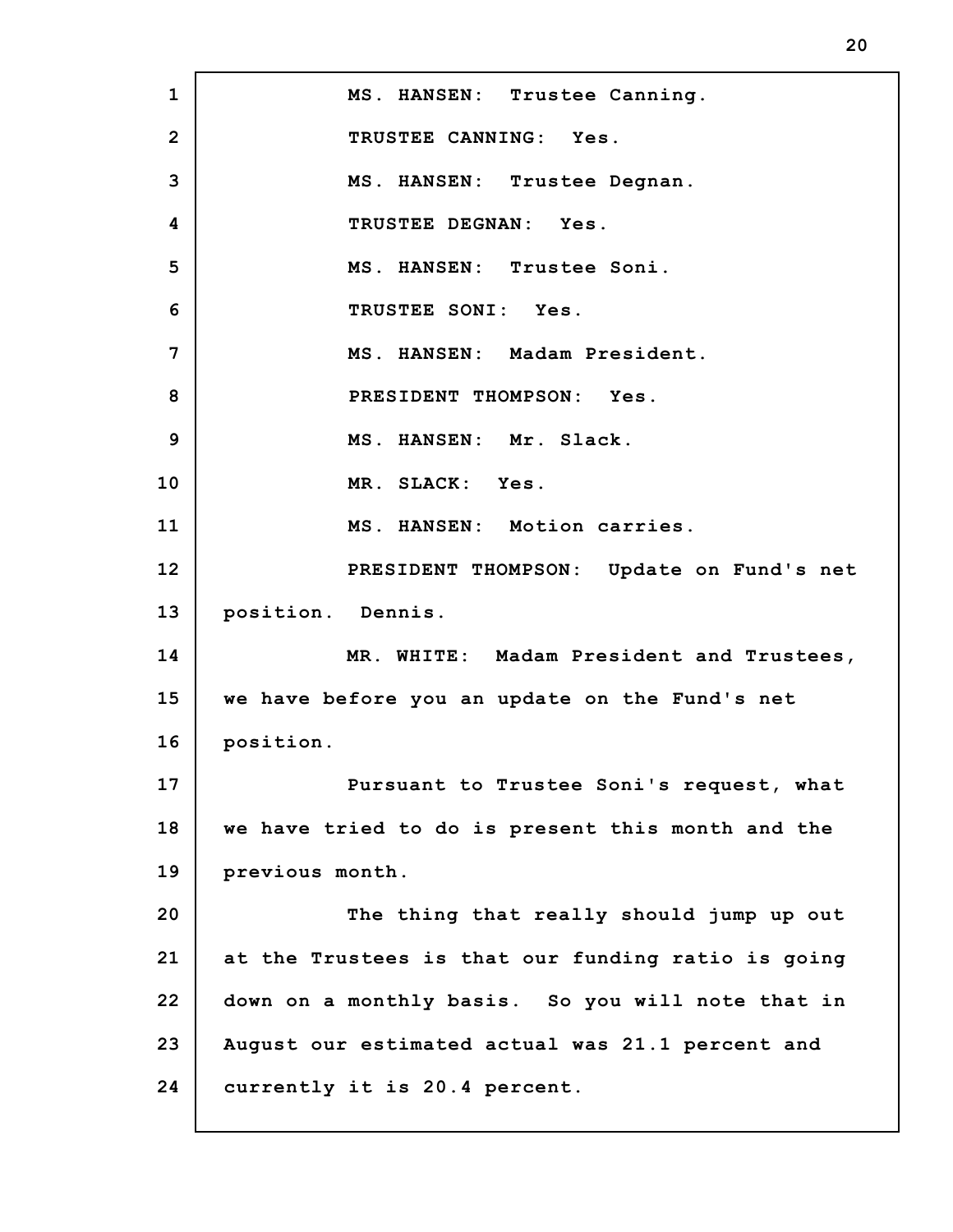MS. HANSEN: Trustee Canning.

TRUSTEE CANNING: Yes.

MS. HANSEN: Trustee Degnan.

TRUSTEE DEGNAN: Yes.

MS. HANSEN: Trustee Soni.

TRUSTEE SONI: Yes.

MS. HANSEN: Madam President.

PRESIDENT THOMPSON: Yes.

MS. HANSEN: Mr. Slack.

MR. SLACK: Yes.

MS. HANSEN: Motion carries.

PRESIDENT THOMPSON: Update on Fund's net position. Dennis.

MR. WHITE: Madam President and Trustees, we have before you an update on the Fund's net position.

Pursuant to Trustee Soni's request, what we have tried to do is present this month and the previous month.

The thing that really should jump up out at the Trustees is that our funding ratio is going down on a monthly basis. So you will note that in August our estimated actual was 21.1 percent and currently it is 20.4 percent.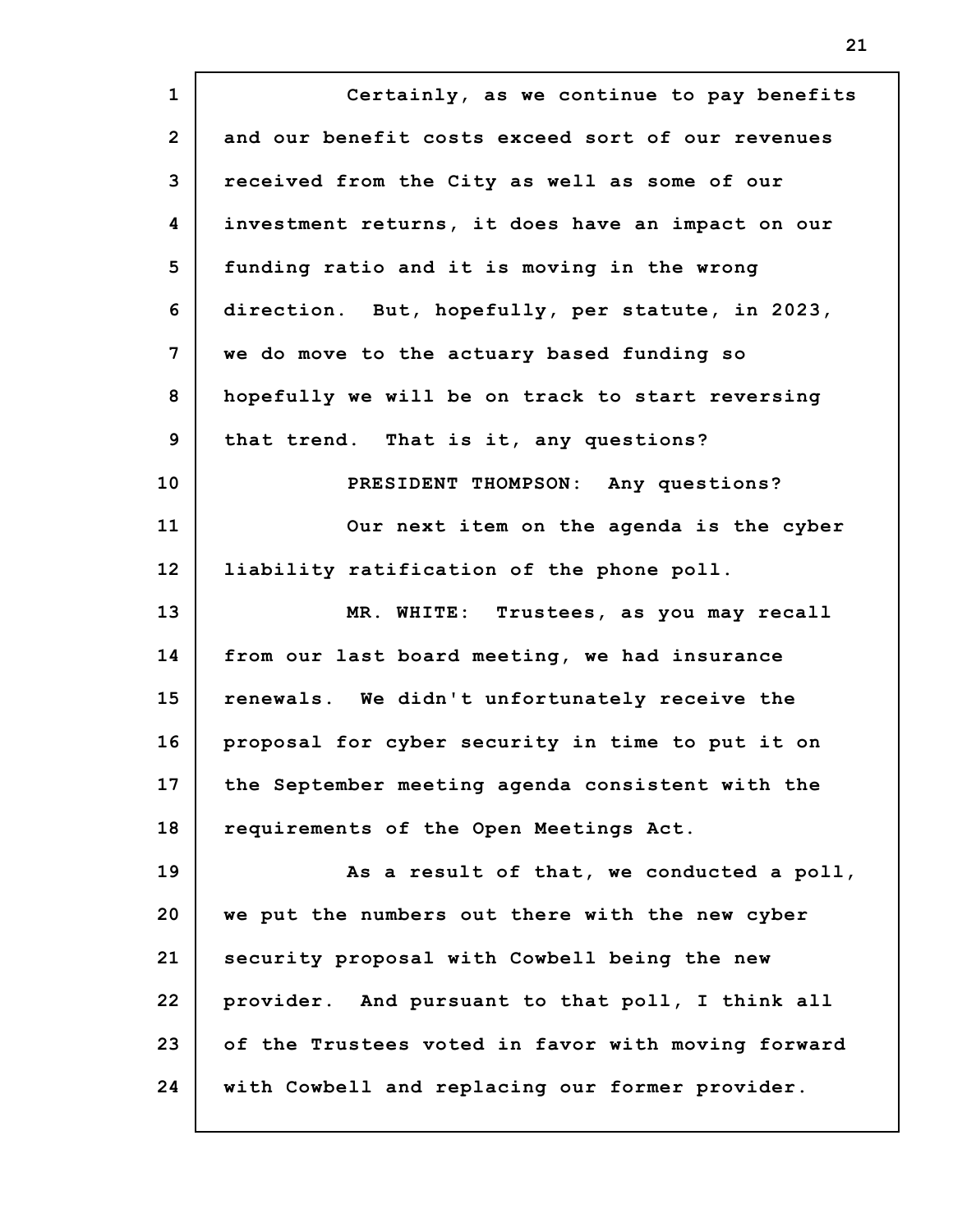Certainly, as we continue to pay benefits and our benefit costs exceed sort of our revenues received from the City as well as some of our investment returns, it does have an impact on our funding ratio and it is moving in the wrong direction. But, hopefully, per statute, in 2023, we do move to the actuary based funding so hopefully we will be on track to start reversing that trend. That is it, any questions?

PRESIDENT THOMPSON: Any questions?

Our next item on the agenda is the cyber liability ratification of the phone poll.

MR. WHITE: Trustees, as you may recall from our last board meeting, we had insurance renewals. We didn't unfortunately receive the proposal for cyber security in time to put it on the September meeting agenda consistent with the requirements of the Open Meetings Act.

As a result of that, we conducted a poll, we put the numbers out there with the new cyber security proposal with Cowbell being the new provider. And pursuant to that poll, I think all of the Trustees voted in favor with moving forward with Cowbell and replacing our former provider.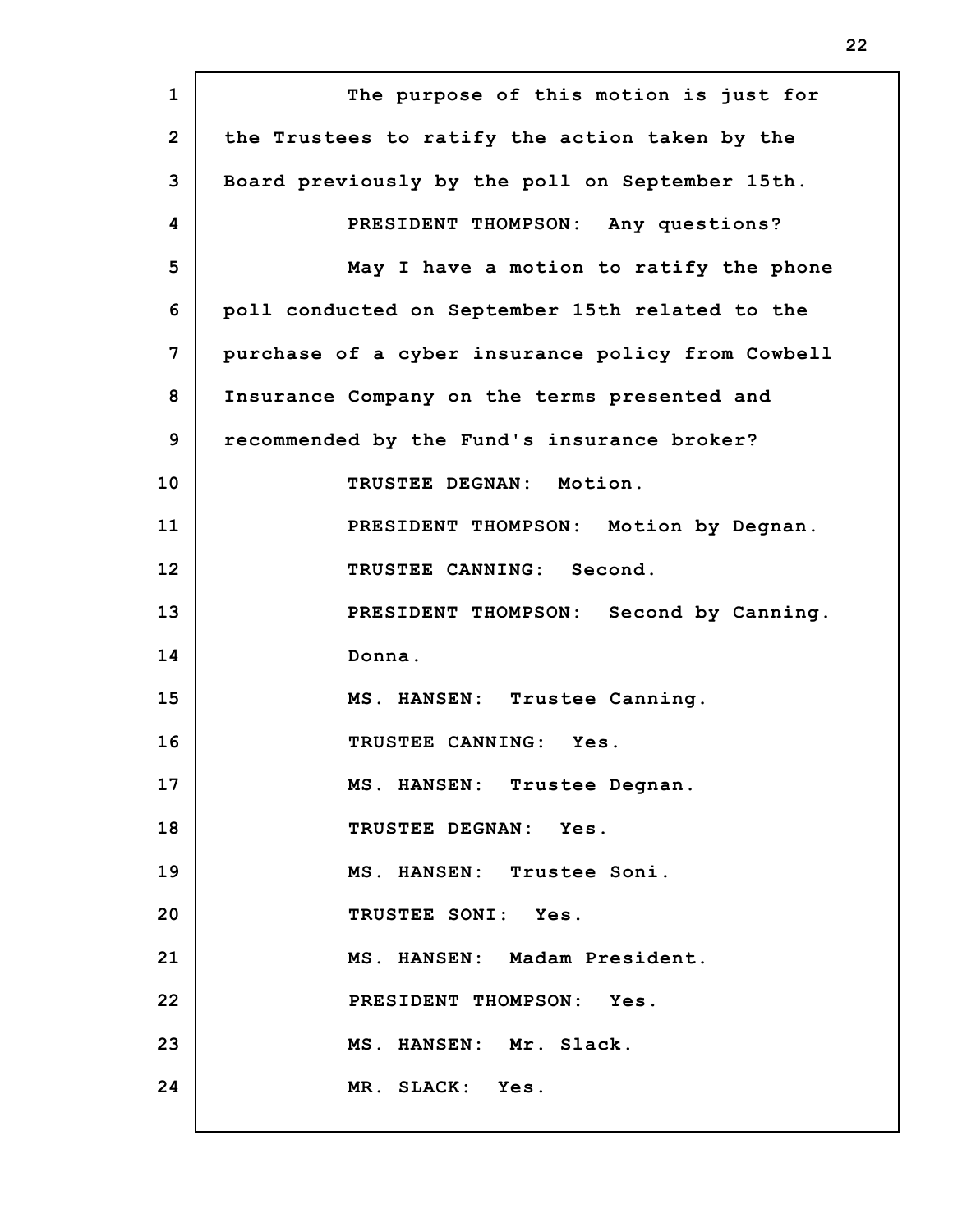The purpose of this motion is just for the Trustees to ratify the action taken by the Board previously by the poll on September 15th.

PRESIDENT THOMPSON: Any questions?

May I have a motion to ratify the phone poll conducted on September 15th related to the purchase of a cyber insurance policy from Cowbell Insurance Company on the terms presented and recommended by the Fund's insurance broker?

TRUSTEE DEGNAN: Motion.

PRESIDENT THOMPSON: Motion by Degnan.

TRUSTEE CANNING: Second.

PRESIDENT THOMPSON: Second by Canning. Donna.

MS. HANSEN: Trustee Canning.

TRUSTEE CANNING: Yes.

MS. HANSEN: Trustee Degnan.

TRUSTEE DEGNAN: Yes.

MS. HANSEN: Trustee Soni.

TRUSTEE SONI: Yes.

MS. HANSEN: Madam President.

PRESIDENT THOMPSON: Yes.

MS. HANSEN: Mr. Slack.

MR. SLACK: Yes.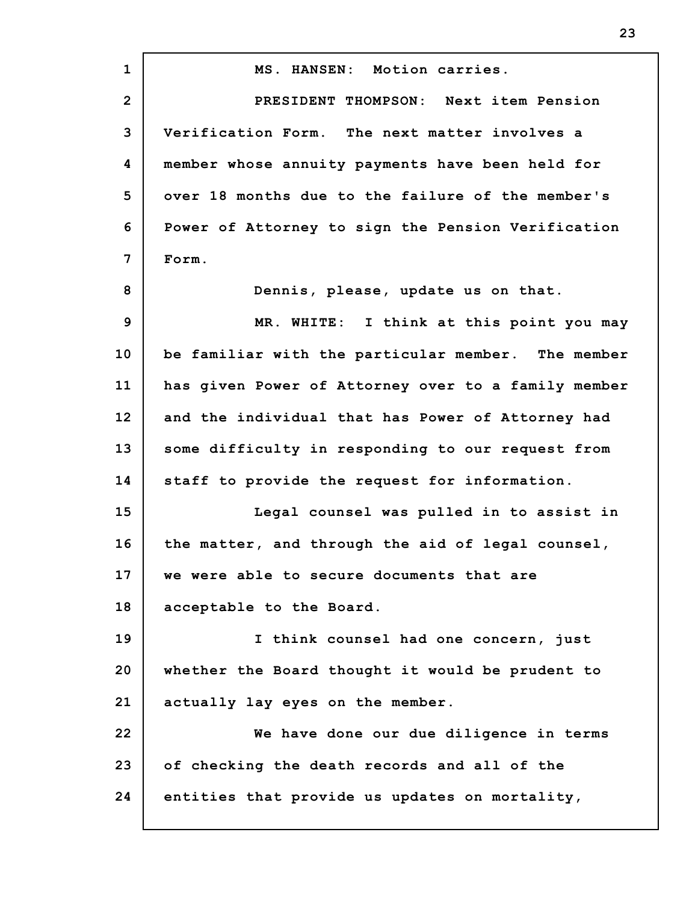MS. HANSEN: Motion carries.

PRESIDENT THOMPSON: Next item Pension Verification Form. The next matter involves a member whose annuity payments have been held for over 18 months due to the failure of the member's Power of Attorney to sign the Pension Verification Form.

Dennis, please, update us on that.

MR. WHITE: I think at this point you may be familiar with the particular member. The member has given Power of Attorney over to a family member and the individual that has Power of Attorney had some difficulty in responding to our request from staff to provide the request for information.

Legal counsel was pulled in to assist in the matter, and through the aid of legal counsel, we were able to secure documents that are acceptable to the Board.

I think counsel had one concern, just whether the Board thought it would be prudent to actually lay eyes on the member.

We have done our due diligence in terms of checking the death records and all of the entities that provide us updates on mortality,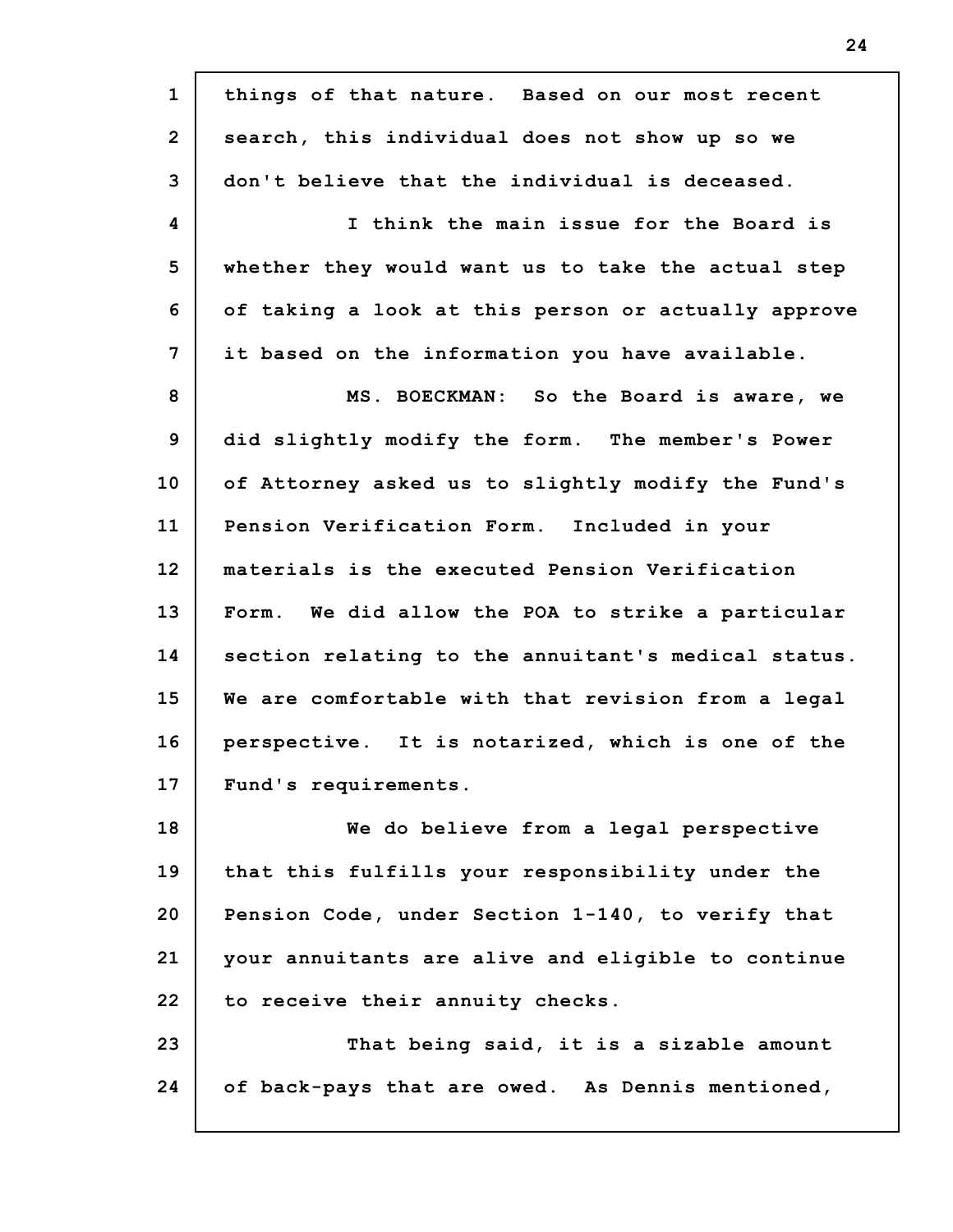things of that nature. Based on our most recent search, this individual does not show up so we don't believe that the individual is deceased.

I think the main issue for the Board is whether they would want us to take the actual step of taking a look at this person or actually approve it based on the information you have available.

MS. BOECKMAN: So the Board is aware, we did slightly modify the form. The member's Power of Attorney asked us to slightly modify the Fund's Pension Verification Form. Included in your materials is the executed Pension Verification Form. We did allow the POA to strike a particular section relating to the annuitant's medical status. We are comfortable with that revision from a legal perspective. It is notarized, which is one of the Fund's requirements.

We do believe from a legal perspective that this fulfills your responsibility under the Pension Code, under Section 1-140, to verify that your annuitants are alive and eligible to continue to receive their annuity checks.

That being said, it is a sizable amount of back-pays that are owed. As Dennis mentioned,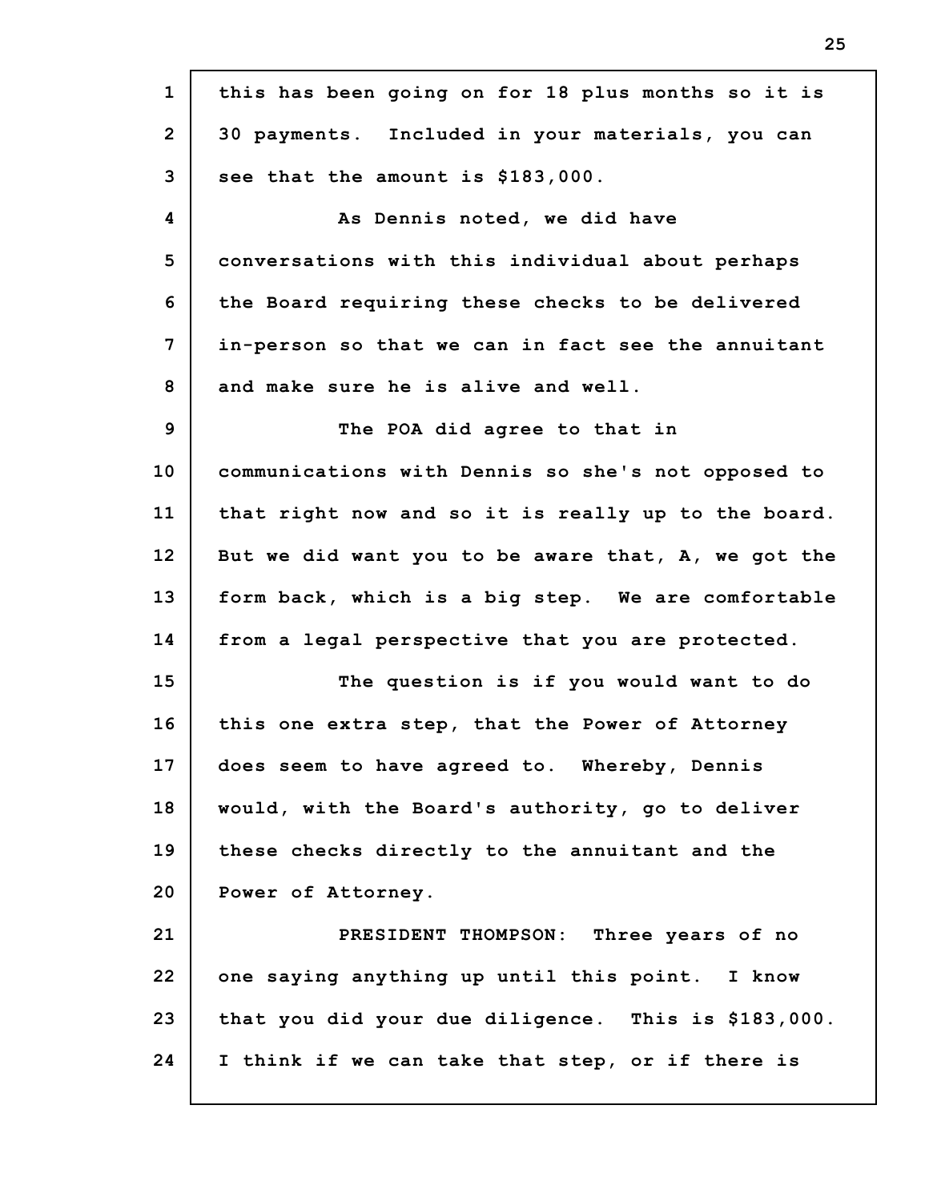this has been going on for 18 plus months so it is 30 payments. Included in your materials, you can see that the amount is $183,000.

As Dennis noted, we did have conversations with this individual about perhaps the Board requiring these checks to be delivered in-person so that we can in fact see the annuitant and make sure he is alive and well.

The POA did agree to that in communications with Dennis so she's not opposed to that right now and so it is really up to the board. But we did want you to be aware that, A, we got the form back, which is a big step. We are comfortable from a legal perspective that you are protected.

The question is if you would want to do this one extra step, that the Power of Attorney does seem to have agreed to. Whereby, Dennis would, with the Board's authority, go to deliver these checks directly to the annuitant and the Power of Attorney.

PRESIDENT THOMPSON: Three years of no one saying anything up until this point. I know that you did your due diligence. This is $183,000. I think if we can take that step, or if there is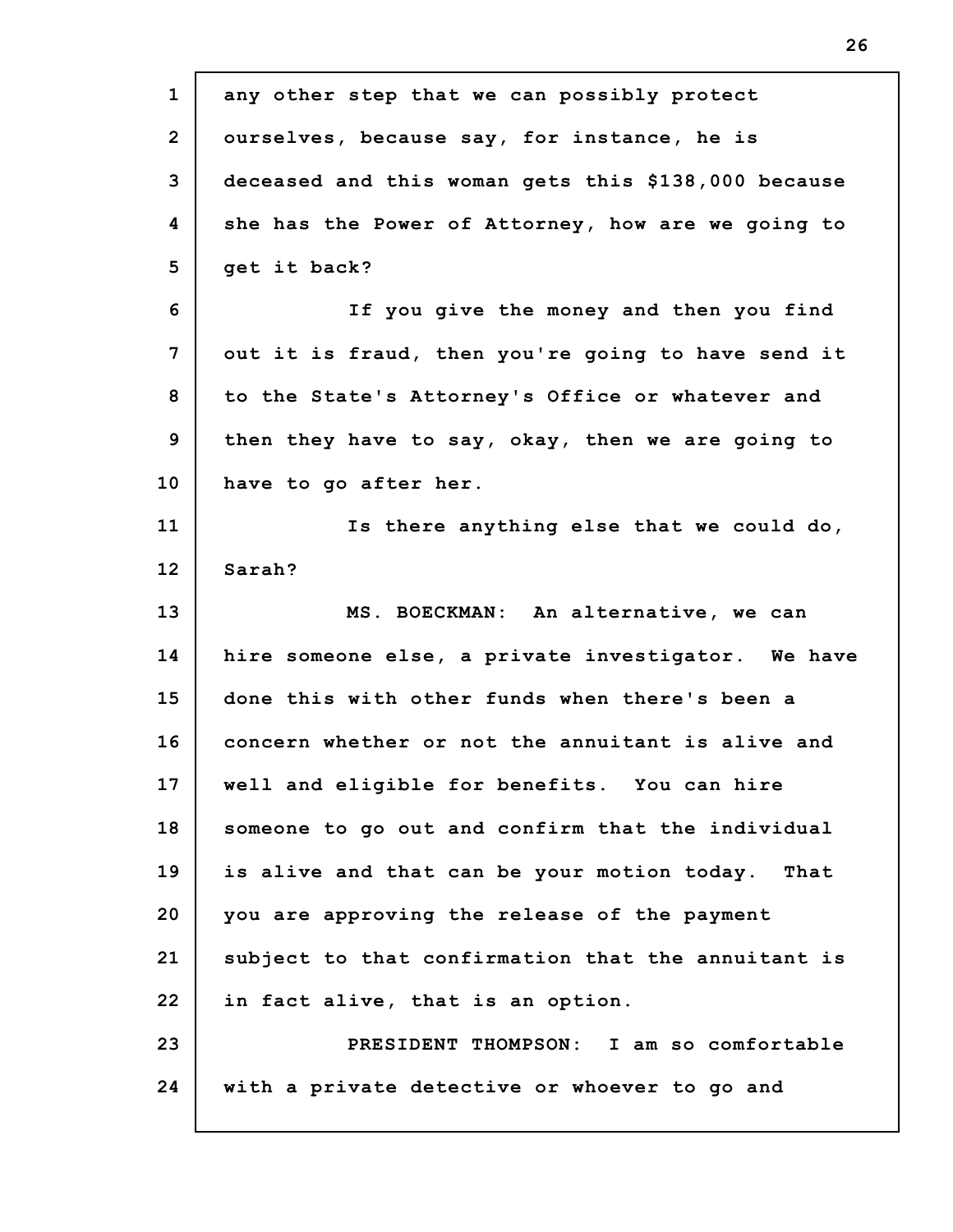any other step that we can possibly protect ourselves, because say, for instance, he is deceased and this woman gets this $138,000 because she has the Power of Attorney, how are we going to get it back?

If you give the money and then you find out it is fraud, then you're going to have send it to the State's Attorney's Office or whatever and then they have to say, okay, then we are going to have to go after her.

Is there anything else that we could do, Sarah?

MS. BOECKMAN: An alternative, we can hire someone else, a private investigator. We have done this with other funds when there's been a concern whether or not the annuitant is alive and well and eligible for benefits. You can hire someone to go out and confirm that the individual is alive and that can be your motion today. That you are approving the release of the payment subject to that confirmation that the annuitant is in fact alive, that is an option.

PRESIDENT THOMPSON: I am so comfortable with a private detective or whoever to go and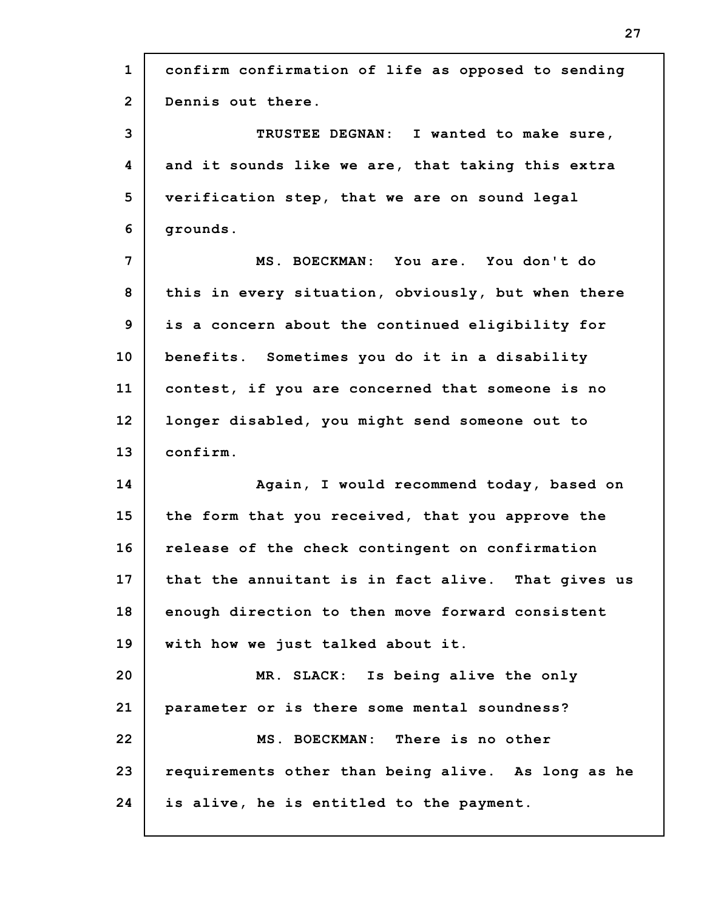confirm confirmation of life as opposed to sending Dennis out there.

TRUSTEE DEGNAN: I wanted to make sure, and it sounds like we are, that taking this extra verification step, that we are on sound legal grounds.

MS. BOECKMAN: You are. You don't do this in every situation, obviously, but when there is a concern about the continued eligibility for benefits. Sometimes you do it in a disability contest, if you are concerned that someone is no longer disabled, you might send someone out to confirm.

Again, I would recommend today, based on the form that you received, that you approve the release of the check contingent on confirmation that the annuitant is in fact alive. That gives us enough direction to then move forward consistent with how we just talked about it.

MR. SLACK: Is being alive the only parameter or is there some mental soundness?

MS. BOECKMAN: There is no other requirements other than being alive. As long as he is alive, he is entitled to the payment.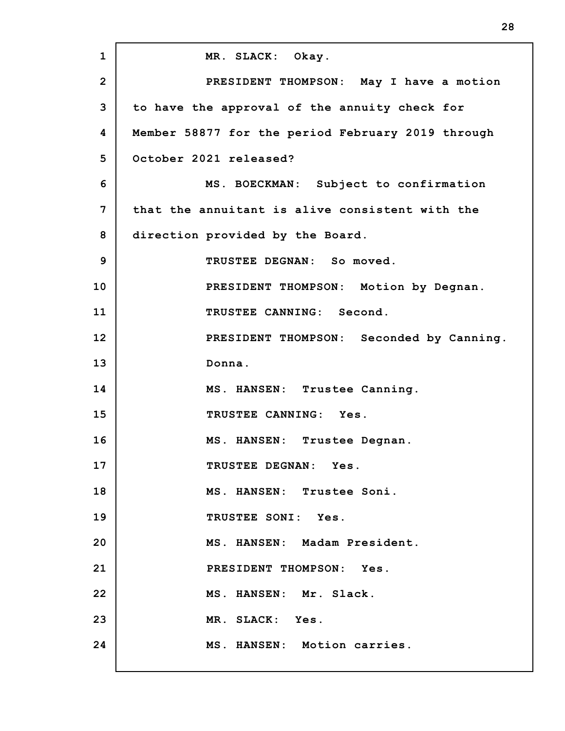MR. SLACK: Okay.

PRESIDENT THOMPSON: May I have a motion to have the approval of the annuity check for Member 58877 for the period February 2019 through October 2021 released?

MS. BOECKMAN: Subject to confirmation that the annuitant is alive consistent with the direction provided by the Board.

TRUSTEE DEGNAN: So moved.

PRESIDENT THOMPSON: Motion by Degnan.

TRUSTEE CANNING: Second.

PRESIDENT THOMPSON: Seconded by Canning. Donna.

MS. HANSEN: Trustee Canning.

TRUSTEE CANNING: Yes.

MS. HANSEN: Trustee Degnan.

TRUSTEE DEGNAN: Yes.

MS. HANSEN: Trustee Soni.

TRUSTEE SONI: Yes.

MS. HANSEN: Madam President.

PRESIDENT THOMPSON: Yes.

MS. HANSEN: Mr. Slack.

MR. SLACK: Yes.

MS. HANSEN: Motion carries.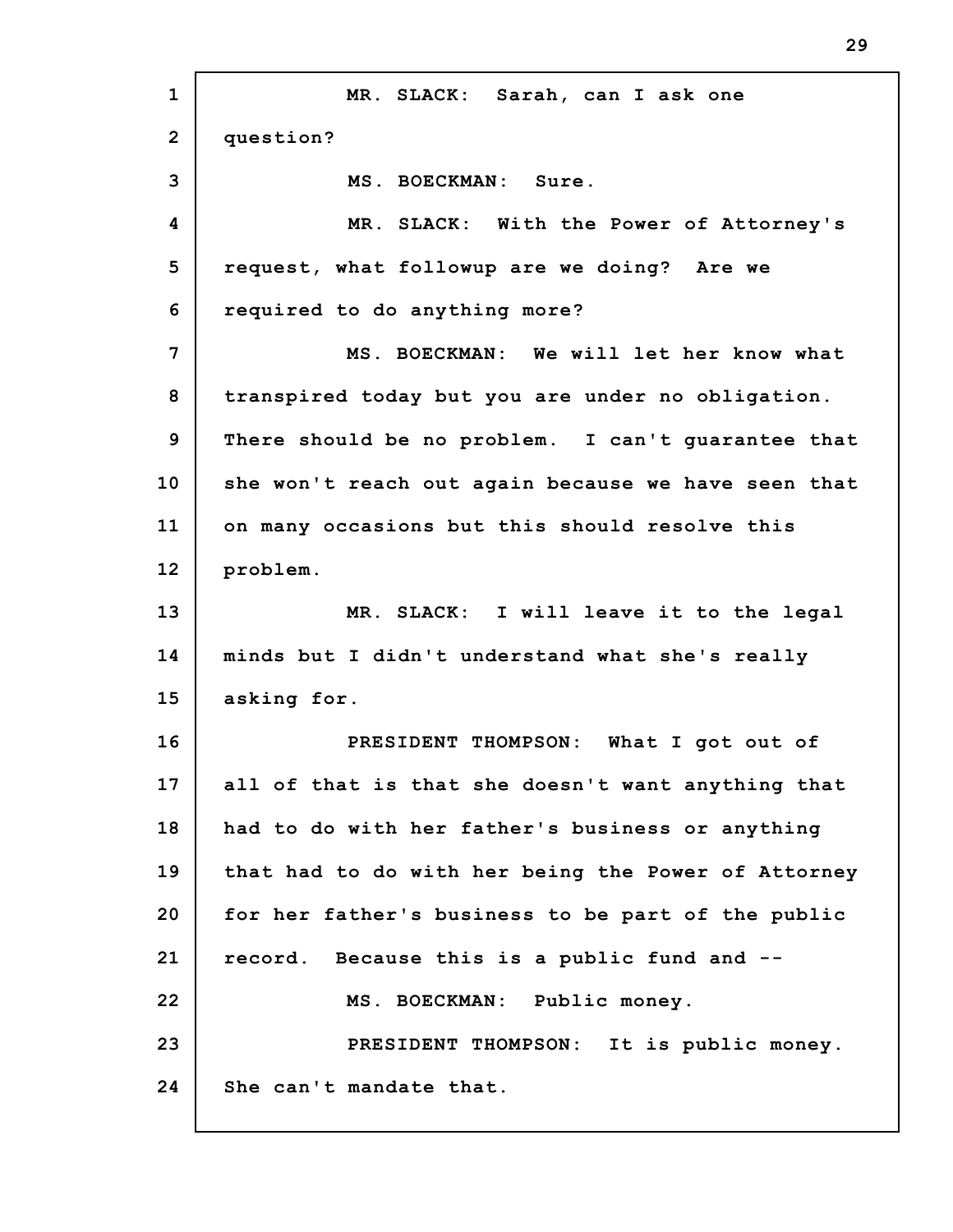MR. SLACK: Sarah, can I ask one question?

MS. BOECKMAN: Sure.

MR. SLACK: With the Power of Attorney's request, what followup are we doing? Are we required to do anything more?

MS. BOECKMAN: We will let her know what transpired today but you are under no obligation. There should be no problem. I can't guarantee that she won't reach out again because we have seen that on many occasions but this should resolve this problem.

MR. SLACK: I will leave it to the legal minds but I didn't understand what she's really asking for.

PRESIDENT THOMPSON: What I got out of all of that is that she doesn't want anything that had to do with her father's business or anything that had to do with her being the Power of Attorney for her father's business to be part of the public record. Because this is a public fund and --

MS. BOECKMAN: Public money.

PRESIDENT THOMPSON: It is public money. She can't mandate that.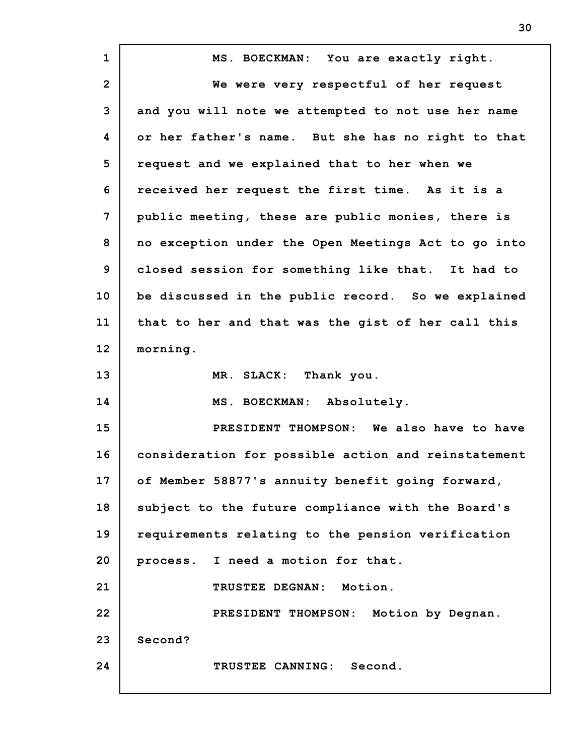MS. BOECKMAN: You are exactly right.

We were very respectful of her request and you will note we attempted to not use her name or her father's name. But she has no right to that request and we explained that to her when we received her request the first time. As it is a public meeting, these are public monies, there is no exception under the Open Meetings Act to go into closed session for something like that. It had to be discussed in the public record. So we explained that to her and that was the gist of her call this morning.

MR. SLACK: Thank you.

MS. BOECKMAN: Absolutely.

PRESIDENT THOMPSON: We also have to have consideration for possible action and reinstatement of Member 58877's annuity benefit going forward, subject to the future compliance with the Board's requirements relating to the pension verification process. I need a motion for that.

TRUSTEE DEGNAN: Motion.

PRESIDENT THOMPSON: Motion by Degnan. Second?

TRUSTEE CANNING: Second.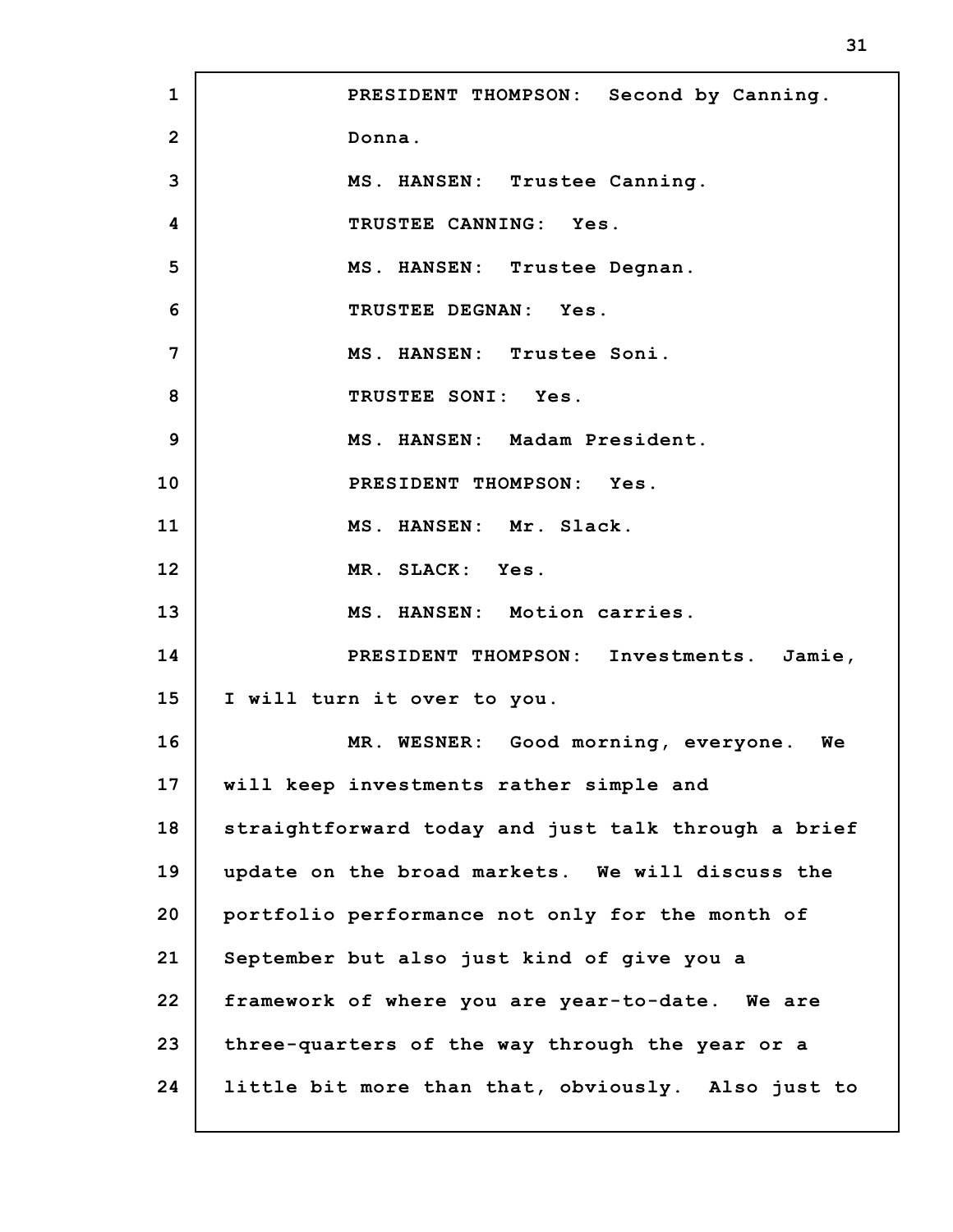PRESIDENT THOMPSON: Second by Canning. Donna.

MS. HANSEN: Trustee Canning.

TRUSTEE CANNING: Yes.

MS. HANSEN: Trustee Degnan.

TRUSTEE DEGNAN: Yes.

MS. HANSEN: Trustee Soni.

TRUSTEE SONI: Yes.

MS. HANSEN: Madam President.

PRESIDENT THOMPSON: Yes.

MS. HANSEN: Mr. Slack.

MR. SLACK: Yes.

MS. HANSEN: Motion carries.

PRESIDENT THOMPSON: Investments. Jamie, I will turn it over to you.

MR. WESNER: Good morning, everyone. We will keep investments rather simple and straightforward today and just talk through a brief update on the broad markets. We will discuss the portfolio performance not only for the month of September but also just kind of give you a framework of where you are year-to-date. We are three-quarters of the way through the year or a little bit more than that, obviously. Also just to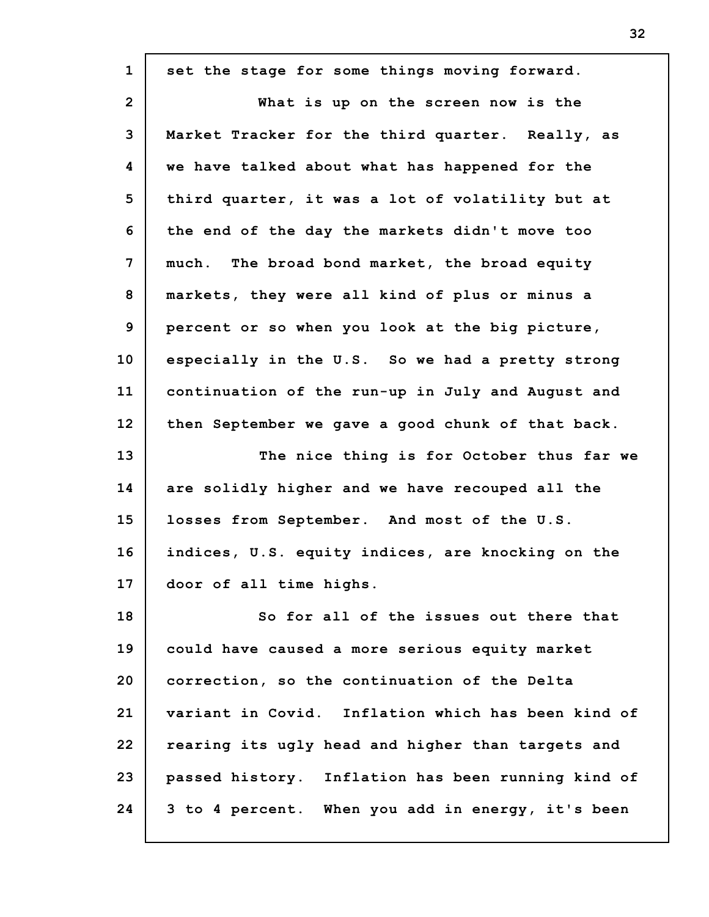set the stage for some things moving forward.

What is up on the screen now is the Market Tracker for the third quarter. Really, as we have talked about what has happened for the third quarter, it was a lot of volatility but at the end of the day the markets didn't move too much. The broad bond market, the broad equity markets, they were all kind of plus or minus a percent or so when you look at the big picture, especially in the U.S. So we had a pretty strong continuation of the run-up in July and August and then September we gave a good chunk of that back.

The nice thing is for October thus far we are solidly higher and we have recouped all the losses from September. And most of the U.S. indices, U.S. equity indices, are knocking on the door of all time highs.

So for all of the issues out there that could have caused a more serious equity market correction, so the continuation of the Delta variant in Covid. Inflation which has been kind of rearing its ugly head and higher than targets and passed history. Inflation has been running kind of 3 to 4 percent. When you add in energy, it's been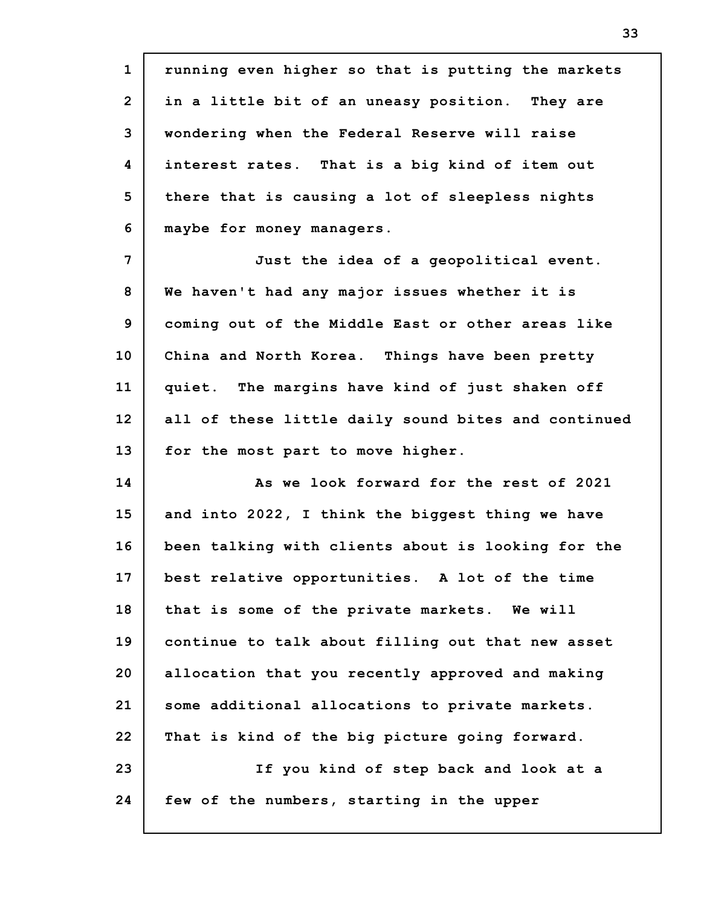running even higher so that is putting the markets in a little bit of an uneasy position. They are wondering when the Federal Reserve will raise interest rates. That is a big kind of item out there that is causing a lot of sleepless nights maybe for money managers.

Just the idea of a geopolitical event. We haven't had any major issues whether it is coming out of the Middle East or other areas like China and North Korea. Things have been pretty quiet. The margins have kind of just shaken off all of these little daily sound bites and continued for the most part to move higher.

As we look forward for the rest of 2021 and into 2022, I think the biggest thing we have been talking with clients about is looking for the best relative opportunities. A lot of the time that is some of the private markets. We will continue to talk about filling out that new asset allocation that you recently approved and making some additional allocations to private markets. That is kind of the big picture going forward.

If you kind of step back and look at a few of the numbers, starting in the upper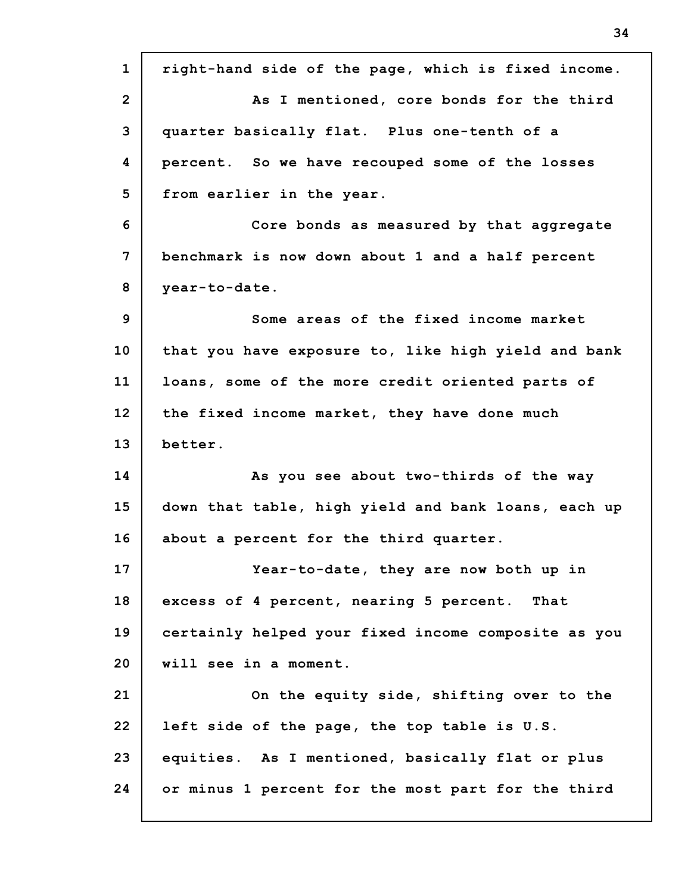right-hand side of the page, which is fixed income.

As I mentioned, core bonds for the third quarter basically flat. Plus one-tenth of a percent. So we have recouped some of the losses from earlier in the year.

Core bonds as measured by that aggregate benchmark is now down about 1 and a half percent year-to-date.

Some areas of the fixed income market that you have exposure to, like high yield and bank loans, some of the more credit oriented parts of the fixed income market, they have done much better.

As you see about two-thirds of the way down that table, high yield and bank loans, each up about a percent for the third quarter.

Year-to-date, they are now both up in excess of 4 percent, nearing 5 percent. That certainly helped your fixed income composite as you will see in a moment.

On the equity side, shifting over to the left side of the page, the top table is U.S. equities. As I mentioned, basically flat or plus or minus 1 percent for the most part for the third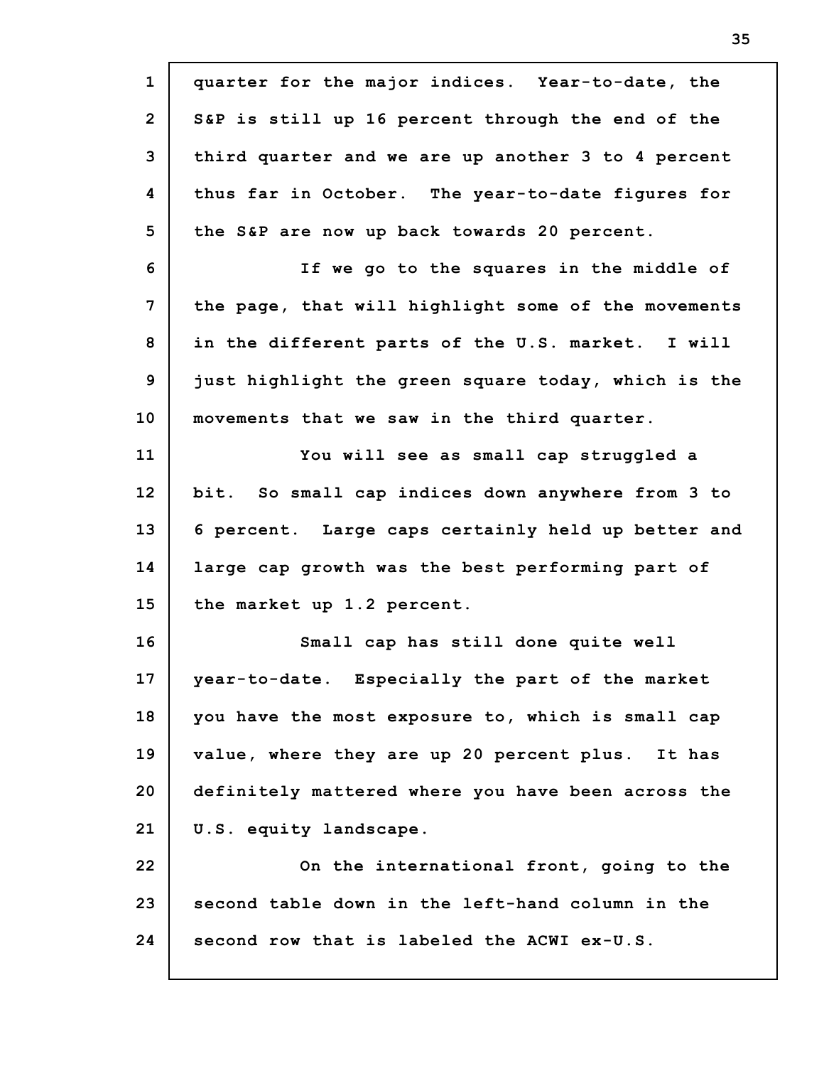quarter for the major indices. Year-to-date, the S&P is still up 16 percent through the end of the third quarter and we are up another 3 to 4 percent thus far in October. The year-to-date figures for the S&P are now up back towards 20 percent.

If we go to the squares in the middle of the page, that will highlight some of the movements in the different parts of the U.S. market. I will just highlight the green square today, which is the movements that we saw in the third quarter.

You will see as small cap struggled a bit. So small cap indices down anywhere from 3 to 6 percent. Large caps certainly held up better and large cap growth was the best performing part of the market up 1.2 percent.

Small cap has still done quite well year-to-date. Especially the part of the market you have the most exposure to, which is small cap value, where they are up 20 percent plus. It has definitely mattered where you have been across the U.S. equity landscape.

On the international front, going to the second table down in the left-hand column in the second row that is labeled the ACWI ex-U.S.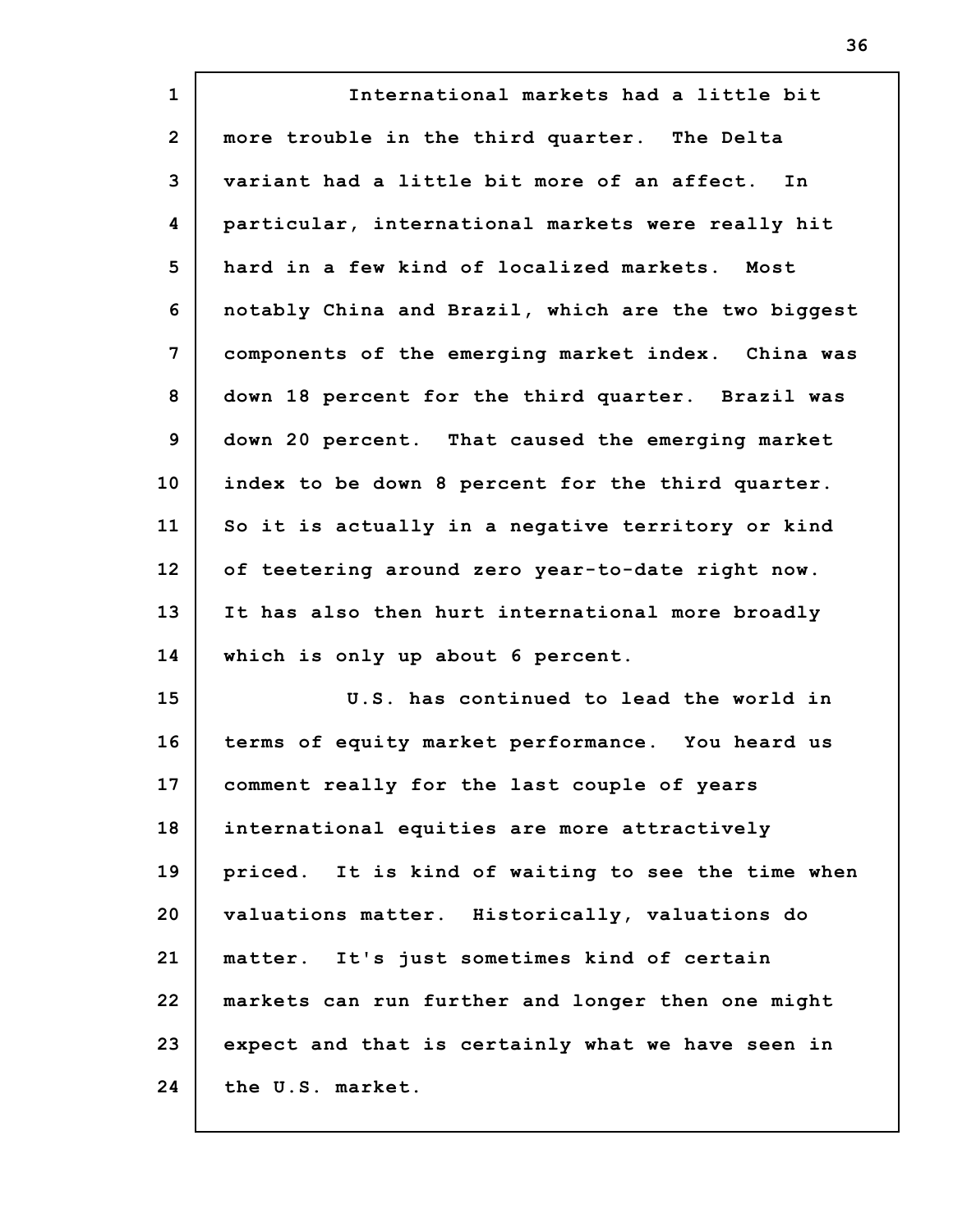International markets had a little bit more trouble in the third quarter. The Delta variant had a little bit more of an affect. In particular, international markets were really hit hard in a few kind of localized markets. Most notably China and Brazil, which are the two biggest components of the emerging market index. China was down 18 percent for the third quarter. Brazil was down 20 percent. That caused the emerging market index to be down 8 percent for the third quarter. So it is actually in a negative territory or kind of teetering around zero year-to-date right now. It has also then hurt international more broadly which is only up about 6 percent.

U.S. has continued to lead the world in terms of equity market performance. You heard us comment really for the last couple of years international equities are more attractively priced. It is kind of waiting to see the time when valuations matter. Historically, valuations do matter. It's just sometimes kind of certain markets can run further and longer then one might expect and that is certainly what we have seen in the U.S. market.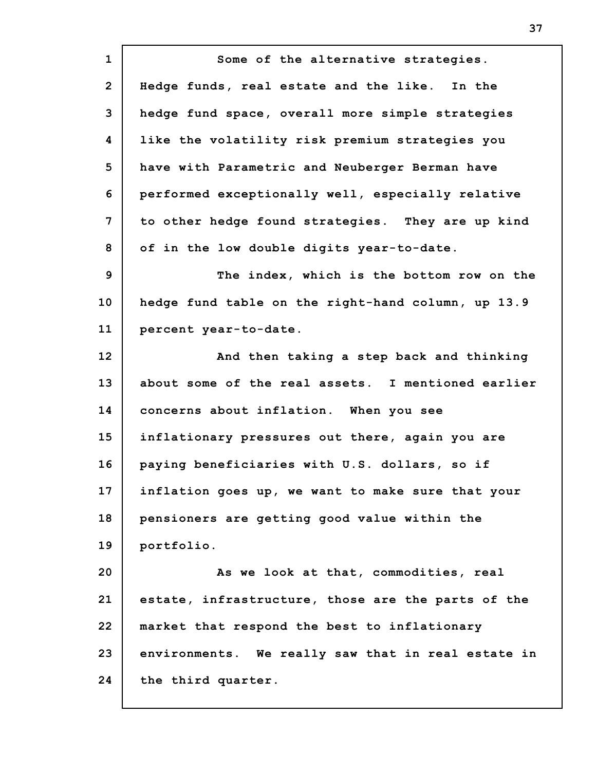Some of the alternative strategies. Hedge funds, real estate and the like. In the hedge fund space, overall more simple strategies like the volatility risk premium strategies you have with Parametric and Neuberger Berman have performed exceptionally well, especially relative to other hedge found strategies. They are up kind of in the low double digits year-to-date.

The index, which is the bottom row on the hedge fund table on the right-hand column, up 13.9 percent year-to-date.

And then taking a step back and thinking about some of the real assets. I mentioned earlier concerns about inflation. When you see inflationary pressures out there, again you are paying beneficiaries with U.S. dollars, so if inflation goes up, we want to make sure that your pensioners are getting good value within the portfolio.

As we look at that, commodities, real estate, infrastructure, those are the parts of the market that respond the best to inflationary environments. We really saw that in real estate in the third quarter.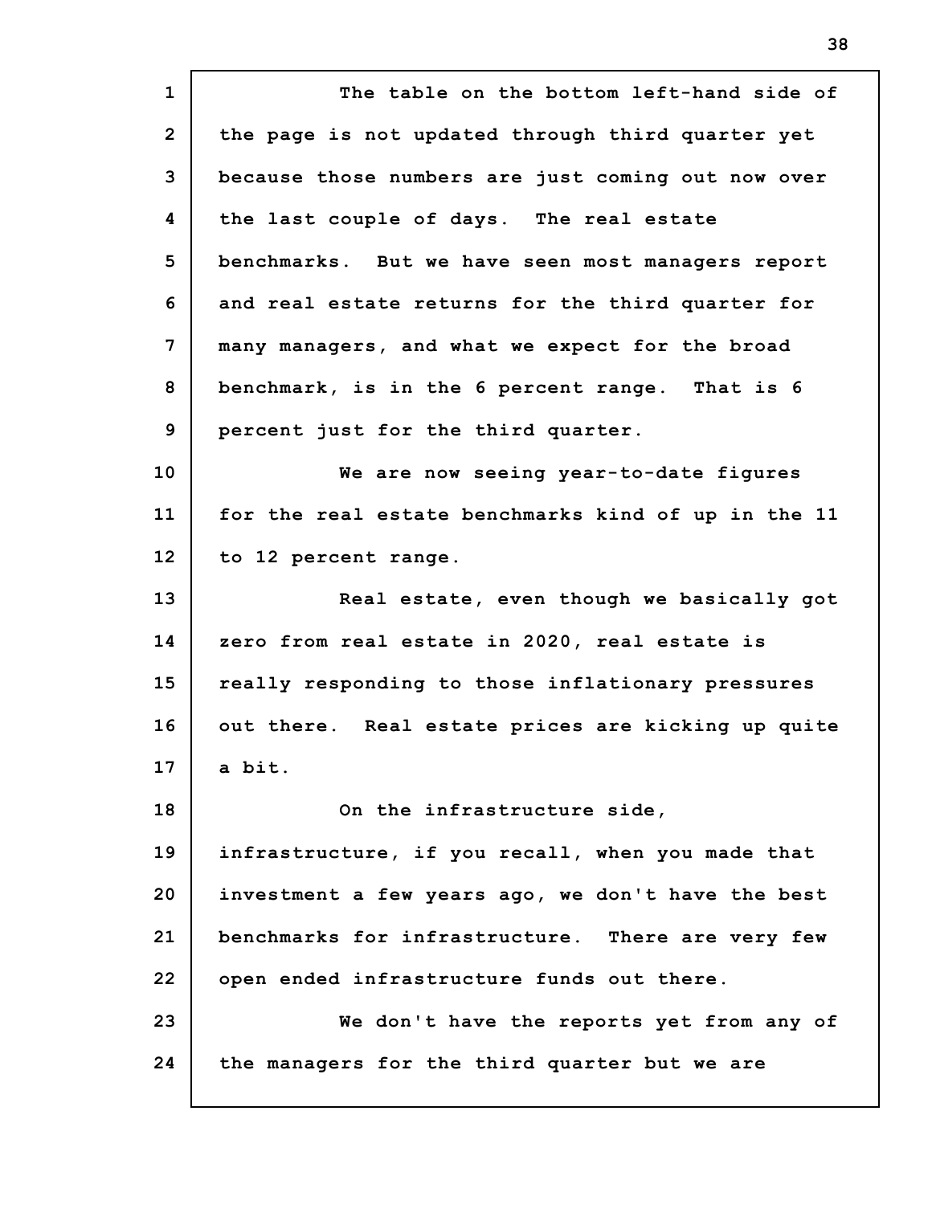The table on the bottom left-hand side of the page is not updated through third quarter yet because those numbers are just coming out now over the last couple of days. The real estate benchmarks. But we have seen most managers report and real estate returns for the third quarter for many managers, and what we expect for the broad benchmark, is in the 6 percent range. That is 6 percent just for the third quarter.

We are now seeing year-to-date figures for the real estate benchmarks kind of up in the 11 to 12 percent range.

Real estate, even though we basically got zero from real estate in 2020, real estate is really responding to those inflationary pressures out there. Real estate prices are kicking up quite a bit.

On the infrastructure side, infrastructure, if you recall, when you made that investment a few years ago, we don't have the best benchmarks for infrastructure. There are very few open ended infrastructure funds out there.

We don't have the reports yet from any of the managers for the third quarter but we are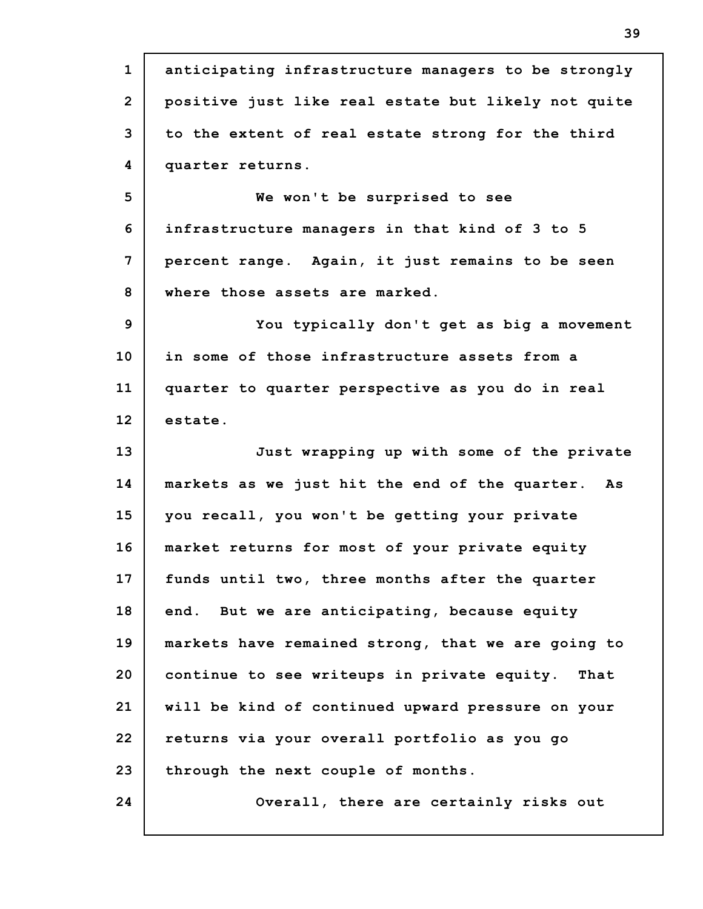anticipating infrastructure managers to be strongly positive just like real estate but likely not quite to the extent of real estate strong for the third quarter returns.

We won't be surprised to see infrastructure managers in that kind of 3 to 5 percent range. Again, it just remains to be seen where those assets are marked.

You typically don't get as big a movement in some of those infrastructure assets from a quarter to quarter perspective as you do in real estate.

Just wrapping up with some of the private markets as we just hit the end of the quarter. As you recall, you won't be getting your private market returns for most of your private equity funds until two, three months after the quarter end. But we are anticipating, because equity markets have remained strong, that we are going to continue to see writeups in private equity. That will be kind of continued upward pressure on your returns via your overall portfolio as you go through the next couple of months.

Overall, there are certainly risks out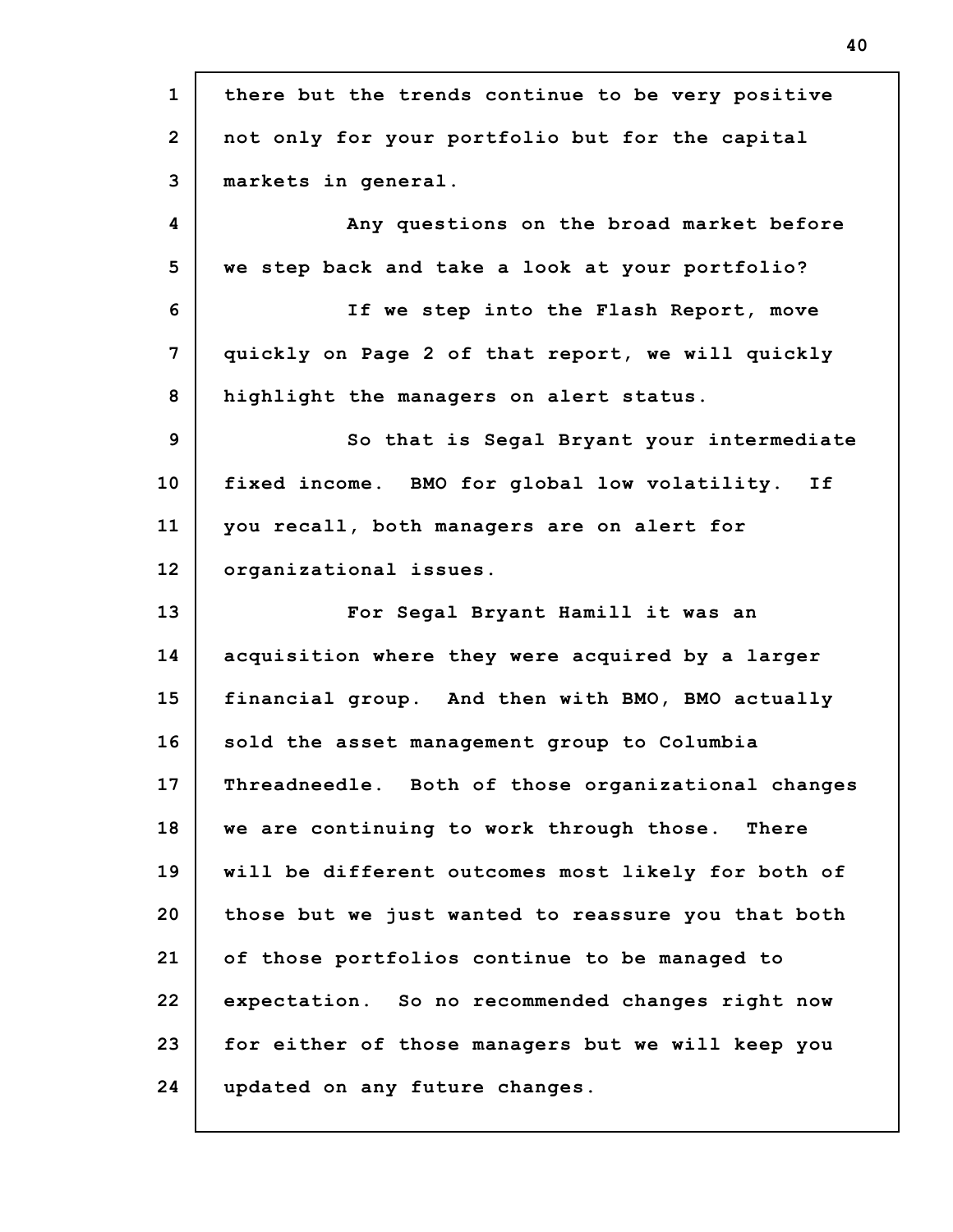there but the trends continue to be very positive not only for your portfolio but for the capital markets in general.

Any questions on the broad market before we step back and take a look at your portfolio?

If we step into the Flash Report, move quickly on Page 2 of that report, we will quickly highlight the managers on alert status.

So that is Segal Bryant your intermediate fixed income. BMO for global low volatility. If you recall, both managers are on alert for organizational issues.

For Segal Bryant Hamill it was an acquisition where they were acquired by a larger financial group. And then with BMO, BMO actually sold the asset management group to Columbia Threadneedle. Both of those organizational changes we are continuing to work through those. There will be different outcomes most likely for both of those but we just wanted to reassure you that both of those portfolios continue to be managed to expectation. So no recommended changes right now for either of those managers but we will keep you updated on any future changes.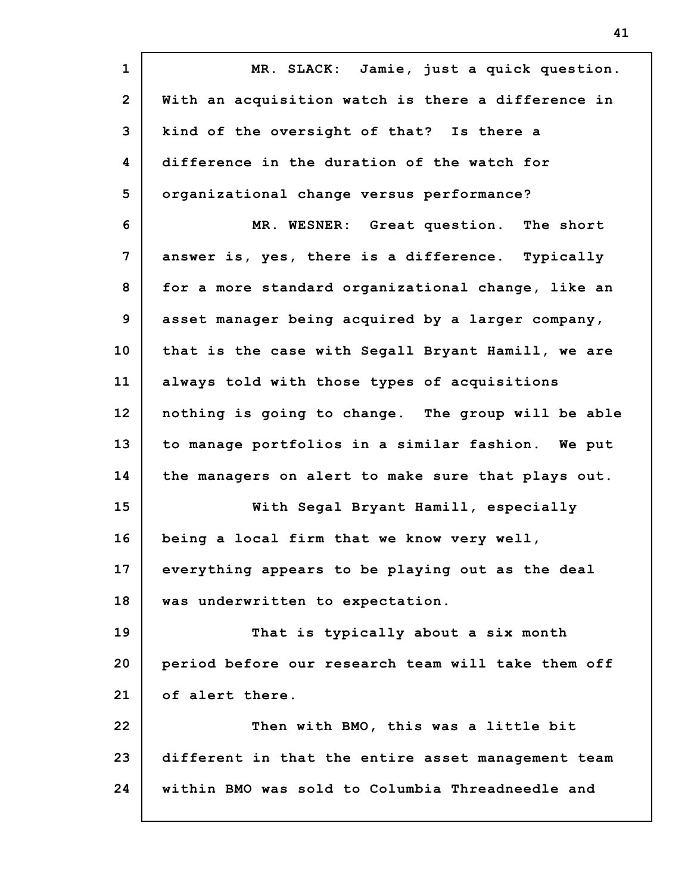MR. SLACK: Jamie, just a quick question. With an acquisition watch is there a difference in kind of the oversight of that? Is there a difference in the duration of the watch for organizational change versus performance?

MR. WESNER: Great question. The short answer is, yes, there is a difference. Typically for a more standard organizational change, like an asset manager being acquired by a larger company, that is the case with Segall Bryant Hamill, we are always told with those types of acquisitions nothing is going to change. The group will be able to manage portfolios in a similar fashion. We put the managers on alert to make sure that plays out.

With Segal Bryant Hamill, especially being a local firm that we know very well, everything appears to be playing out as the deal was underwritten to expectation.

That is typically about a six month period before our research team will take them off of alert there.

Then with BMO, this was a little bit different in that the entire asset management team within BMO was sold to Columbia Threadneedle and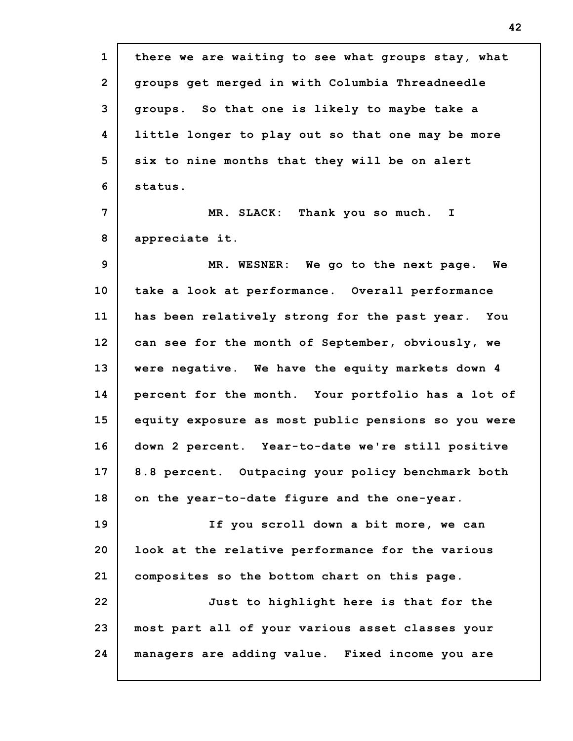there we are waiting to see what groups stay, what groups get merged in with Columbia Threadneedle groups. So that one is likely to maybe take a little longer to play out so that one may be more six to nine months that they will be on alert status.

MR. SLACK: Thank you so much. I appreciate it.

MR. WESNER: We go to the next page. We take a look at performance. Overall performance has been relatively strong for the past year. You can see for the month of September, obviously, we were negative. We have the equity markets down 4 percent for the month. Your portfolio has a lot of equity exposure as most public pensions so you were down 2 percent. Year-to-date we're still positive 8.8 percent. Outpacing your policy benchmark both on the year-to-date figure and the one-year.

If you scroll down a bit more, we can look at the relative performance for the various composites so the bottom chart on this page.

Just to highlight here is that for the most part all of your various asset classes your managers are adding value. Fixed income you are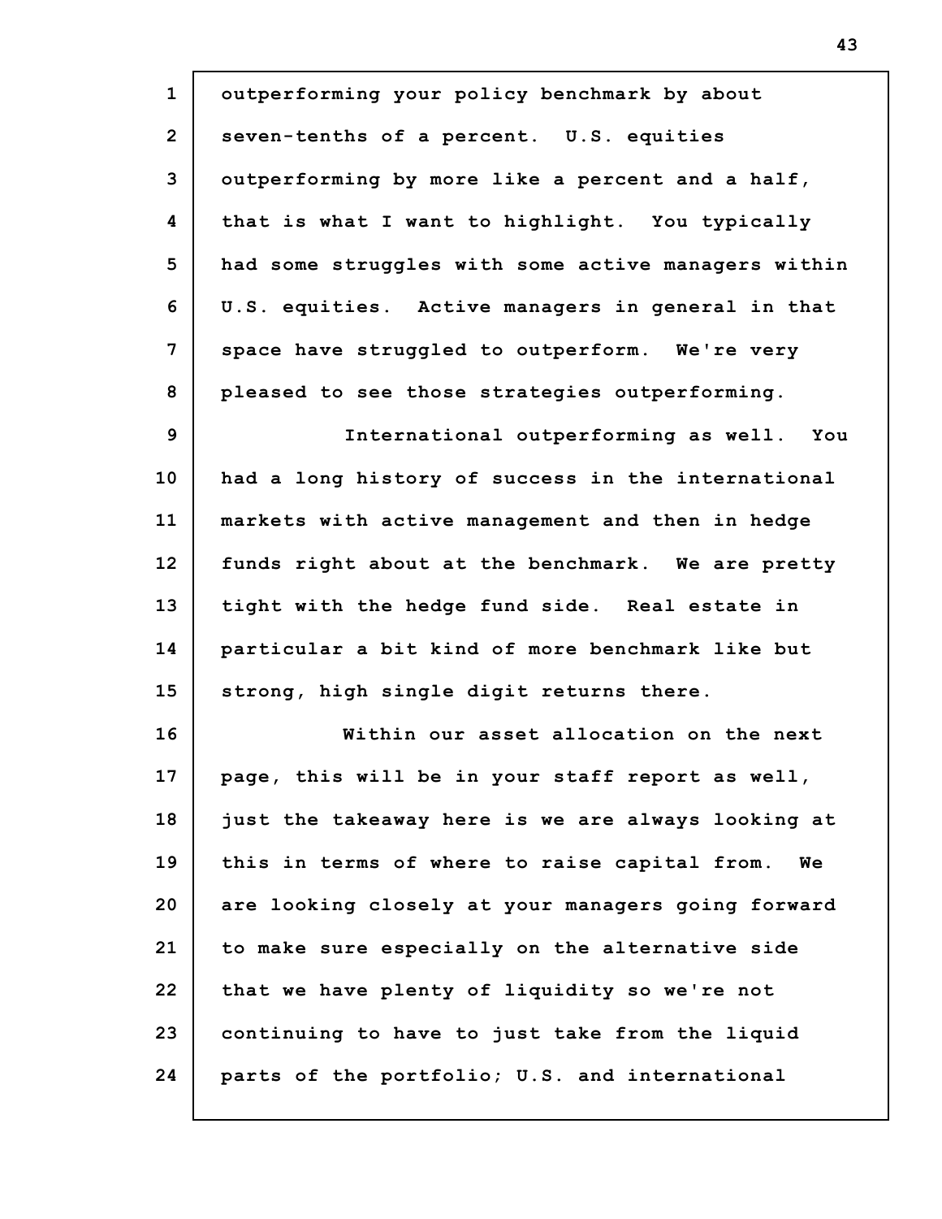outperforming your policy benchmark by about seven-tenths of a percent. U.S. equities outperforming by more like a percent and a half, that is what I want to highlight. You typically had some struggles with some active managers within U.S. equities. Active managers in general in that space have struggled to outperform. We're very pleased to see those strategies outperforming.

International outperforming as well. You had a long history of success in the international markets with active management and then in hedge funds right about at the benchmark. We are pretty tight with the hedge fund side. Real estate in particular a bit kind of more benchmark like but strong, high single digit returns there.

Within our asset allocation on the next page, this will be in your staff report as well, just the takeaway here is we are always looking at this in terms of where to raise capital from. We are looking closely at your managers going forward to make sure especially on the alternative side that we have plenty of liquidity so we're not continuing to have to just take from the liquid parts of the portfolio; U.S. and international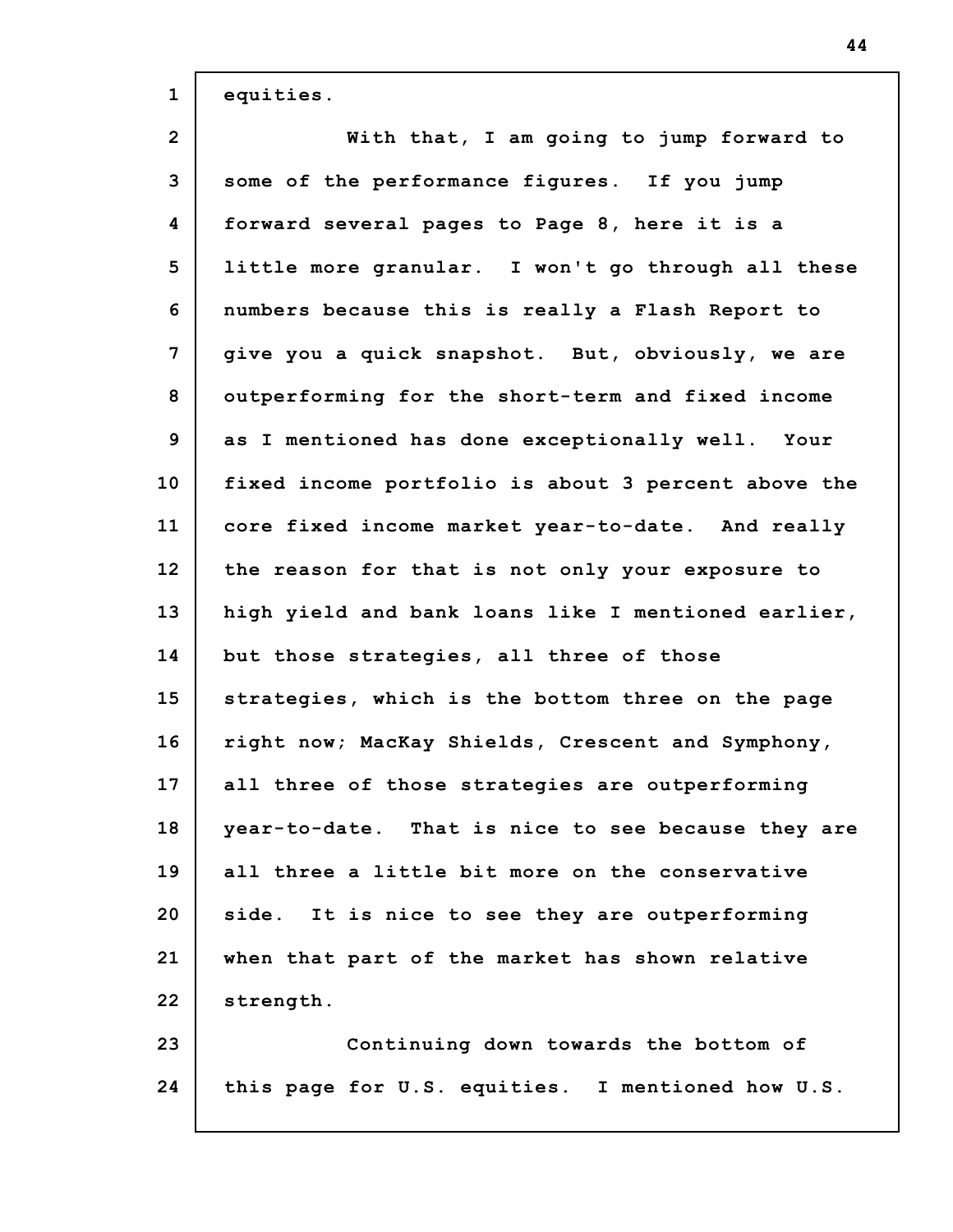equities.

With that, I am going to jump forward to some of the performance figures. If you jump forward several pages to Page 8, here it is a little more granular. I won't go through all these numbers because this is really a Flash Report to give you a quick snapshot. But, obviously, we are outperforming for the short-term and fixed income as I mentioned has done exceptionally well. Your fixed income portfolio is about 3 percent above the core fixed income market year-to-date. And really the reason for that is not only your exposure to high yield and bank loans like I mentioned earlier, but those strategies, all three of those strategies, which is the bottom three on the page right now; MacKay Shields, Crescent and Symphony, all three of those strategies are outperforming year-to-date. That is nice to see because they are all three a little bit more on the conservative side. It is nice to see they are outperforming when that part of the market has shown relative strength.

Continuing down towards the bottom of this page for U.S. equities. I mentioned how U.S.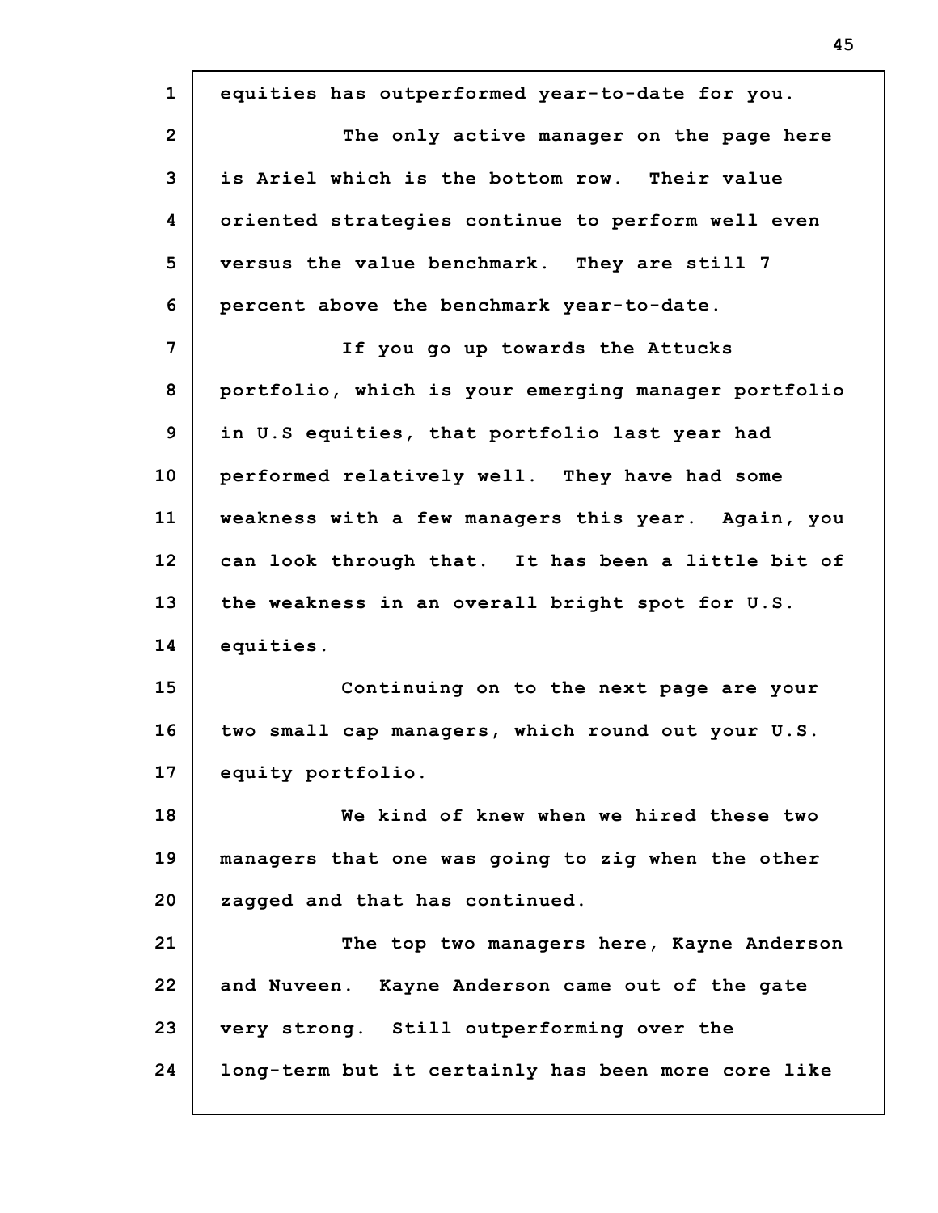equities has outperformed year-to-date for you.

The only active manager on the page here is Ariel which is the bottom row. Their value oriented strategies continue to perform well even versus the value benchmark. They are still 7 percent above the benchmark year-to-date.

If you go up towards the Attucks portfolio, which is your emerging manager portfolio in U.S equities, that portfolio last year had performed relatively well. They have had some weakness with a few managers this year. Again, you can look through that. It has been a little bit of the weakness in an overall bright spot for U.S. equities.

Continuing on to the next page are your two small cap managers, which round out your U.S. equity portfolio.

We kind of knew when we hired these two managers that one was going to zig when the other zagged and that has continued.

The top two managers here, Kayne Anderson and Nuveen. Kayne Anderson came out of the gate very strong. Still outperforming over the long-term but it certainly has been more core like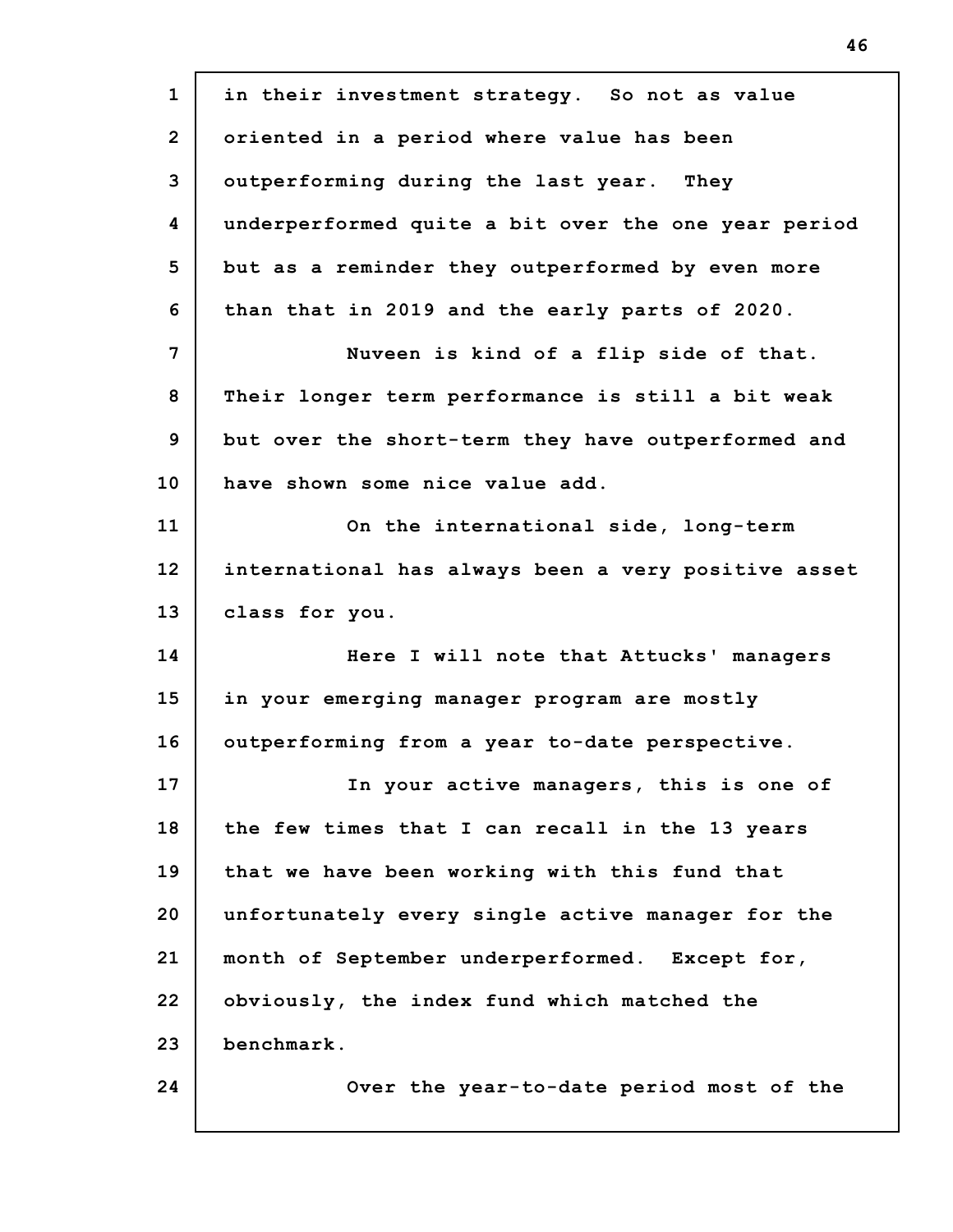in their investment strategy. So not as value oriented in a period where value has been outperforming during the last year. They underperformed quite a bit over the one year period but as a reminder they outperformed by even more than that in 2019 and the early parts of 2020.

Nuveen is kind of a flip side of that. Their longer term performance is still a bit weak but over the short-term they have outperformed and have shown some nice value add.

On the international side, long-term international has always been a very positive asset class for you.

Here I will note that Attucks' managers in your emerging manager program are mostly outperforming from a year to-date perspective.

In your active managers, this is one of the few times that I can recall in the 13 years that we have been working with this fund that unfortunately every single active manager for the month of September underperformed. Except for, obviously, the index fund which matched the benchmark.

Over the year-to-date period most of the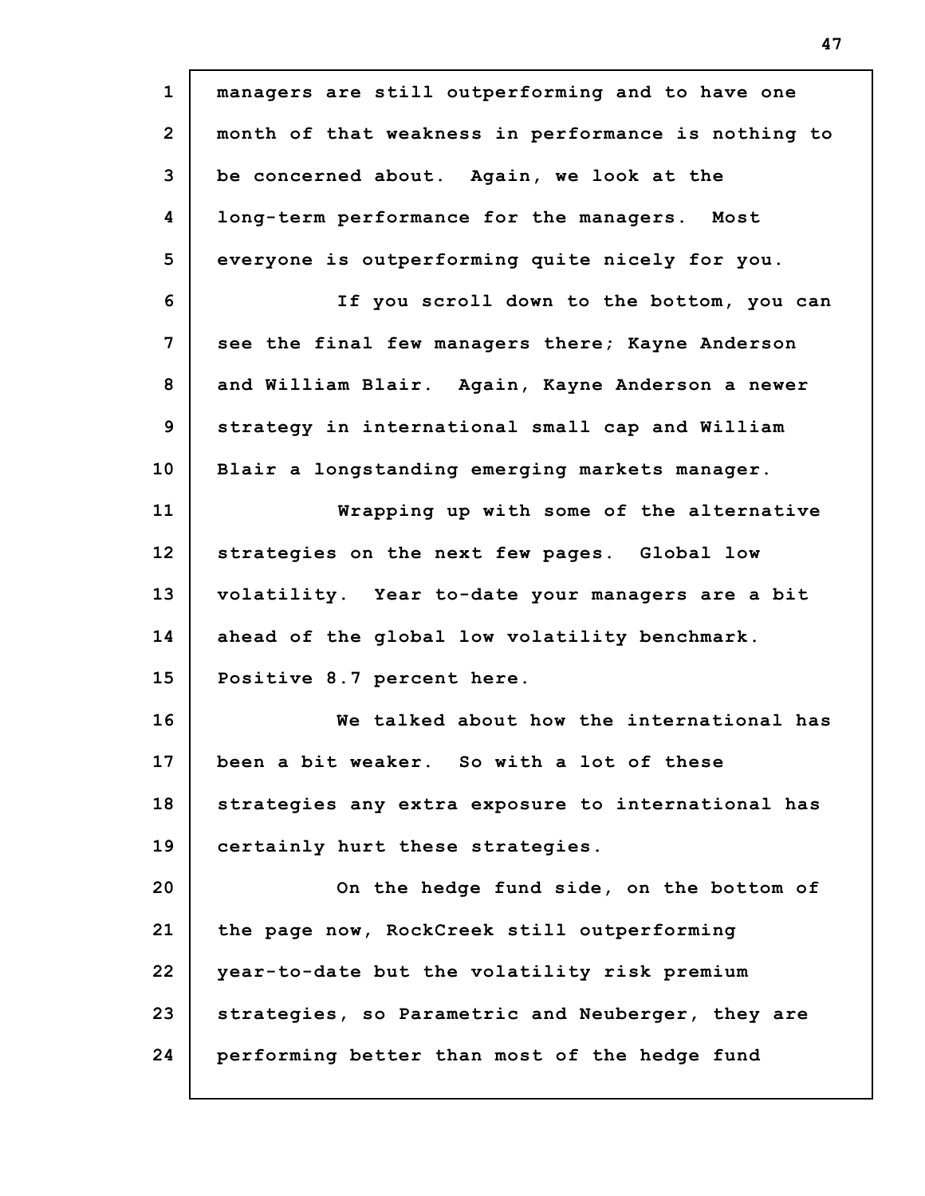managers are still outperforming and to have one month of that weakness in performance is nothing to be concerned about. Again, we look at the long-term performance for the managers. Most everyone is outperforming quite nicely for you.

If you scroll down to the bottom, you can see the final few managers there; Kayne Anderson and William Blair. Again, Kayne Anderson a newer strategy in international small cap and William Blair a longstanding emerging markets manager.

Wrapping up with some of the alternative strategies on the next few pages. Global low volatility. Year to-date your managers are a bit ahead of the global low volatility benchmark. Positive 8.7 percent here.

We talked about how the international has been a bit weaker. So with a lot of these strategies any extra exposure to international has certainly hurt these strategies.

On the hedge fund side, on the bottom of the page now, RockCreek still outperforming year-to-date but the volatility risk premium strategies, so Parametric and Neuberger, they are performing better than most of the hedge fund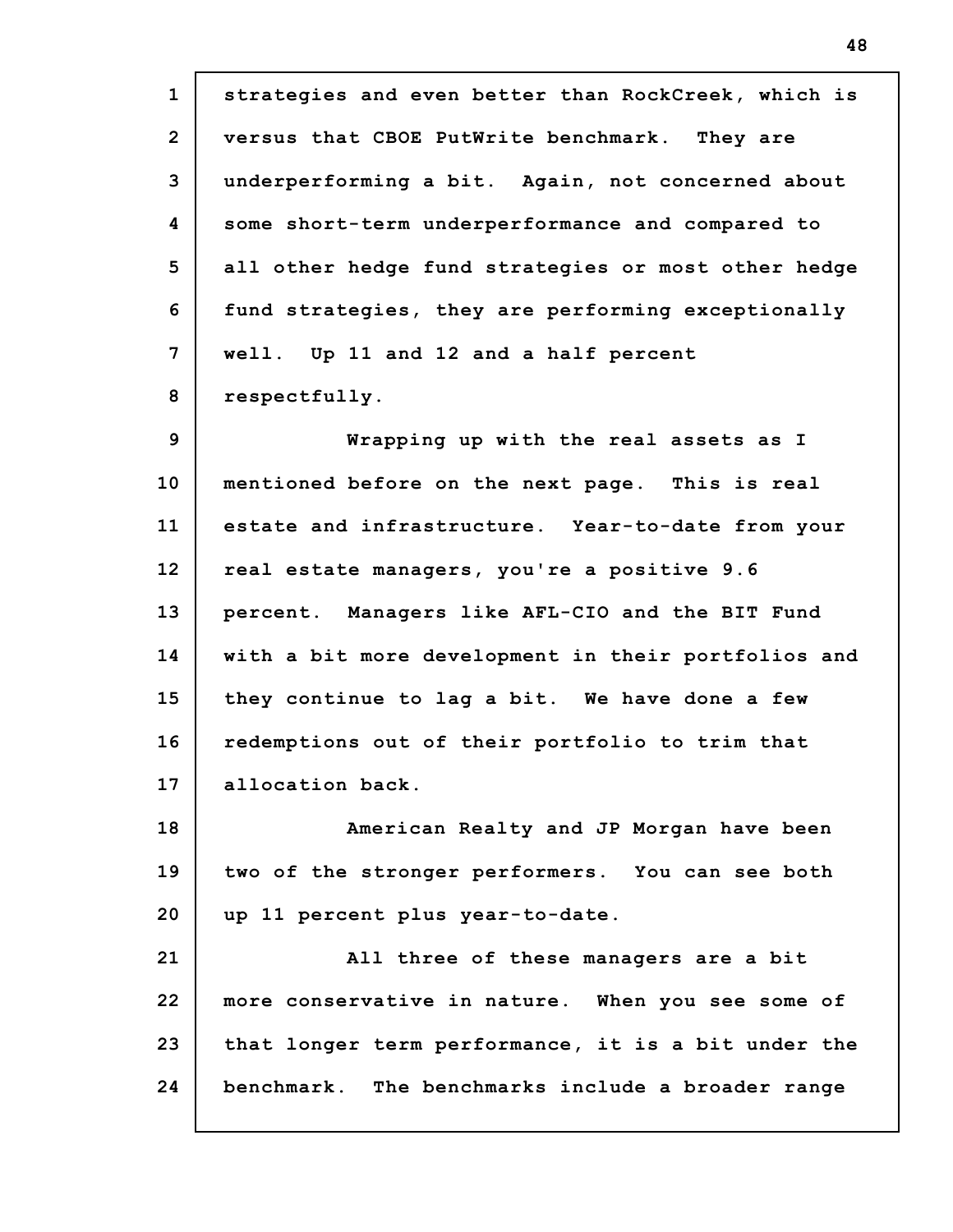strategies and even better than RockCreek, which is versus that CBOE PutWrite benchmark. They are underperforming a bit. Again, not concerned about some short-term underperformance and compared to all other hedge fund strategies or most other hedge fund strategies, they are performing exceptionally well. Up 11 and 12 and a half percent respectfully.

Wrapping up with the real assets as I mentioned before on the next page. This is real estate and infrastructure. Year-to-date from your real estate managers, you're a positive 9.6 percent. Managers like AFL-CIO and the BIT Fund with a bit more development in their portfolios and they continue to lag a bit. We have done a few redemptions out of their portfolio to trim that allocation back.

American Realty and JP Morgan have been two of the stronger performers. You can see both up 11 percent plus year-to-date.

All three of these managers are a bit more conservative in nature. When you see some of that longer term performance, it is a bit under the benchmark. The benchmarks include a broader range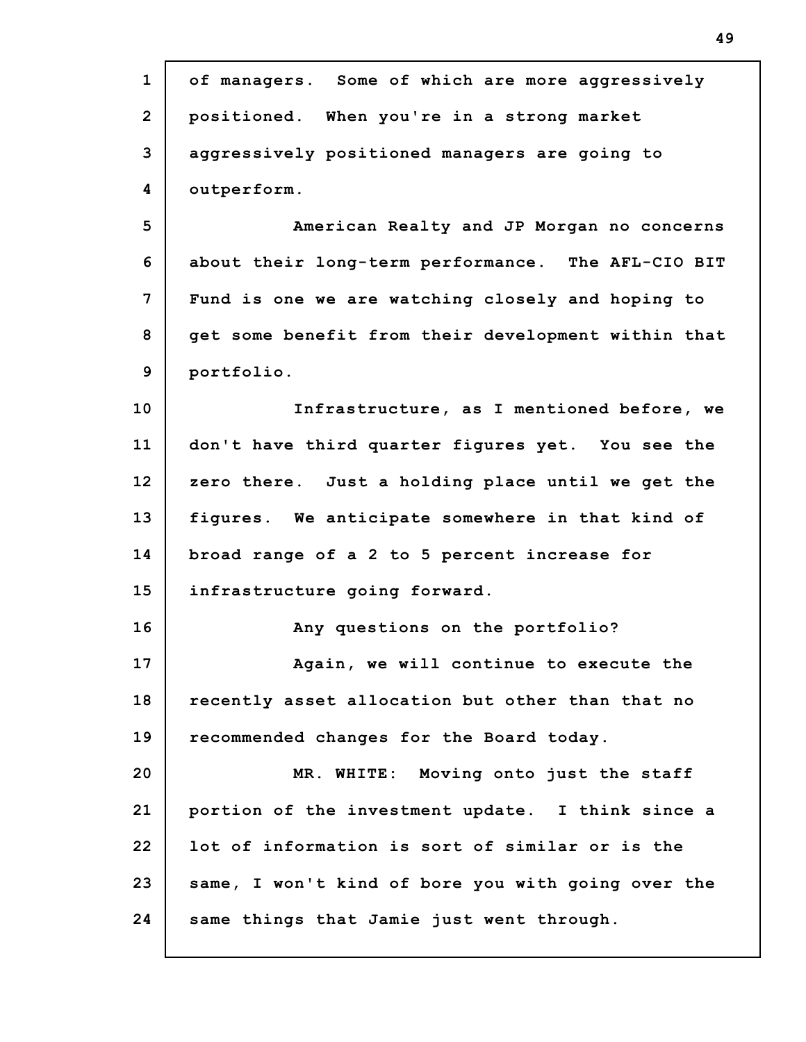of managers. Some of which are more aggressively positioned. When you're in a strong market aggressively positioned managers are going to outperform.

American Realty and JP Morgan no concerns about their long-term performance. The AFL-CIO BIT Fund is one we are watching closely and hoping to get some benefit from their development within that portfolio.

Infrastructure, as I mentioned before, we don't have third quarter figures yet. You see the zero there. Just a holding place until we get the figures. We anticipate somewhere in that kind of broad range of a 2 to 5 percent increase for infrastructure going forward.

Any questions on the portfolio?

Again, we will continue to execute the recently asset allocation but other than that no recommended changes for the Board today.

MR. WHITE: Moving onto just the staff portion of the investment update. I think since a lot of information is sort of similar or is the same, I won't kind of bore you with going over the same things that Jamie just went through.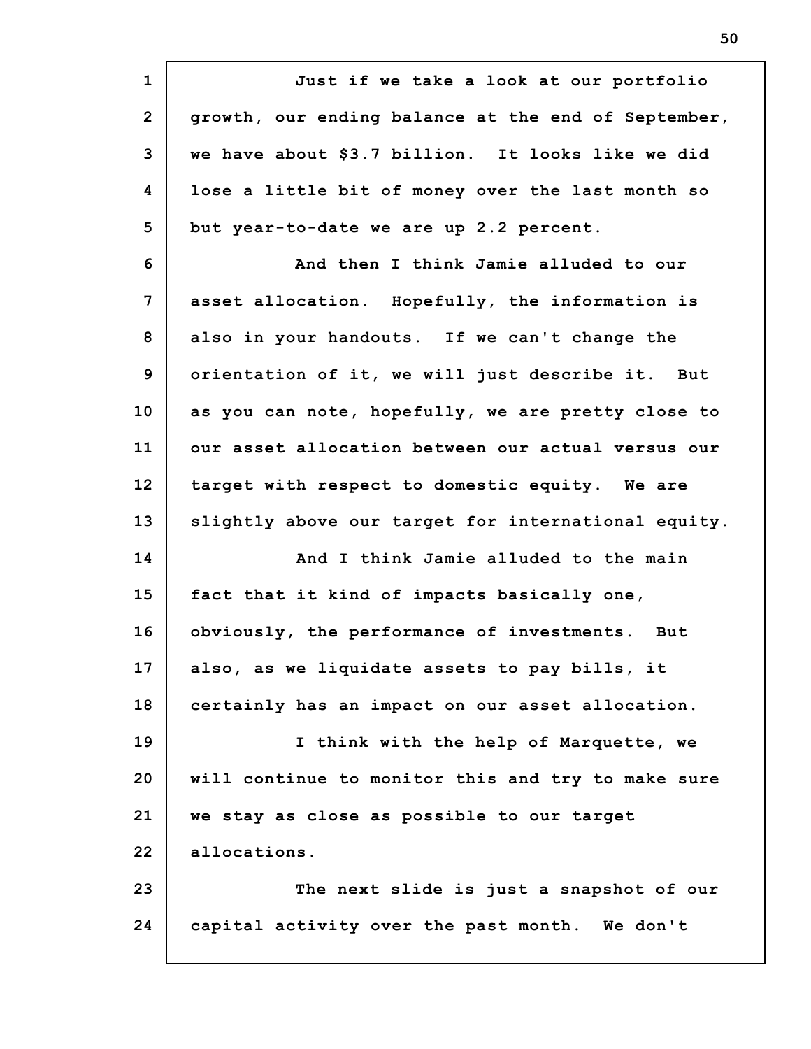Just if we take a look at our portfolio growth, our ending balance at the end of September, we have about $3.7 billion. It looks like we did lose a little bit of money over the last month so but year-to-date we are up 2.2 percent.

And then I think Jamie alluded to our asset allocation. Hopefully, the information is also in your handouts. If we can't change the orientation of it, we will just describe it. But as you can note, hopefully, we are pretty close to our asset allocation between our actual versus our target with respect to domestic equity. We are slightly above our target for international equity.

And I think Jamie alluded to the main fact that it kind of impacts basically one, obviously, the performance of investments. But also, as we liquidate assets to pay bills, it certainly has an impact on our asset allocation.

I think with the help of Marquette, we will continue to monitor this and try to make sure we stay as close as possible to our target allocations.

The next slide is just a snapshot of our capital activity over the past month. We don't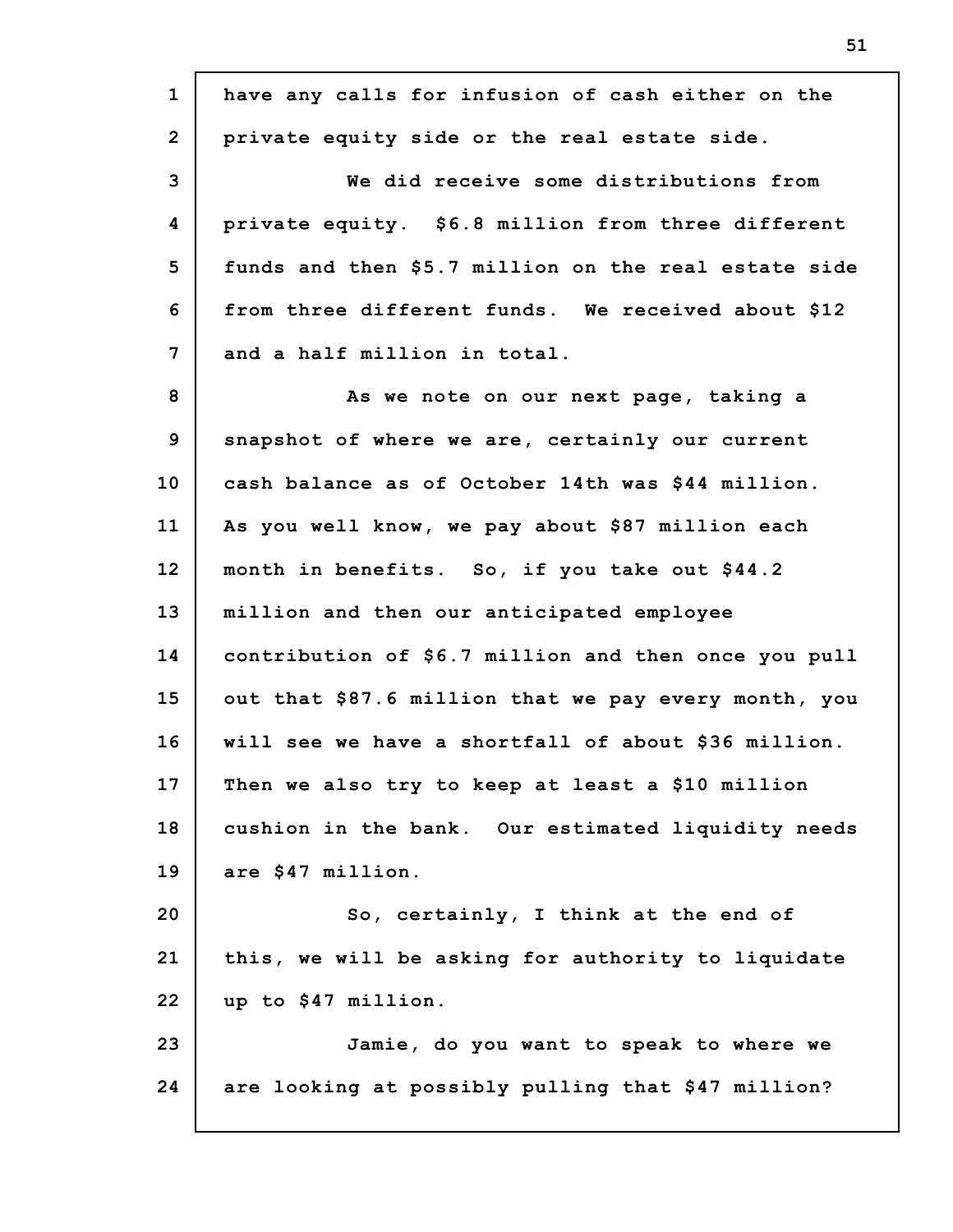have any calls for infusion of cash either on the private equity side or the real estate side.

We did receive some distributions from private equity. $6.8 million from three different funds and then $5.7 million on the real estate side from three different funds. We received about $12 and a half million in total.

As we note on our next page, taking a snapshot of where we are, certainly our current cash balance as of October 14th was $44 million. As you well know, we pay about $87 million each month in benefits. So, if you take out $44.2 million and then our anticipated employee contribution of $6.7 million and then once you pull out that $87.6 million that we pay every month, you will see we have a shortfall of about $36 million. Then we also try to keep at least a $10 million cushion in the bank. Our estimated liquidity needs are $47 million.

So, certainly, I think at the end of this, we will be asking for authority to liquidate up to $47 million.

Jamie, do you want to speak to where we are looking at possibly pulling that $47 million?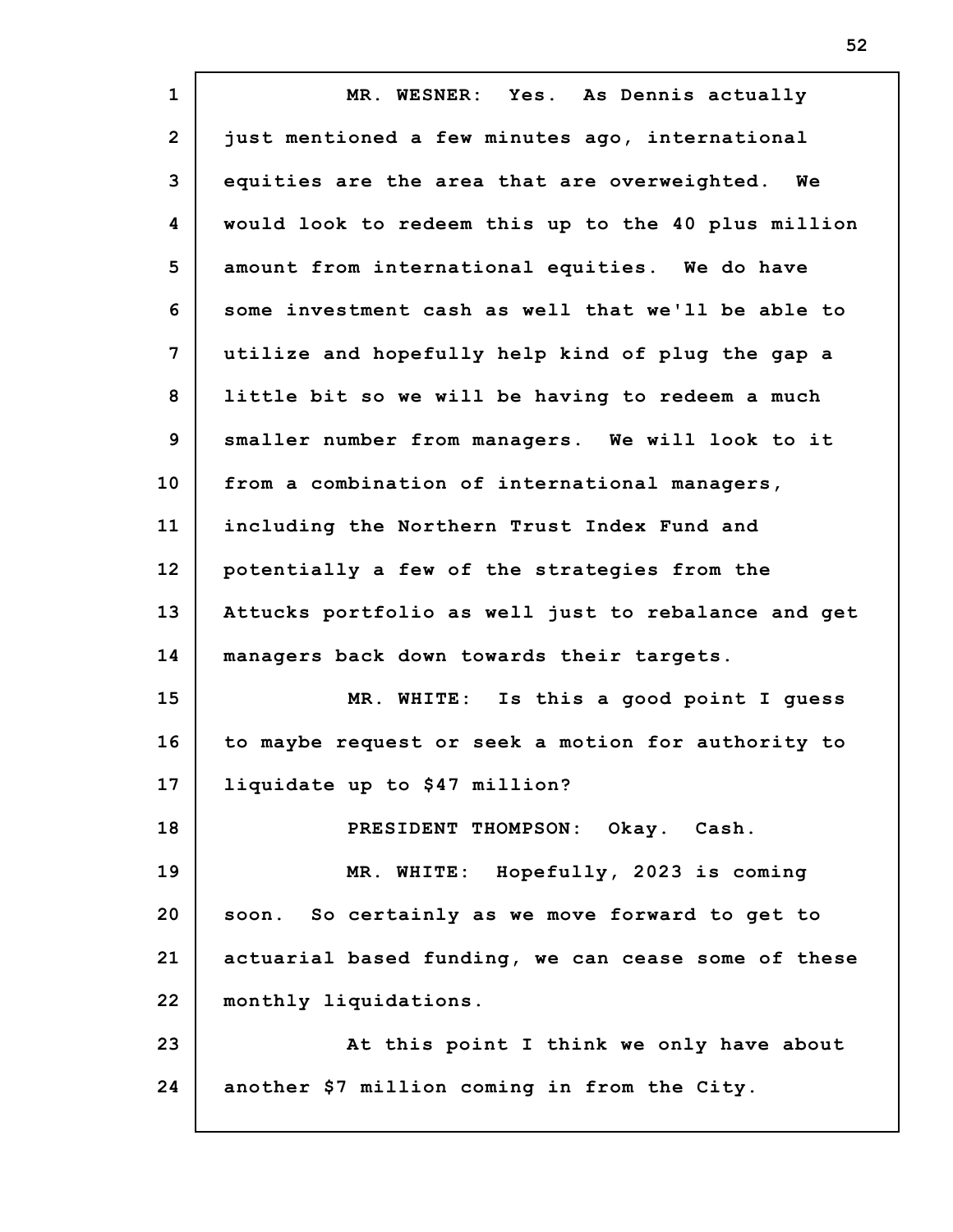MR. WESNER: Yes. As Dennis actually just mentioned a few minutes ago, international equities are the area that are overweighted. We would look to redeem this up to the 40 plus million amount from international equities. We do have some investment cash as well that we'll be able to utilize and hopefully help kind of plug the gap a little bit so we will be having to redeem a much smaller number from managers. We will look to it from a combination of international managers, including the Northern Trust Index Fund and potentially a few of the strategies from the Attucks portfolio as well just to rebalance and get managers back down towards their targets.

MR. WHITE: Is this a good point I guess to maybe request or seek a motion for authority to liquidate up to $47 million?

PRESIDENT THOMPSON: Okay. Cash.

MR. WHITE: Hopefully, 2023 is coming soon. So certainly as we move forward to get to actuarial based funding, we can cease some of these monthly liquidations.

At this point I think we only have about another $7 million coming in from the City.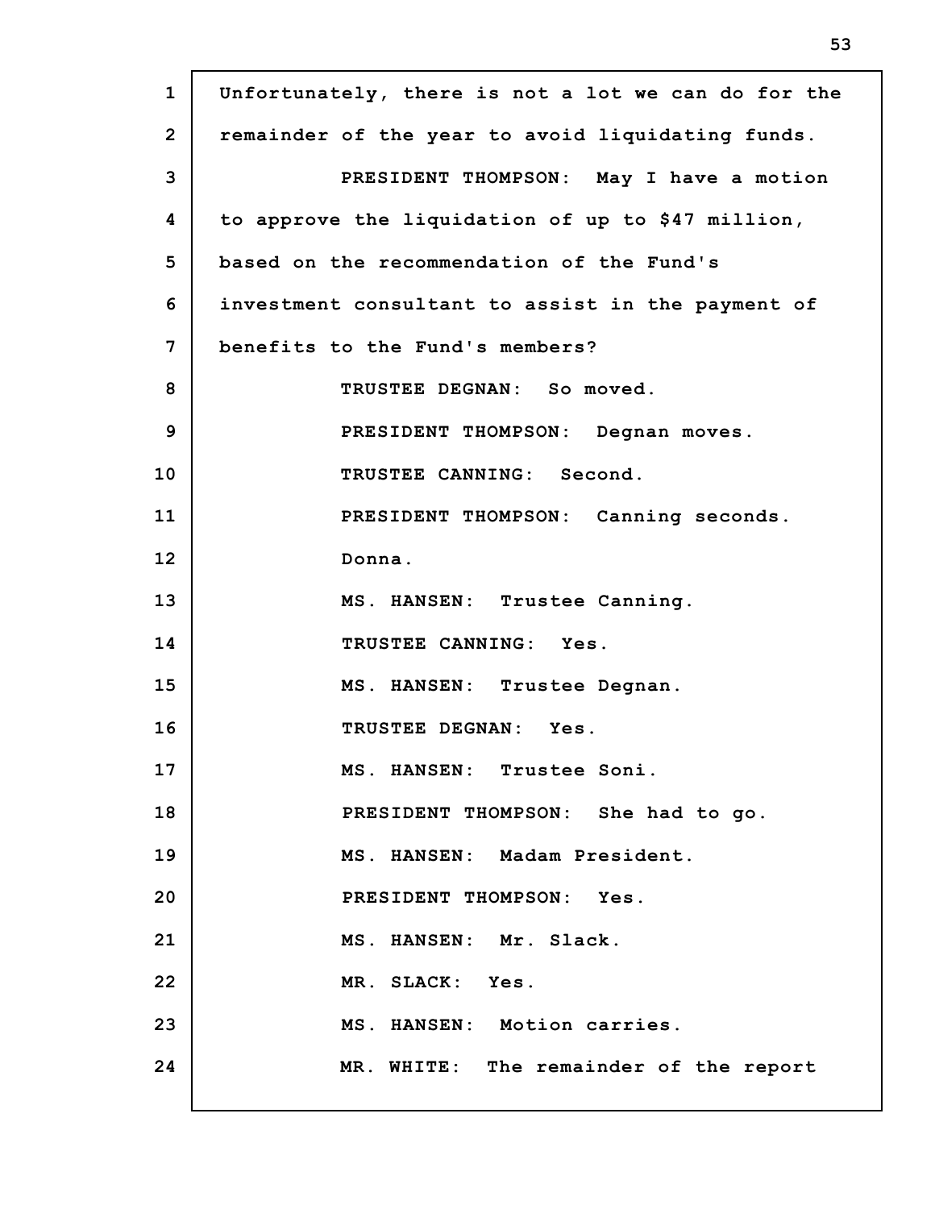Unfortunately, there is not a lot we can do for the remainder of the year to avoid liquidating funds.

PRESIDENT THOMPSON: May I have a motion to approve the liquidation of up to $47 million, based on the recommendation of the Fund's investment consultant to assist in the payment of benefits to the Fund's members?

TRUSTEE DEGNAN: So moved.

PRESIDENT THOMPSON: Degnan moves.

TRUSTEE CANNING: Second.

PRESIDENT THOMPSON: Canning seconds. Donna.

MS. HANSEN: Trustee Canning.

TRUSTEE CANNING: Yes.

MS. HANSEN: Trustee Degnan.

TRUSTEE DEGNAN: Yes.

MS. HANSEN: Trustee Soni.

PRESIDENT THOMPSON: She had to go.

MS. HANSEN: Madam President.

PRESIDENT THOMPSON: Yes.

MS. HANSEN: Mr. Slack.

MR. SLACK: Yes.

MS. HANSEN: Motion carries.

MR. WHITE: The remainder of the report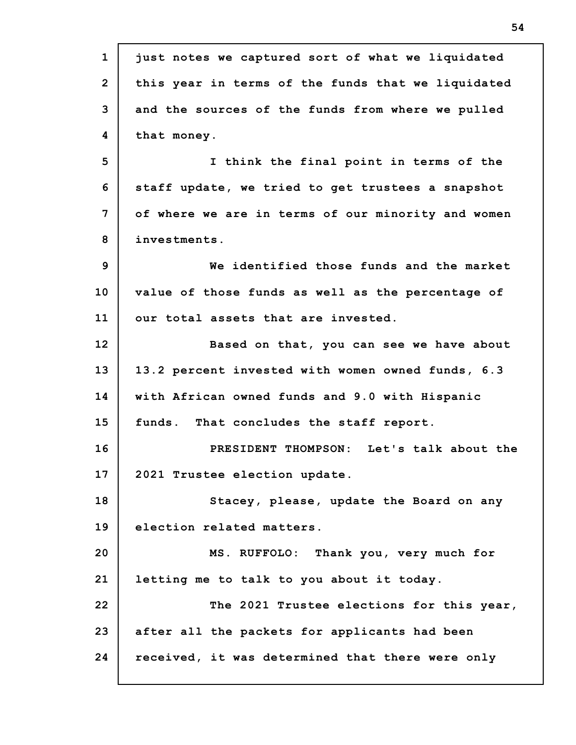just notes we captured sort of what we liquidated this year in terms of the funds that we liquidated and the sources of the funds from where we pulled that money.

I think the final point in terms of the staff update, we tried to get trustees a snapshot of where we are in terms of our minority and women investments.

We identified those funds and the market value of those funds as well as the percentage of our total assets that are invested.

Based on that, you can see we have about 13.2 percent invested with women owned funds, 6.3 with African owned funds and 9.0 with Hispanic funds. That concludes the staff report.

PRESIDENT THOMPSON: Let's talk about the 2021 Trustee election update.

Stacey, please, update the Board on any election related matters.

MS. RUFFOLO: Thank you, very much for letting me to talk to you about it today.

The 2021 Trustee elections for this year, after all the packets for applicants had been received, it was determined that there were only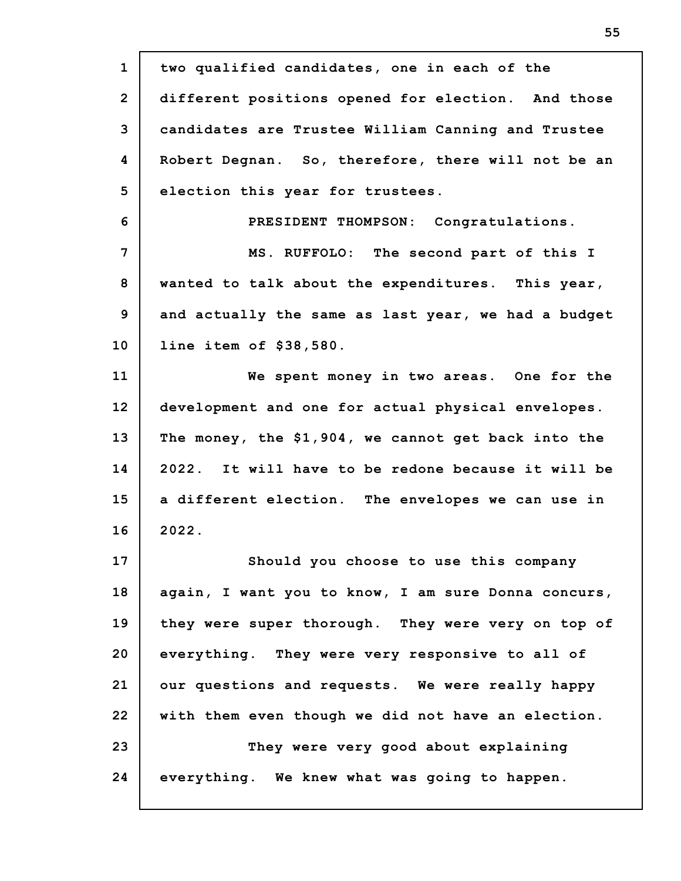two qualified candidates, one in each of the different positions opened for election. And those candidates are Trustee William Canning and Trustee Robert Degnan. So, therefore, there will not be an election this year for trustees.

PRESIDENT THOMPSON: Congratulations.

MS. RUFFOLO: The second part of this I wanted to talk about the expenditures. This year, and actually the same as last year, we had a budget line item of $38,580.

We spent money in two areas. One for the development and one for actual physical envelopes. The money, the $1,904, we cannot get back into the 2022. It will have to be redone because it will be a different election. The envelopes we can use in 2022.

Should you choose to use this company again, I want you to know, I am sure Donna concurs, they were super thorough. They were very on top of everything. They were very responsive to all of our questions and requests. We were really happy with them even though we did not have an election.

They were very good about explaining everything. We knew what was going to happen.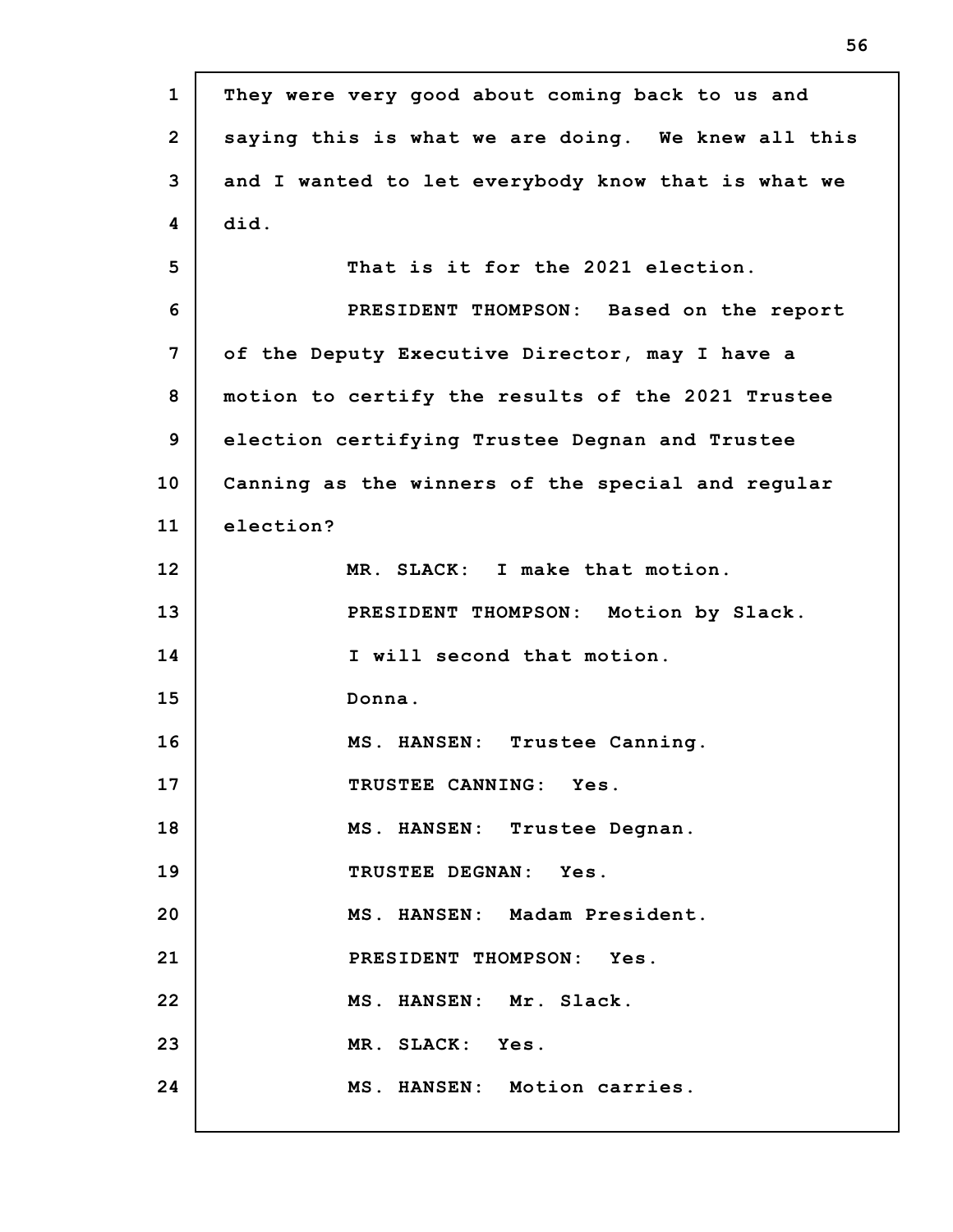They were very good about coming back to us and saying this is what we are doing. We knew all this and I wanted to let everybody know that is what we did.

That is it for the 2021 election.

PRESIDENT THOMPSON: Based on the report of the Deputy Executive Director, may I have a motion to certify the results of the 2021 Trustee election certifying Trustee Degnan and Trustee Canning as the winners of the special and regular election?

MR. SLACK: I make that motion.

PRESIDENT THOMPSON: Motion by Slack.

I will second that motion.

Donna.

MS. HANSEN: Trustee Canning.

TRUSTEE CANNING: Yes.

MS. HANSEN: Trustee Degnan.

TRUSTEE DEGNAN: Yes.

MS. HANSEN: Madam President.

PRESIDENT THOMPSON: Yes.

MS. HANSEN: Mr. Slack.

MR. SLACK: Yes.

MS. HANSEN: Motion carries.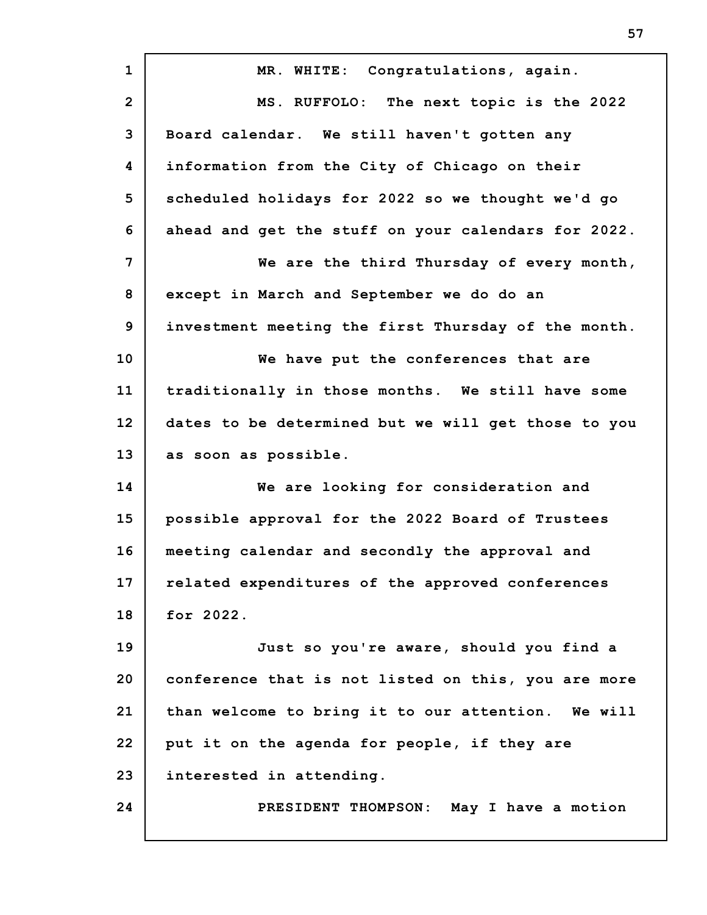MR. WHITE: Congratulations, again.

MS. RUFFOLO: The next topic is the 2022 Board calendar. We still haven't gotten any information from the City of Chicago on their scheduled holidays for 2022 so we thought we'd go ahead and get the stuff on your calendars for 2022.

We are the third Thursday of every month, except in March and September we do do an investment meeting the first Thursday of the month.

We have put the conferences that are traditionally in those months. We still have some dates to be determined but we will get those to you as soon as possible.

We are looking for consideration and possible approval for the 2022 Board of Trustees meeting calendar and secondly the approval and related expenditures of the approved conferences for 2022.

Just so you're aware, should you find a conference that is not listed on this, you are more than welcome to bring it to our attention. We will put it on the agenda for people, if they are interested in attending.

PRESIDENT THOMPSON: May I have a motion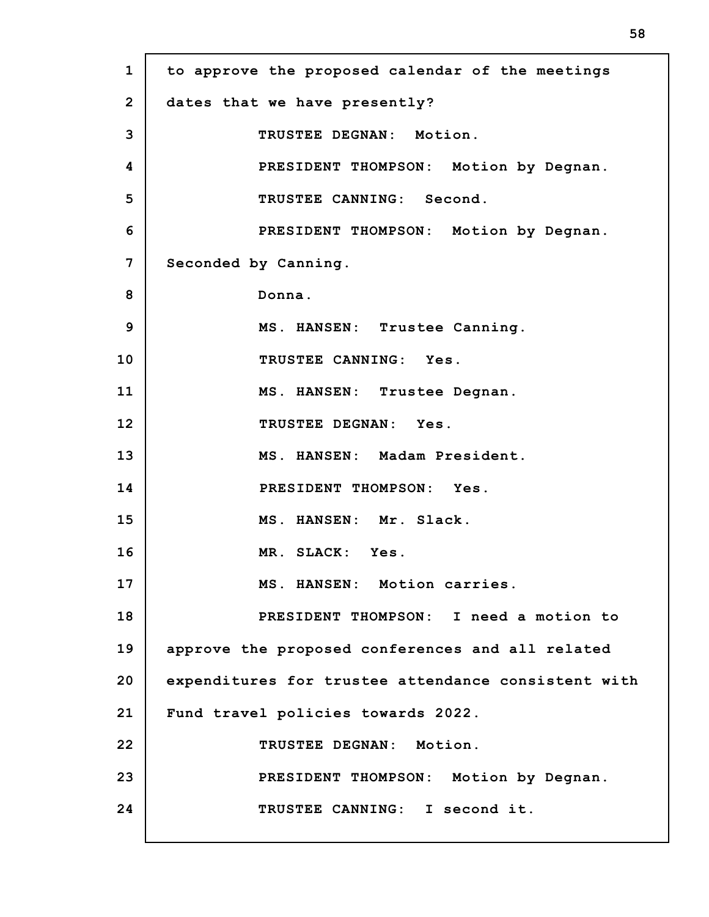to approve the proposed calendar of the meetings dates that we have presently?

TRUSTEE DEGNAN: Motion.

PRESIDENT THOMPSON: Motion by Degnan.

TRUSTEE CANNING: Second.

PRESIDENT THOMPSON: Motion by Degnan. Seconded by Canning.

Donna.

MS. HANSEN: Trustee Canning.

TRUSTEE CANNING: Yes.

MS. HANSEN: Trustee Degnan.

TRUSTEE DEGNAN: Yes.

MS. HANSEN: Madam President.

PRESIDENT THOMPSON: Yes.

MS. HANSEN: Mr. Slack.

MR. SLACK: Yes.

MS. HANSEN: Motion carries.

PRESIDENT THOMPSON: I need a motion to approve the proposed conferences and all related expenditures for trustee attendance consistent with Fund travel policies towards 2022.

TRUSTEE DEGNAN: Motion.

PRESIDENT THOMPSON: Motion by Degnan.

TRUSTEE CANNING: I second it.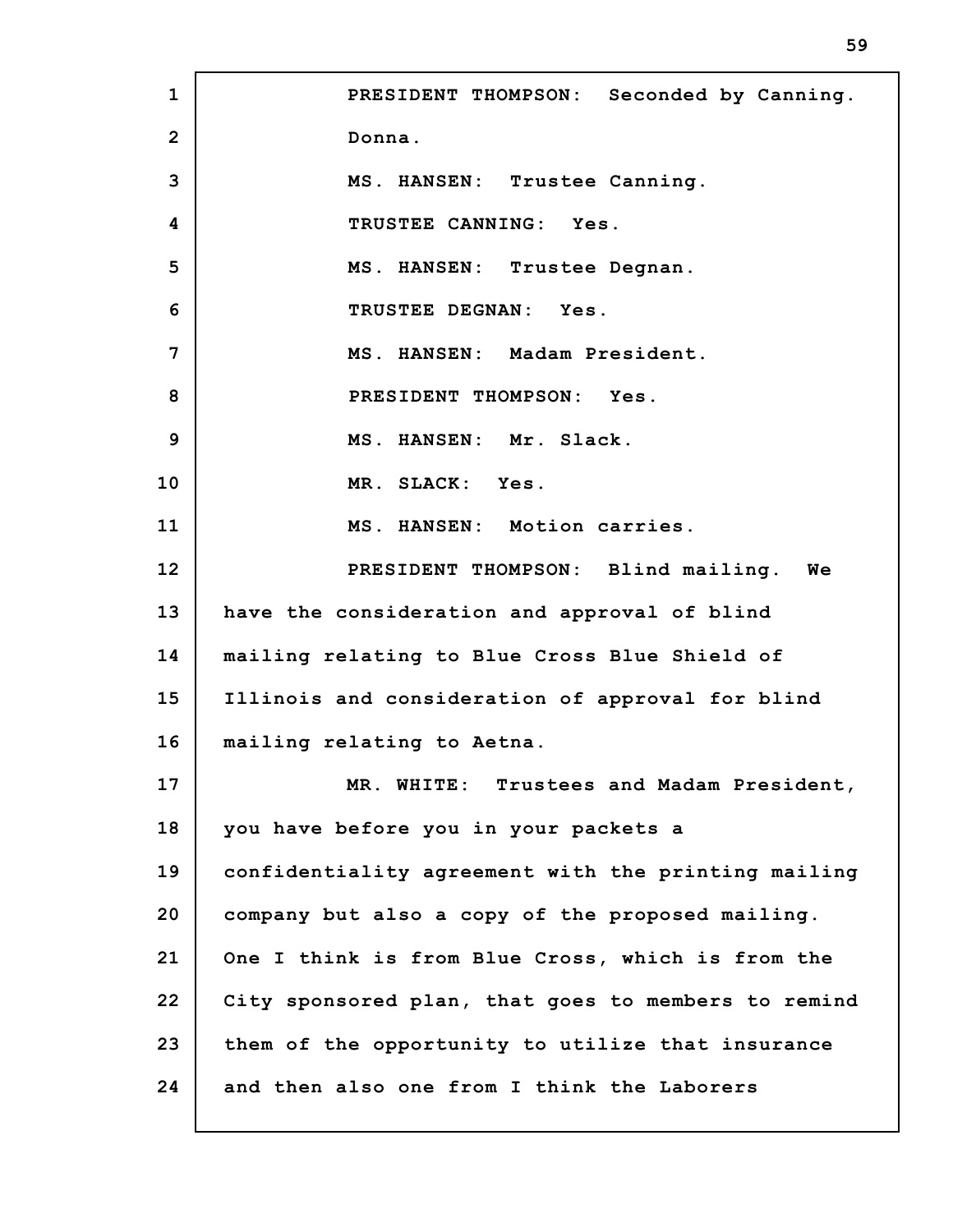PRESIDENT THOMPSON: Seconded by Canning. Donna.

MS. HANSEN: Trustee Canning.

TRUSTEE CANNING: Yes.

MS. HANSEN: Trustee Degnan.

TRUSTEE DEGNAN: Yes.

MS. HANSEN: Madam President.

PRESIDENT THOMPSON: Yes.

MS. HANSEN: Mr. Slack.

MR. SLACK: Yes.

MS. HANSEN: Motion carries.

PRESIDENT THOMPSON: Blind mailing. We have the consideration and approval of blind mailing relating to Blue Cross Blue Shield of Illinois and consideration of approval for blind mailing relating to Aetna.

MR. WHITE: Trustees and Madam President, you have before you in your packets a confidentiality agreement with the printing mailing company but also a copy of the proposed mailing. One I think is from Blue Cross, which is from the City sponsored plan, that goes to members to remind them of the opportunity to utilize that insurance and then also one from I think the Laborers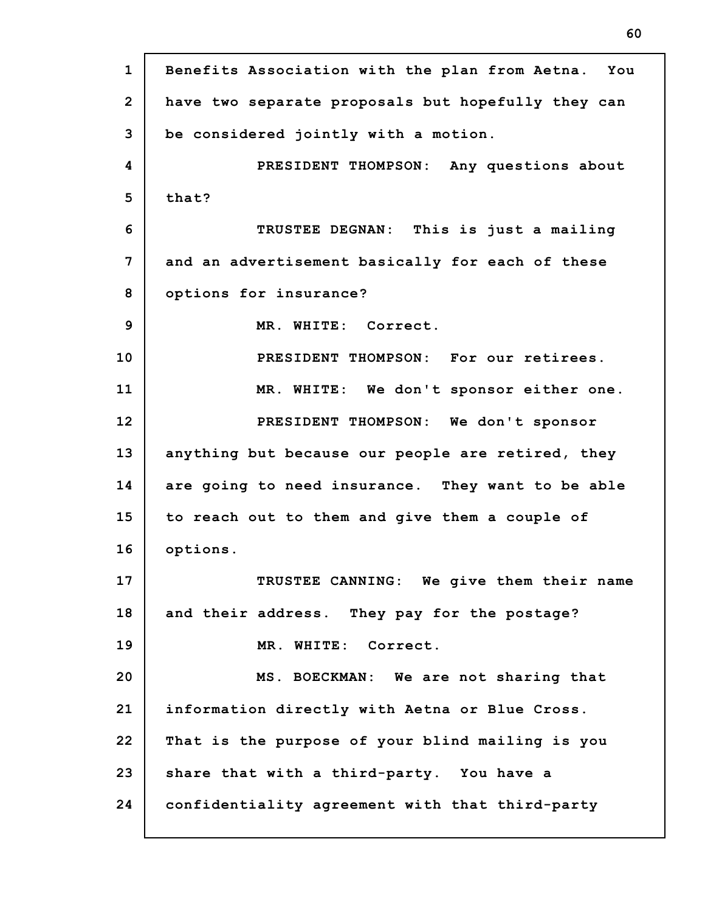Benefits Association with the plan from Aetna. You have two separate proposals but hopefully they can be considered jointly with a motion.

PRESIDENT THOMPSON: Any questions about that?

TRUSTEE DEGNAN: This is just a mailing and an advertisement basically for each of these options for insurance?

MR. WHITE: Correct.

PRESIDENT THOMPSON: For our retirees.

MR. WHITE: We don't sponsor either one.

PRESIDENT THOMPSON: We don't sponsor anything but because our people are retired, they are going to need insurance. They want to be able to reach out to them and give them a couple of options.

TRUSTEE CANNING: We give them their name and their address. They pay for the postage?

MR. WHITE: Correct.

MS. BOECKMAN: We are not sharing that information directly with Aetna or Blue Cross. That is the purpose of your blind mailing is you share that with a third-party. You have a confidentiality agreement with that third-party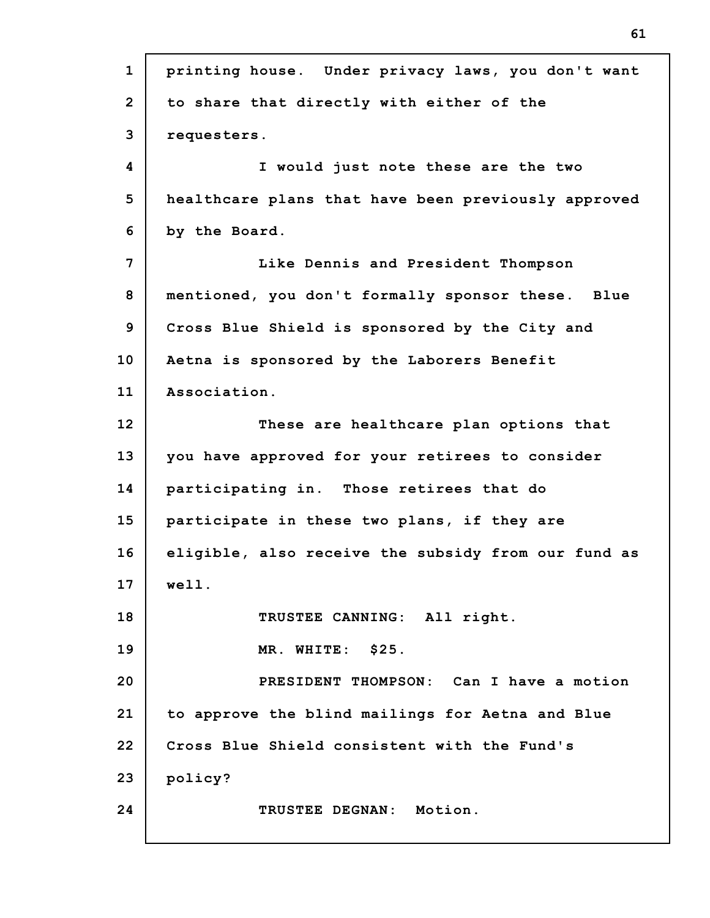printing house. Under privacy laws, you don't want to share that directly with either of the requesters.

I would just note these are the two healthcare plans that have been previously approved by the Board.

Like Dennis and President Thompson mentioned, you don't formally sponsor these. Blue Cross Blue Shield is sponsored by the City and Aetna is sponsored by the Laborers Benefit Association.

These are healthcare plan options that you have approved for your retirees to consider participating in. Those retirees that do participate in these two plans, if they are eligible, also receive the subsidy from our fund as well.

TRUSTEE CANNING: All right.

MR. WHITE: $25.

PRESIDENT THOMPSON: Can I have a motion to approve the blind mailings for Aetna and Blue Cross Blue Shield consistent with the Fund's policy?

TRUSTEE DEGNAN: Motion.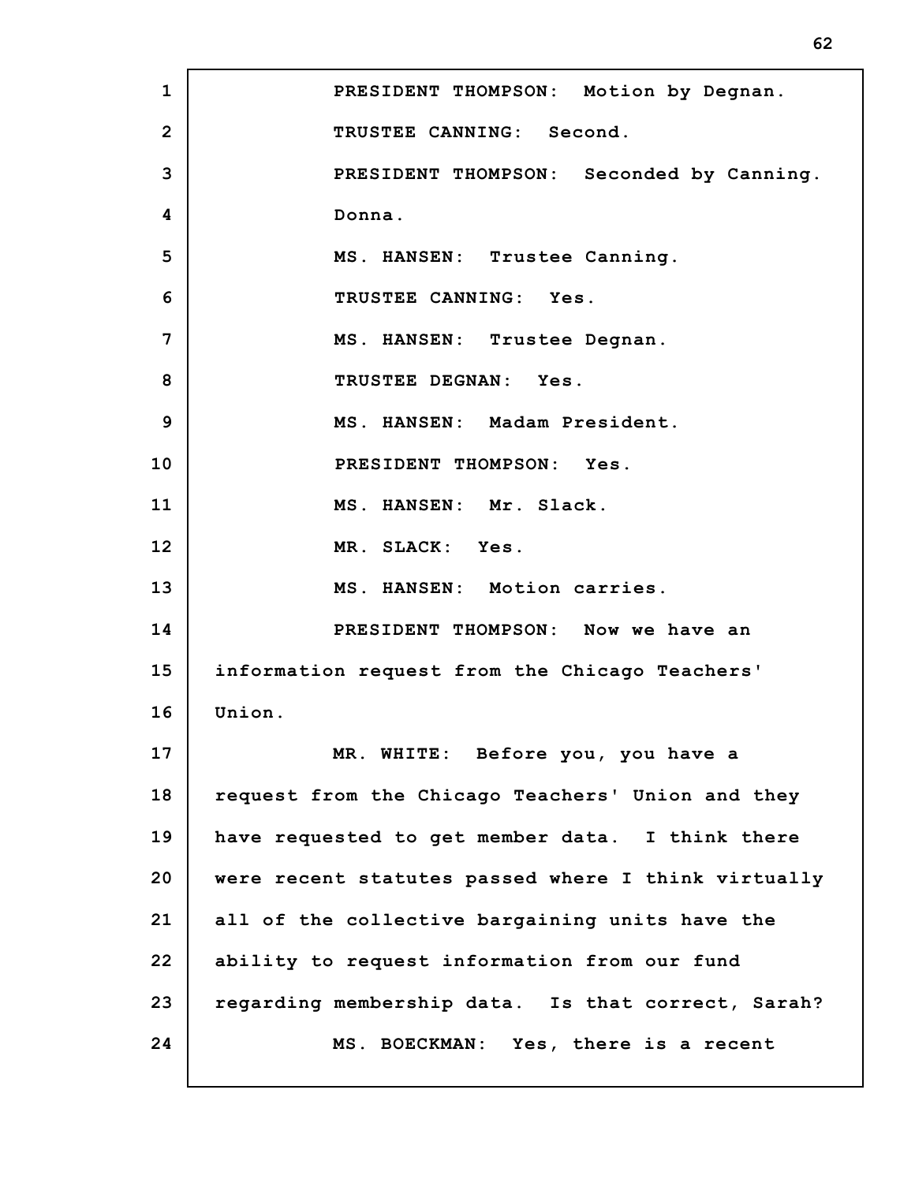PRESIDENT THOMPSON: Motion by Degnan.

TRUSTEE CANNING: Second.

PRESIDENT THOMPSON: Seconded by Canning. Donna.

MS. HANSEN: Trustee Canning.

TRUSTEE CANNING: Yes.

MS. HANSEN: Trustee Degnan.

TRUSTEE DEGNAN: Yes.

MS. HANSEN: Madam President.

PRESIDENT THOMPSON: Yes.

MS. HANSEN: Mr. Slack.

MR. SLACK: Yes.

MS. HANSEN: Motion carries.

PRESIDENT THOMPSON: Now we have an information request from the Chicago Teachers' Union.

MR. WHITE: Before you, you have a request from the Chicago Teachers' Union and they have requested to get member data. I think there were recent statutes passed where I think virtually all of the collective bargaining units have the ability to request information from our fund regarding membership data. Is that correct, Sarah?

MS. BOECKMAN: Yes, there is a recent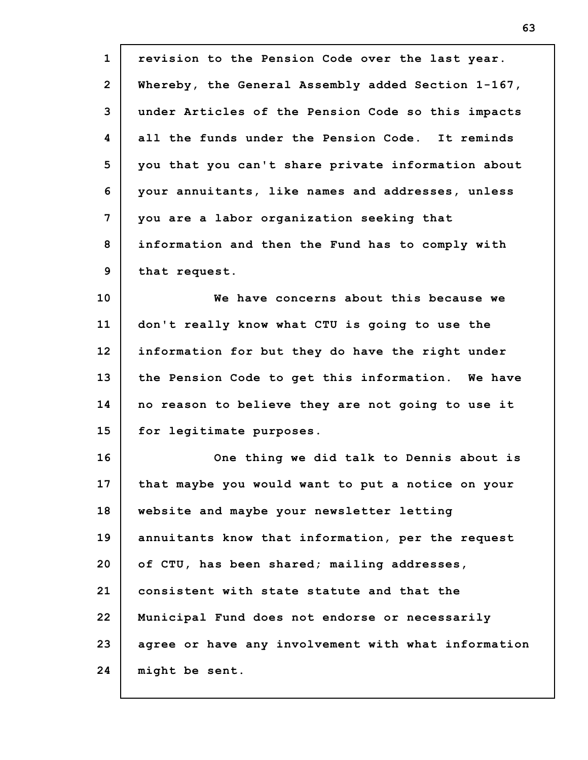revision to the Pension Code over the last year. Whereby, the General Assembly added Section 1-167, under Articles of the Pension Code so this impacts all the funds under the Pension Code. It reminds you that you can't share private information about your annuitants, like names and addresses, unless you are a labor organization seeking that information and then the Fund has to comply with that request.

We have concerns about this because we don't really know what CTU is going to use the information for but they do have the right under the Pension Code to get this information. We have no reason to believe they are not going to use it for legitimate purposes.

One thing we did talk to Dennis about is that maybe you would want to put a notice on your website and maybe your newsletter letting annuitants know that information, per the request of CTU, has been shared; mailing addresses, consistent with state statute and that the Municipal Fund does not endorse or necessarily agree or have any involvement with what information might be sent.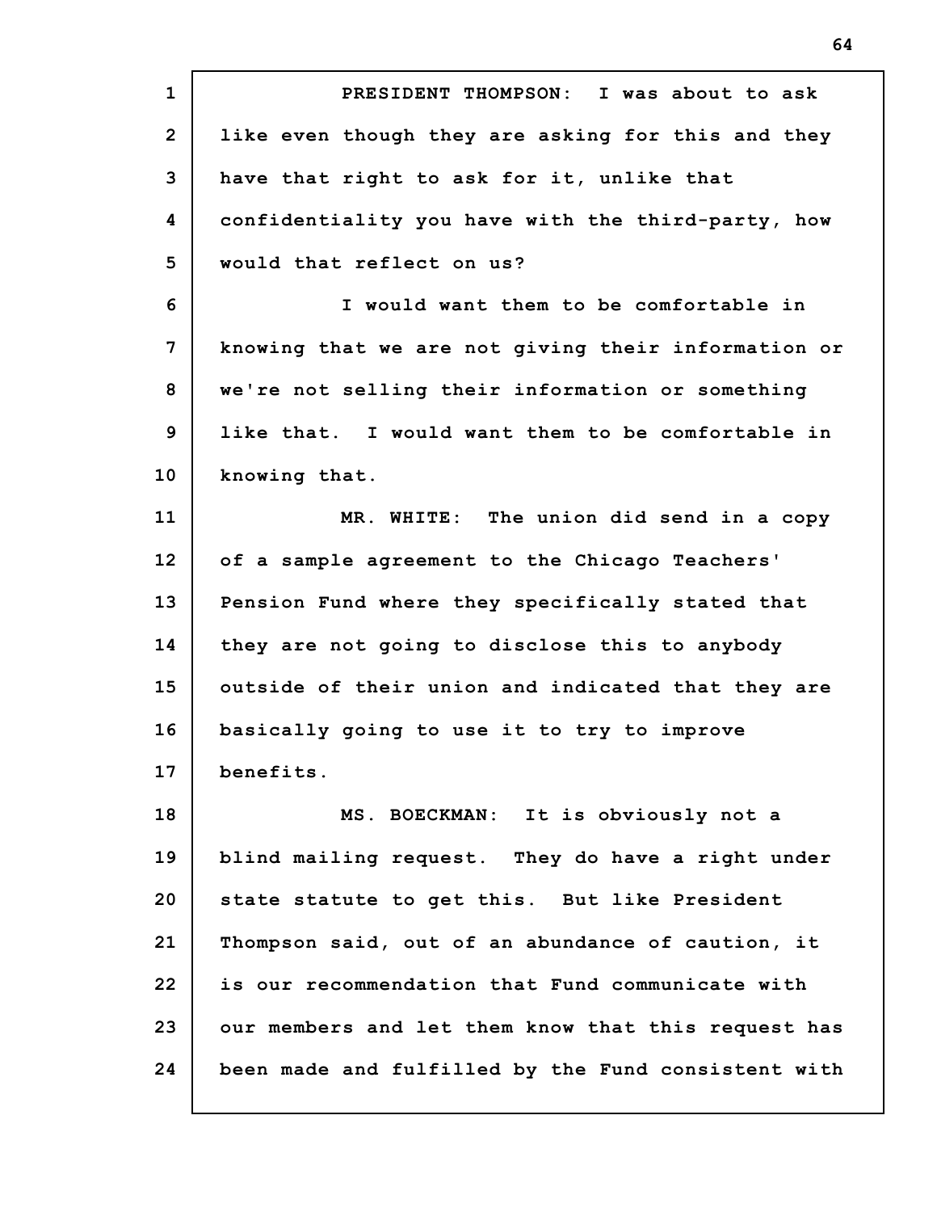PRESIDENT THOMPSON: I was about to ask like even though they are asking for this and they have that right to ask for it, unlike that confidentiality you have with the third-party, how would that reflect on us?

I would want them to be comfortable in knowing that we are not giving their information or we're not selling their information or something like that. I would want them to be comfortable in knowing that.

MR. WHITE: The union did send in a copy of a sample agreement to the Chicago Teachers' Pension Fund where they specifically stated that they are not going to disclose this to anybody outside of their union and indicated that they are basically going to use it to try to improve benefits.

MS. BOECKMAN: It is obviously not a blind mailing request. They do have a right under state statute to get this. But like President Thompson said, out of an abundance of caution, it is our recommendation that Fund communicate with our members and let them know that this request has been made and fulfilled by the Fund consistent with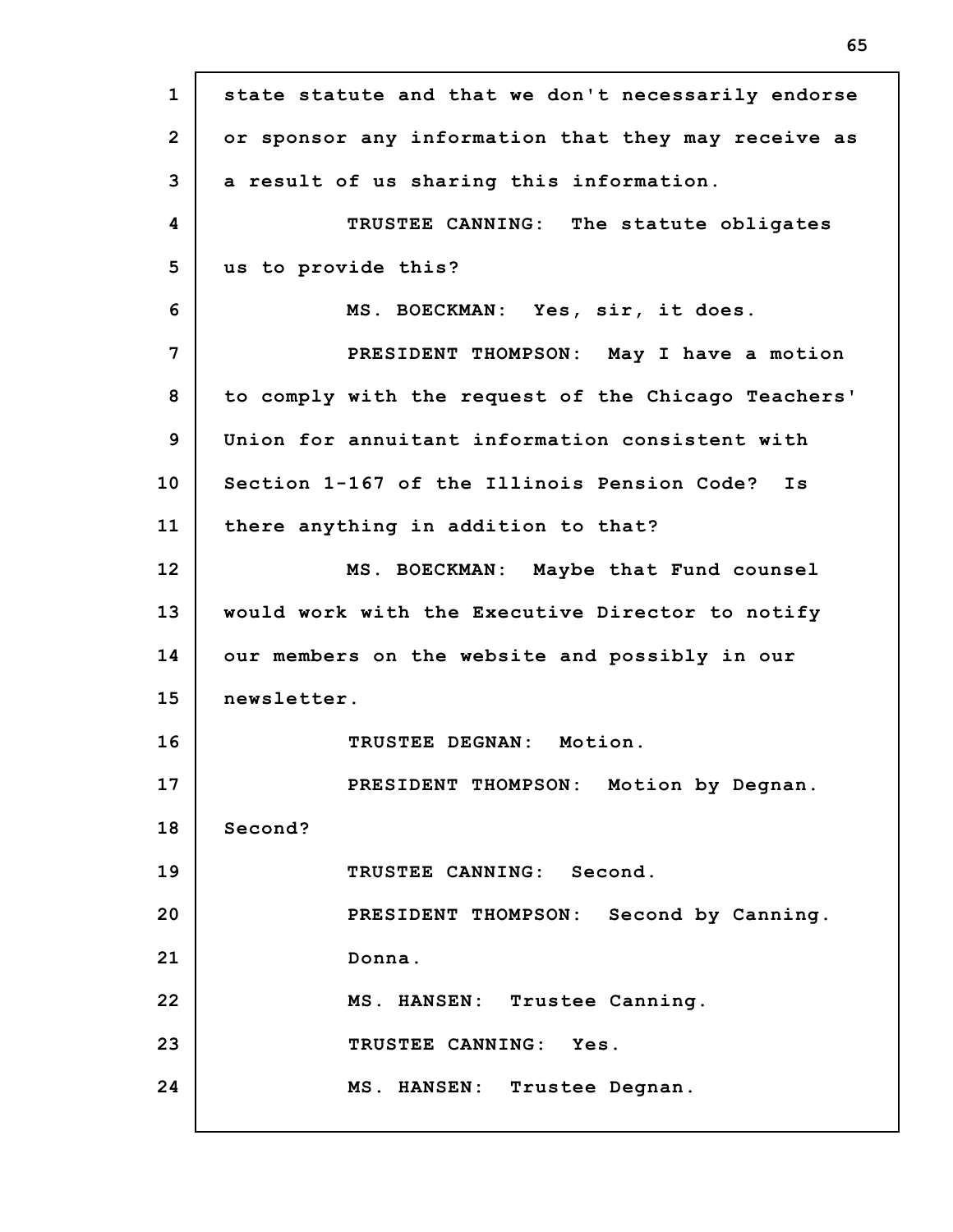state statute and that we don't necessarily endorse or sponsor any information that they may receive as a result of us sharing this information.

TRUSTEE CANNING: The statute obligates us to provide this?

MS. BOECKMAN: Yes, sir, it does.

PRESIDENT THOMPSON: May I have a motion to comply with the request of the Chicago Teachers' Union for annuitant information consistent with Section 1-167 of the Illinois Pension Code? Is there anything in addition to that?

MS. BOECKMAN: Maybe that Fund counsel would work with the Executive Director to notify our members on the website and possibly in our newsletter.

TRUSTEE DEGNAN: Motion.

PRESIDENT THOMPSON: Motion by Degnan. Second?

TRUSTEE CANNING: Second.

PRESIDENT THOMPSON: Second by Canning. Donna.

MS. HANSEN: Trustee Canning.

TRUSTEE CANNING: Yes.

MS. HANSEN: Trustee Degnan.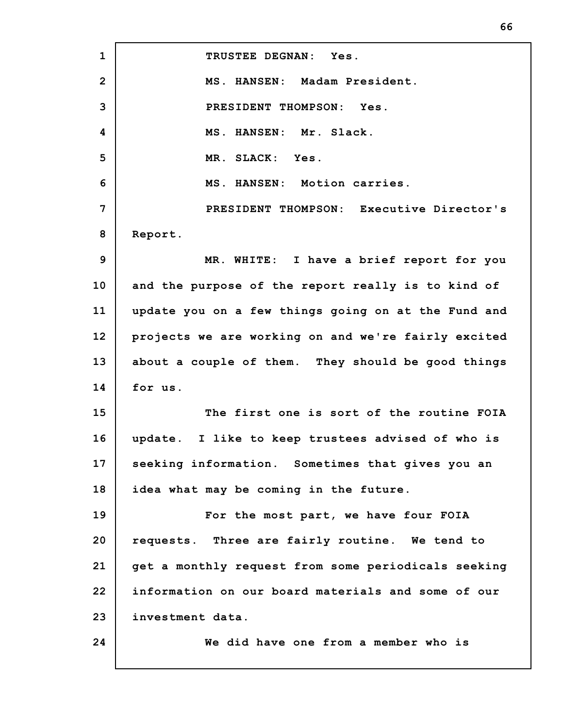TRUSTEE DEGNAN: Yes.

MS. HANSEN: Madam President.

PRESIDENT THOMPSON: Yes.

MS. HANSEN: Mr. Slack.

MR. SLACK: Yes.

MS. HANSEN: Motion carries.

PRESIDENT THOMPSON: Executive Director's Report.

MR. WHITE: I have a brief report for you and the purpose of the report really is to kind of update you on a few things going on at the Fund and projects we are working on and we're fairly excited about a couple of them. They should be good things for us.

The first one is sort of the routine FOIA update. I like to keep trustees advised of who is seeking information. Sometimes that gives you an idea what may be coming in the future.

For the most part, we have four FOIA requests. Three are fairly routine. We tend to get a monthly request from some periodicals seeking information on our board materials and some of our investment data.

We did have one from a member who is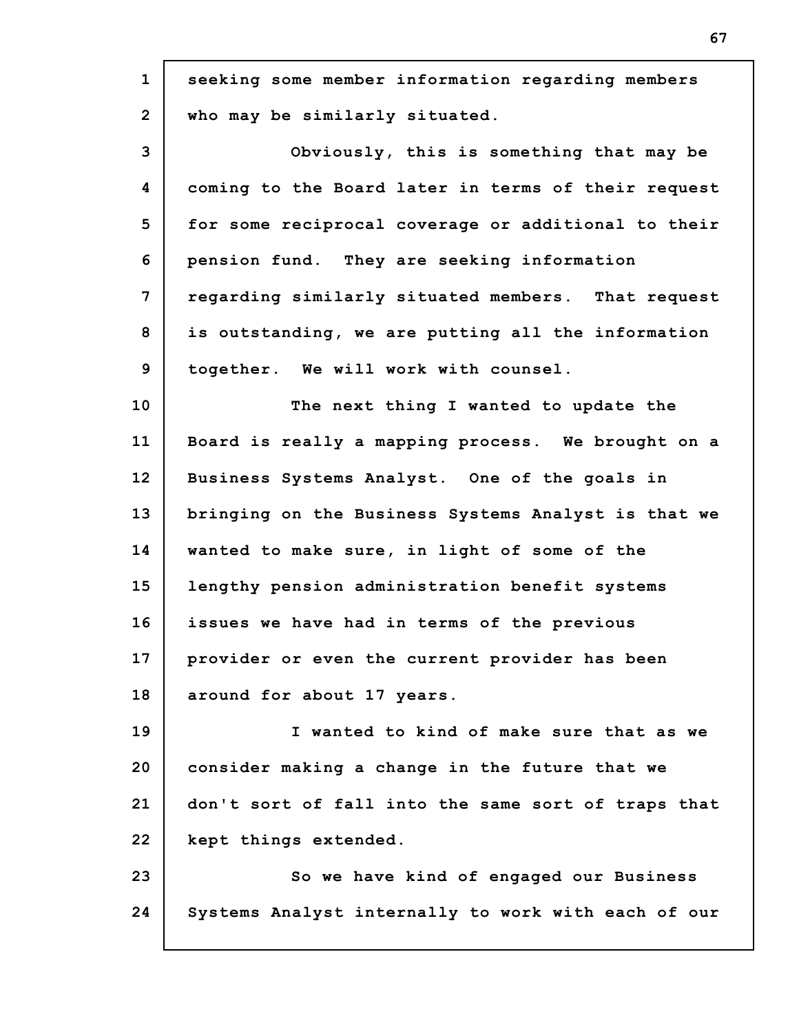seeking some member information regarding members who may be similarly situated.

Obviously, this is something that may be coming to the Board later in terms of their request for some reciprocal coverage or additional to their pension fund. They are seeking information regarding similarly situated members. That request is outstanding, we are putting all the information together. We will work with counsel.

The next thing I wanted to update the Board is really a mapping process. We brought on a Business Systems Analyst. One of the goals in bringing on the Business Systems Analyst is that we wanted to make sure, in light of some of the lengthy pension administration benefit systems issues we have had in terms of the previous provider or even the current provider has been around for about 17 years.

I wanted to kind of make sure that as we consider making a change in the future that we don't sort of fall into the same sort of traps that kept things extended.

So we have kind of engaged our Business Systems Analyst internally to work with each of our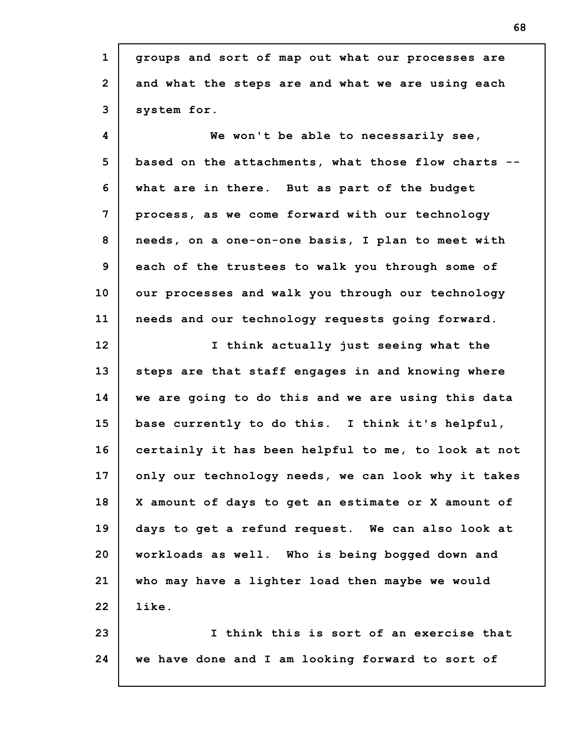groups and sort of map out what our processes are and what the steps are and what we are using each system for.

We won't be able to necessarily see, based on the attachments, what those flow charts -- what are in there. But as part of the budget process, as we come forward with our technology needs, on a one-on-one basis, I plan to meet with each of the trustees to walk you through some of our processes and walk you through our technology needs and our technology requests going forward.

I think actually just seeing what the steps are that staff engages in and knowing where we are going to do this and we are using this data base currently to do this. I think it's helpful, certainly it has been helpful to me, to look at not only our technology needs, we can look why it takes X amount of days to get an estimate or X amount of days to get a refund request. We can also look at workloads as well. Who is being bogged down and who may have a lighter load then maybe we would like.

I think this is sort of an exercise that we have done and I am looking forward to sort of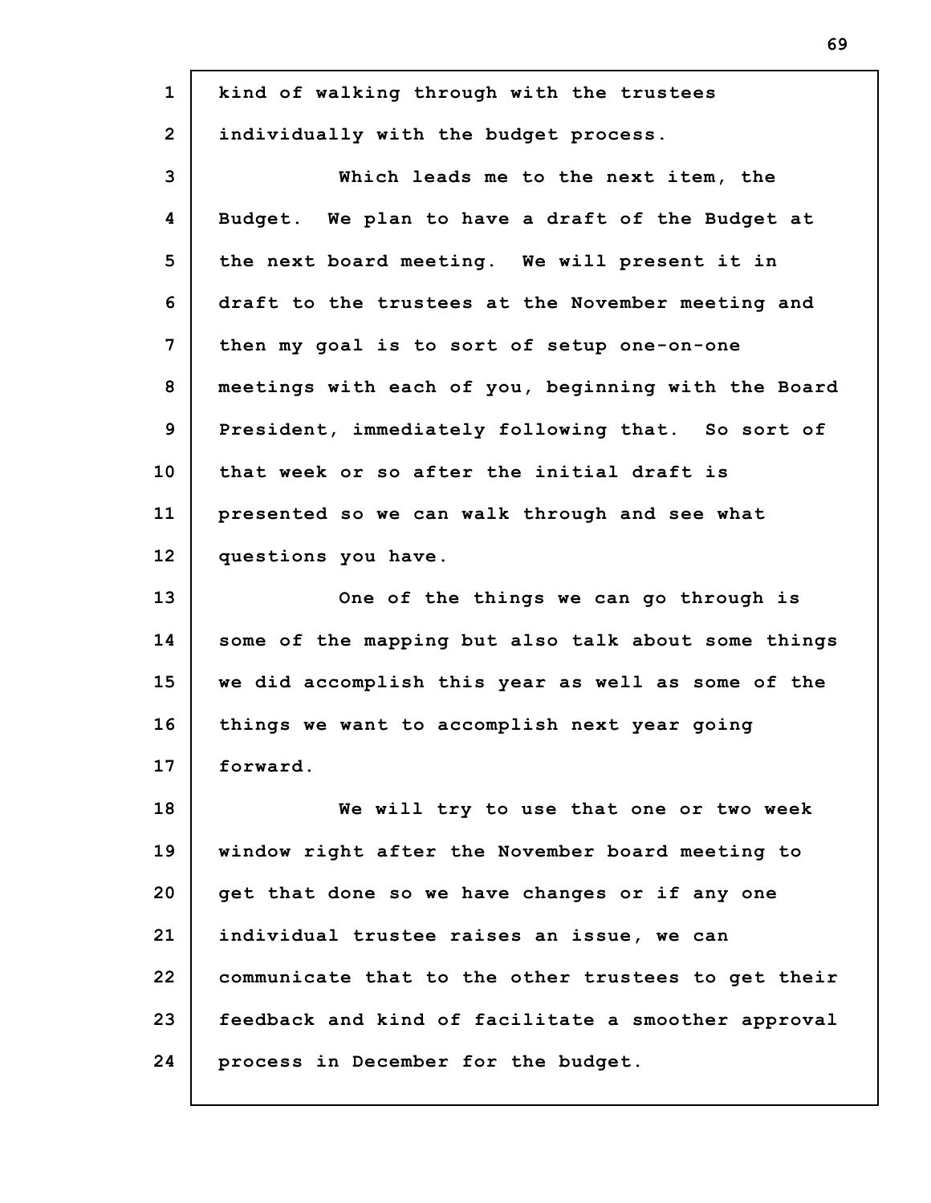kind of walking through with the trustees individually with the budget process.

Which leads me to the next item, the Budget. We plan to have a draft of the Budget at the next board meeting. We will present it in draft to the trustees at the November meeting and then my goal is to sort of setup one-on-one meetings with each of you, beginning with the Board President, immediately following that. So sort of that week or so after the initial draft is presented so we can walk through and see what questions you have.

One of the things we can go through is some of the mapping but also talk about some things we did accomplish this year as well as some of the things we want to accomplish next year going forward.

We will try to use that one or two week window right after the November board meeting to get that done so we have changes or if any one individual trustee raises an issue, we can communicate that to the other trustees to get their feedback and kind of facilitate a smoother approval process in December for the budget.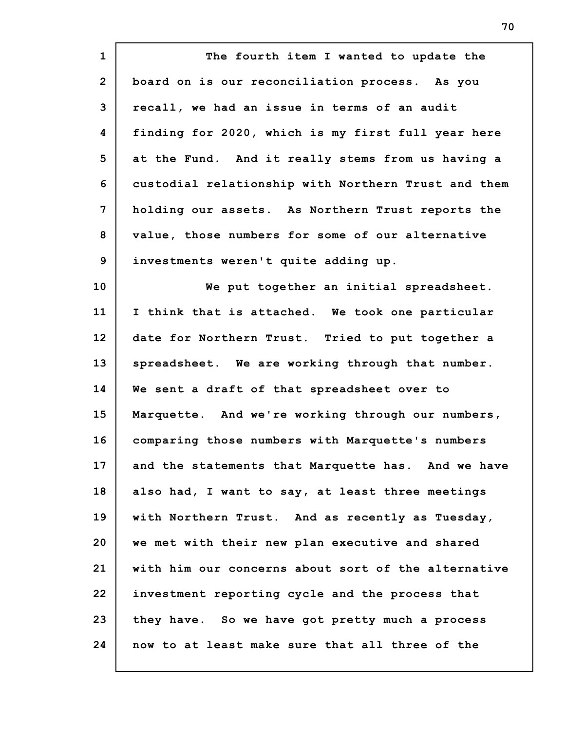The fourth item I wanted to update the board on is our reconciliation process. As you recall, we had an issue in terms of an audit finding for 2020, which is my first full year here at the Fund. And it really stems from us having a custodial relationship with Northern Trust and them holding our assets. As Northern Trust reports the value, those numbers for some of our alternative investments weren't quite adding up.

We put together an initial spreadsheet. I think that is attached. We took one particular date for Northern Trust. Tried to put together a spreadsheet. We are working through that number. We sent a draft of that spreadsheet over to Marquette. And we're working through our numbers, comparing those numbers with Marquette's numbers and the statements that Marquette has. And we have also had, I want to say, at least three meetings with Northern Trust. And as recently as Tuesday, we met with their new plan executive and shared with him our concerns about sort of the alternative investment reporting cycle and the process that they have. So we have got pretty much a process now to at least make sure that all three of the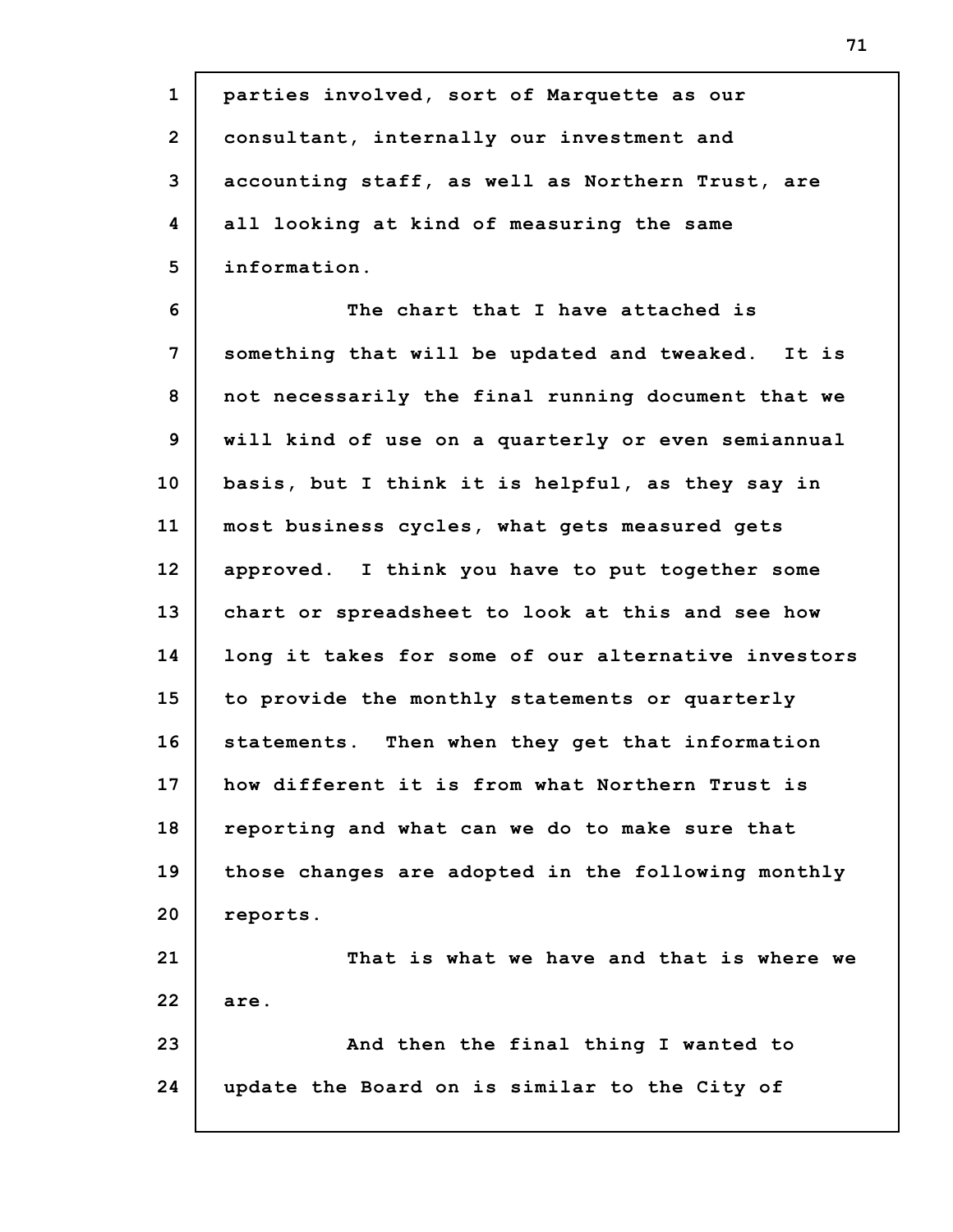parties involved, sort of Marquette as our consultant, internally our investment and accounting staff, as well as Northern Trust, are all looking at kind of measuring the same information.

The chart that I have attached is something that will be updated and tweaked. It is not necessarily the final running document that we will kind of use on a quarterly or even semiannual basis, but I think it is helpful, as they say in most business cycles, what gets measured gets approved. I think you have to put together some chart or spreadsheet to look at this and see how long it takes for some of our alternative investors to provide the monthly statements or quarterly statements. Then when they get that information how different it is from what Northern Trust is reporting and what can we do to make sure that those changes are adopted in the following monthly reports.

That is what we have and that is where we are.

And then the final thing I wanted to update the Board on is similar to the City of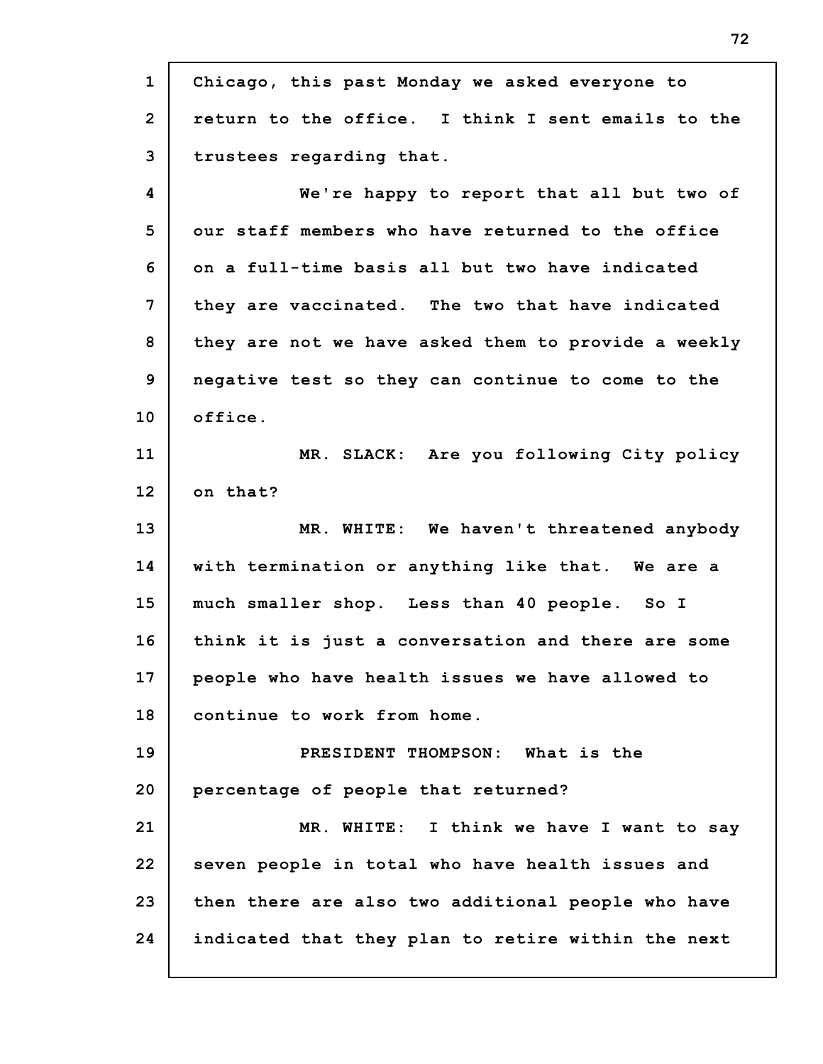Chicago, this past Monday we asked everyone to return to the office. I think I sent emails to the trustees regarding that.

We're happy to report that all but two of our staff members who have returned to the office on a full-time basis all but two have indicated they are vaccinated. The two that have indicated they are not we have asked them to provide a weekly negative test so they can continue to come to the office.

MR. SLACK: Are you following City policy on that?

MR. WHITE: We haven't threatened anybody with termination or anything like that. We are a much smaller shop. Less than 40 people. So I think it is just a conversation and there are some people who have health issues we have allowed to continue to work from home.

PRESIDENT THOMPSON: What is the percentage of people that returned?

MR. WHITE: I think we have I want to say seven people in total who have health issues and then there are also two additional people who have indicated that they plan to retire within the next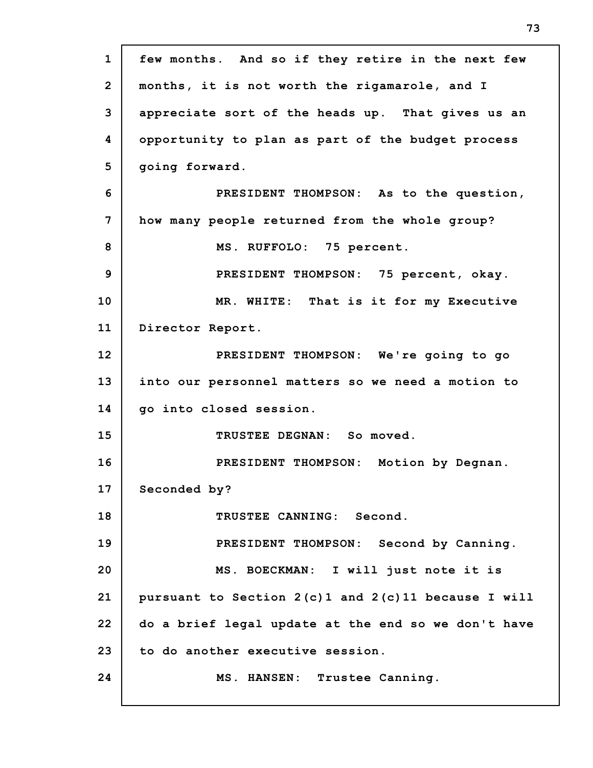few months. And so if they retire in the next few months, it is not worth the rigamarole, and I appreciate sort of the heads up. That gives us an opportunity to plan as part of the budget process going forward.

PRESIDENT THOMPSON: As to the question, how many people returned from the whole group?

MS. RUFFOLO: 75 percent.

PRESIDENT THOMPSON: 75 percent, okay.

MR. WHITE: That is it for my Executive Director Report.

PRESIDENT THOMPSON: We're going to go into our personnel matters so we need a motion to go into closed session.

TRUSTEE DEGNAN: So moved.

PRESIDENT THOMPSON: Motion by Degnan. Seconded by?

TRUSTEE CANNING: Second.

PRESIDENT THOMPSON: Second by Canning.

MS. BOECKMAN: I will just note it is pursuant to Section 2(c)1 and 2(c)11 because I will do a brief legal update at the end so we don't have to do another executive session.

MS. HANSEN: Trustee Canning.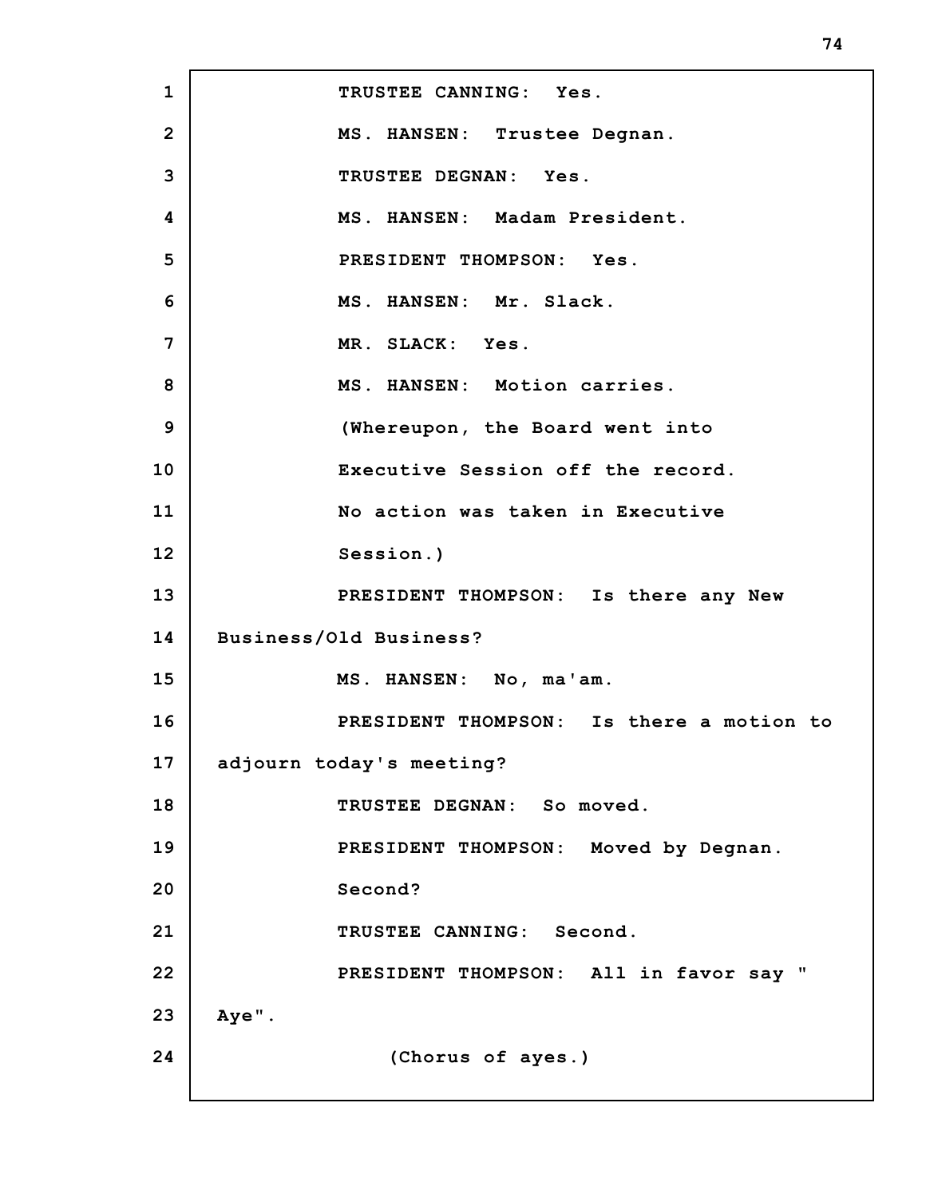TRUSTEE CANNING: Yes.

MS. HANSEN: Trustee Degnan.

TRUSTEE DEGNAN: Yes.

MS. HANSEN: Madam President.

PRESIDENT THOMPSON: Yes.

MS. HANSEN: Mr. Slack.

MR. SLACK: Yes.

MS. HANSEN: Motion carries.

(Whereupon, the Board went into Executive Session off the record. No action was taken in Executive Session.)

PRESIDENT THOMPSON: Is there any New Business/Old Business?

MS. HANSEN: No, ma'am.

PRESIDENT THOMPSON: Is there a motion to adjourn today's meeting?

TRUSTEE DEGNAN: So moved.

PRESIDENT THOMPSON: Moved by Degnan. Second?

TRUSTEE CANNING: Second.

PRESIDENT THOMPSON: All in favor say " Aye".

(Chorus of ayes.)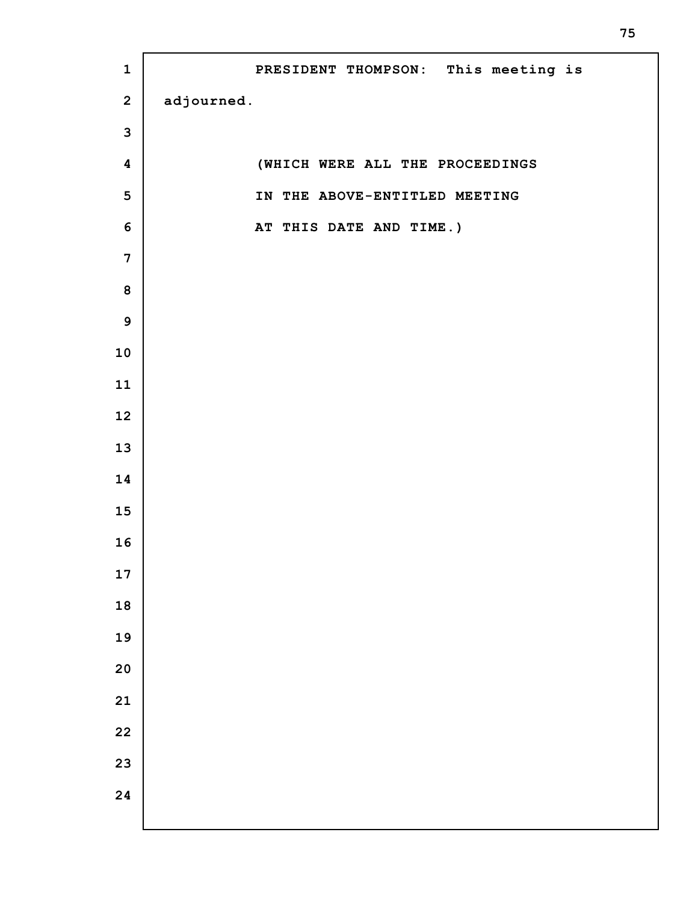PRESIDENT THOMPSON: This meeting is adjourned.

(WHICH WERE ALL THE PROCEEDINGS IN THE ABOVE-ENTITLED MEETING AT THIS DATE AND TIME.)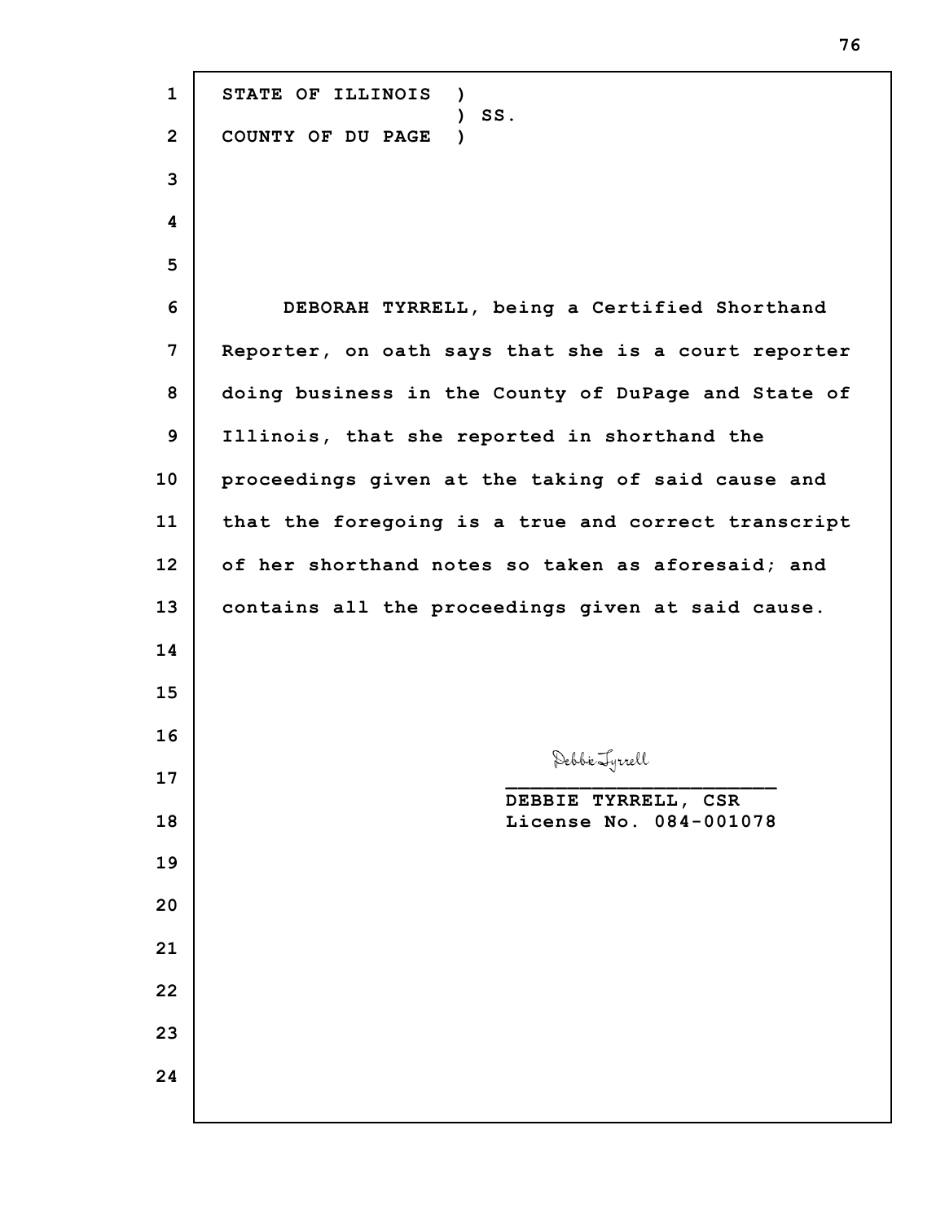STATE OF ILLINOIS )
 ) SS.
COUNTY OF DU PAGE )

DEBORAH TYRRELL, being a Certified Shorthand Reporter, on oath says that she is a court reporter doing business in the County of DuPage and State of Illinois, that she reported in shorthand the proceedings given at the taking of said cause and that the foregoing is a true and correct transcript of her shorthand notes so taken as aforesaid; and contains all the proceedings given at said cause.

Debbie Tyrrell

______________________
DEBBIE TYRRELL, CSR
License No. 084-001078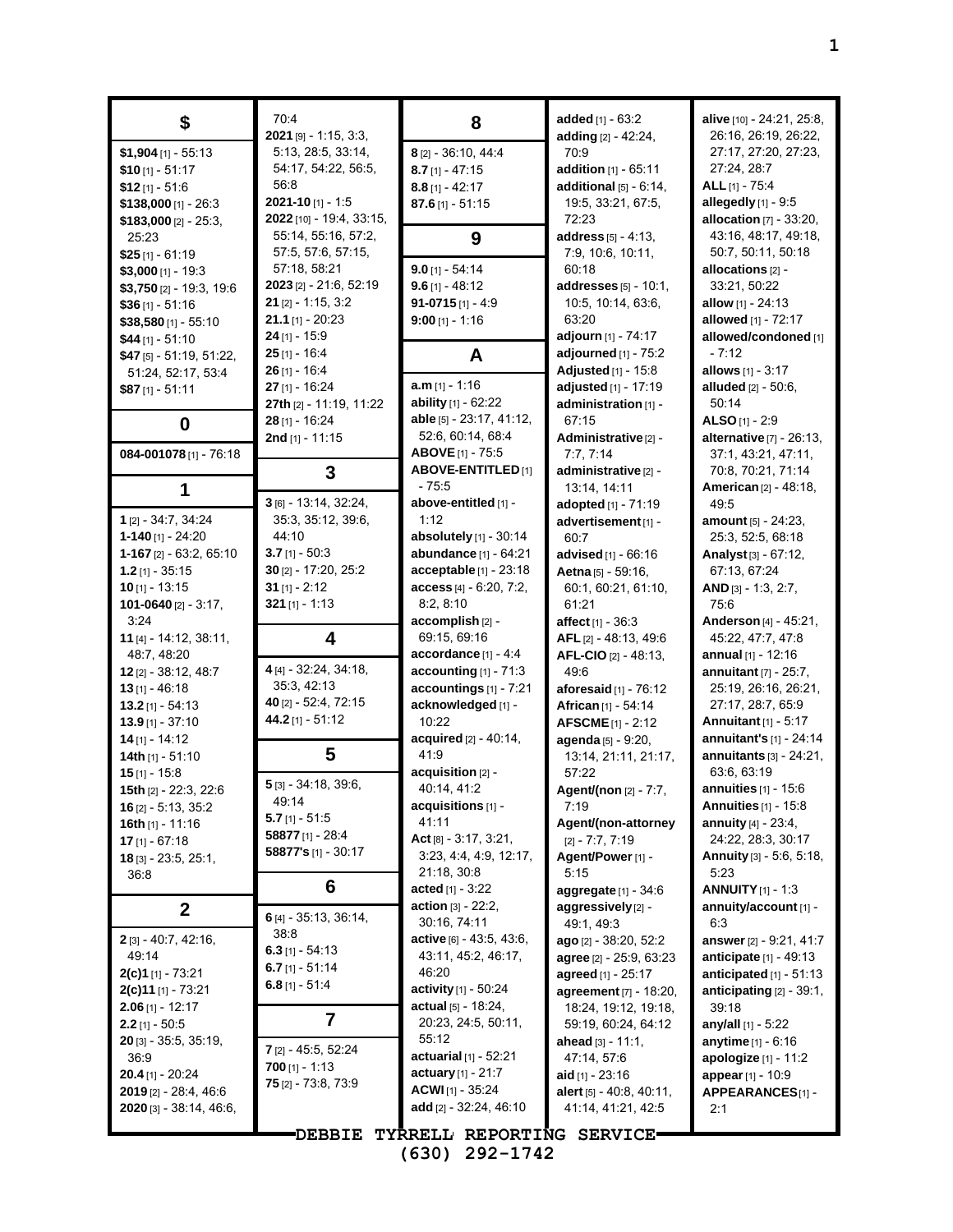## $

**$1,904** [1] - 55:13
**$10** [1] - 51:17
**$12** [1] - 51:6
**$138,000** [1] - 26:3
**$183,000** [2] - 25:3, 25:23
**$25** [1] - 61:19
**$3,000** [1] - 19:3
**$3,750** [2] - 19:3, 19:6
**$36** [1] - 51:16
**$38,580** [1] - 55:10
**$44** [1] - 51:10
**$47** [5] - 51:19, 51:22, 51:24, 52:17, 53:4
**$87** [1] - 51:11

## 0

**084-001078** [1] - 76:18

## 1

**1** [2] - 34:7, 34:24
**1-140** [1] - 24:20
**1-167** [2] - 63:2, 65:10
**1.2** [1] - 35:15
**10** [1] - 13:15
**101-0640** [2] - 3:17, 3:24
**11** [4] - 14:12, 38:11, 48:7, 48:20
**12** [2] - 38:12, 48:7
**13** [1] - 46:18
**13.2** [1] - 54:13
**13.9** [1] - 37:10
**14** [1] - 14:12
**14th** [1] - 51:10
**15** [1] - 15:8
**15th** [2] - 22:3, 22:6
**16** [2] - 5:13, 35:2
**16th** [1] - 11:16
**17** [1] - 67:18
**18** [3] - 23:5, 25:1, 36:8

## 2

**2** [3] - 40:7, 42:16, 49:14
**2(c)1** [1] - 73:21
**2(c)11** [1] - 73:21
**2.06** [1] - 12:17
**2.2** [1] - 50:5
**20** [3] - 35:5, 35:19, 36:9
**20.4** [1] - 20:24
**2019** [2] - 28:4, 46:6
**2020** [3] - 38:14, 46:6, 70:4
**2021** [9] - 1:15, 3:3, 5:13, 28:5, 33:14, 54:17, 54:22, 56:5, 56:8
**2021-10** [1] - 1:5
**2022** [10] - 19:4, 33:15, 55:14, 55:16, 57:2, 57:5, 57:6, 57:15, 57:18, 58:21
**2023** [2] - 21:6, 52:19
**21** [2] - 1:15, 3:2
**21.1** [1] - 20:23
**24** [1] - 15:9
**25** [1] - 16:4
**26** [1] - 16:4
**27** [1] - 16:24
**27th** [2] - 11:19, 11:22
**28** [1] - 16:24
**2nd** [1] - 11:15

## 3

**3** [6] - 13:14, 32:24, 35:3, 35:12, 39:6, 44:10
**3.7** [1] - 50:3
**30** [2] - 17:20, 25:2
**31** [1] - 2:12
**321** [1] - 1:13

## 4

**4** [4] - 32:24, 34:18, 35:3, 42:13
**40** [2] - 52:4, 72:15
**44.2** [1] - 51:12

## 5

**5** [3] - 34:18, 39:6, 49:14
**5.7** [1] - 51:5
**58877** [1] - 28:4
**58877's** [1] - 30:17

## 6

**6** [4] - 35:13, 36:14, 38:8
**6.3** [1] - 54:13
**6.7** [1] - 51:14
**6.8** [1] - 51:4

## 7

**7** [2] - 45:5, 52:24
**700** [1] - 1:13
**75** [2] - 73:8, 73:9

## 8

**8** [2] - 36:10, 44:4
**8.7** [1] - 47:15
**8.8** [1] - 42:17
**87.6** [1] - 51:15

## 9

**9.0** [1] - 54:14
**9.6** [1] - 48:12
**91-0715** [1] - 4:9
**9:00** [1] - 1:16

## A

**a.m** [1] - 1:16
**ability** [1] - 62:22
**able** [5] - 23:17, 41:12, 52:6, 60:14, 68:4
**ABOVE** [1] - 75:5
**ABOVE-ENTITLED** [1] - 75:5
**above-entitled** [1] - 1:12
**absolutely** [1] - 30:14
**abundance** [1] - 64:21
**acceptable** [1] - 23:18
**access** [4] - 6:20, 7:2, 8:2, 8:10
**accomplish** [2] - 69:15, 69:16
**accordance** [1] - 4:4
**accounting** [1] - 71:3
**accountings** [1] - 7:21
**acknowledged** [1] - 10:22
**acquired** [2] - 40:14, 41:9
**acquisition** [2] - 40:14, 41:2
**acquisitions** [1] - 41:11
**Act** [8] - 3:17, 3:21, 3:23, 4:4, 4:9, 12:17, 21:18, 30:8
**acted** [1] - 3:22
**action** [3] - 22:2, 30:16, 74:11
**active** [6] - 43:5, 43:6, 43:11, 45:2, 46:17, 46:20
**activity** [1] - 50:24
**actual** [5] - 18:24, 20:23, 24:5, 50:11, 55:12
**actuarial** [1] - 52:21
**actuary** [1] - 21:7
**ACWI** [1] - 35:24
**add** [2] - 32:24, 46:10
**added** [1] - 63:2
**adding** [2] - 42:24, 70:9
**addition** [1] - 65:11
**additional** [5] - 6:14, 19:5, 33:21, 67:5, 72:23
**address** [5] - 4:13, 7:9, 10:6, 10:11, 60:18
**addresses** [5] - 10:1, 10:5, 10:14, 63:6, 63:20
**adjourn** [1] - 74:17
**adjourned** [1] - 75:2
**Adjusted** [1] - 15:8
**adjusted** [1] - 17:19
**administration** [1] - 67:15
**Administrative** [2] - 7:7, 7:14
**administrative** [2] - 13:14, 14:11
**adopted** [1] - 71:19
**advertisement** [1] - 60:7
**advised** [1] - 66:16
**Aetna** [5] - 59:16, 60:1, 60:21, 61:10, 61:21
**affect** [1] - 36:3
**AFL** [2] - 48:13, 49:6
**AFL-CIO** [2] - 48:13, 49:6
**aforesaid** [1] - 76:12
**African** [1] - 54:14
**AFSCME** [1] - 2:12
**agenda** [5] - 9:20, 13:14, 21:11, 21:17, 57:22
**Agent/(non** [2] - 7:7, 7:19
**Agent/(non-attorney** [2] - 7:7, 7:19
**Agent/Power** [1] - 5:15
**aggregate** [1] - 34:6
**aggressively** [2] - 49:1, 49:3
**ago** [2] - 38:20, 52:2
**agree** [2] - 25:9, 63:23
**agreed** [1] - 25:17
**agreement** [7] - 18:20, 18:24, 19:12, 19:18, 59:19, 60:24, 64:12
**ahead** [3] - 11:1, 47:14, 57:6
**aid** [1] - 23:16
**alert** [5] - 40:8, 40:11, 41:14, 41:21, 42:5
**alive** [10] - 24:21, 25:8, 26:16, 26:19, 26:22, 27:17, 27:20, 27:23, 27:24, 28:7
**ALL** [1] - 75:4
**allegedly** [1] - 9:5
**allocation** [7] - 33:20, 43:16, 48:17, 49:18, 50:7, 50:11, 50:18
**allocations** [2] - 33:21, 50:22
**allow** [1] - 24:13
**allowed** [1] - 72:17
**allowed/condoned** [1] - 7:12
**allows** [1] - 3:17
**alluded** [2] - 50:6, 50:14
**ALSO** [1] - 2:9
**alternative** [7] - 26:13, 37:1, 43:21, 47:11, 70:8, 70:21, 71:14
**American** [2] - 48:18, 49:5
**amount** [5] - 24:23, 25:3, 52:5, 68:18
**Analyst** [3] - 67:12, 67:13, 67:24
**AND** [3] - 1:3, 2:7, 75:6
**Anderson** [4] - 45:21, 45:22, 47:7, 47:8
**annual** [1] - 12:16
**annuitant** [7] - 25:7, 25:19, 26:16, 26:21, 27:17, 28:7, 65:9
**Annuitant** [1] - 5:17
**annuitant's** [1] - 24:14
**annuitants** [3] - 24:21, 63:6, 63:19
**annuities** [1] - 15:6
**Annuities** [1] - 15:8
**annuity** [4] - 23:4, 24:22, 28:3, 30:17
**Annuity** [3] - 5:6, 5:18, 5:23
**ANNUITY** [1] - 1:3
**annuity/account** [1] - 6:3
**answer** [2] - 9:21, 41:7
**anticipate** [1] - 49:13
**anticipated** [1] - 51:13
**anticipating** [2] - 39:1, 39:18
**any/all** [1] - 5:22
**anytime** [1] - 6:16
**apologize** [1] - 11:2
**appear** [1] - 10:9
**APPEARANCES** [1] - 2:1

DEBBIE TYRRELL REPORTING SERVICE
(630) 292-1742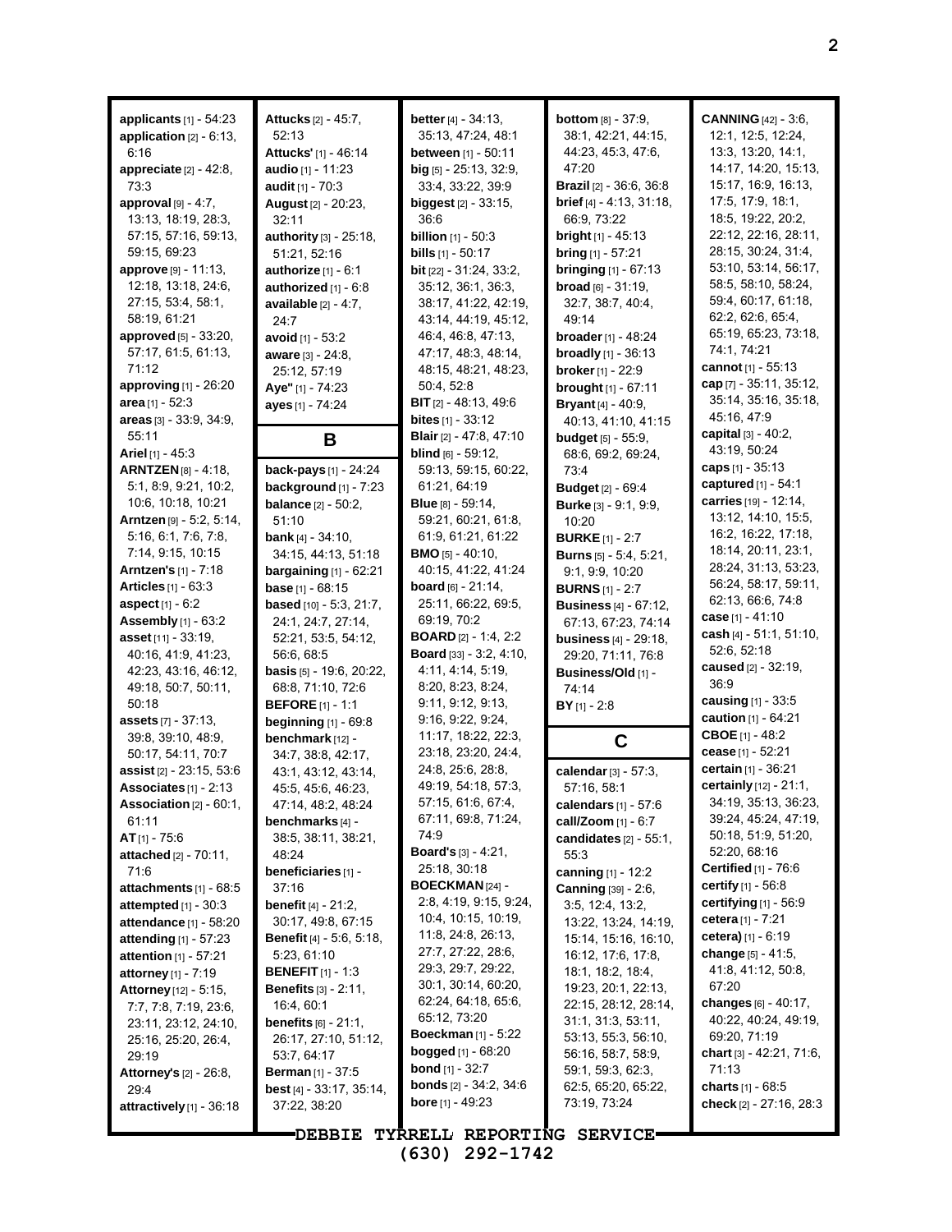**applicants** [1] - 54:23
**application** [2] - 6:13, 6:16
**appreciate** [2] - 42:8, 73:3
**approval** [9] - 4:7, 13:13, 18:19, 28:3, 57:15, 57:16, 59:13, 59:15, 69:23
**approve** [9] - 11:13, 12:18, 13:18, 24:6, 27:15, 53:4, 58:1, 58:19, 61:21
**approved** [5] - 33:20, 57:17, 61:5, 61:13, 71:12
**approving** [1] - 26:20
**area** [1] - 52:3
**areas** [3] - 33:9, 34:9, 55:11
**Ariel** [1] - 45:3
**ARNTZEN** [8] - 4:18, 5:1, 8:9, 9:21, 10:2, 10:6, 10:18, 10:21
**Arntzen** [9] - 5:2, 5:14, 5:16, 6:1, 7:6, 7:8, 7:14, 9:15, 10:15
**Arntzen's** [1] - 7:18
**Articles** [1] - 63:3
**aspect** [1] - 6:2
**Assembly** [1] - 63:2
**asset** [11] - 33:19, 40:16, 41:9, 41:23, 42:23, 43:16, 46:12, 49:18, 50:7, 50:11, 50:18
**assets** [7] - 37:13, 39:8, 39:10, 48:9, 50:17, 54:11, 70:7
**assist** [2] - 23:15, 53:6
**Associates** [1] - 2:13
**Association** [2] - 60:1, 61:11
**AT** [1] - 75:6
**attached** [2] - 70:11, 71:6
**attachments** [1] - 68:5
**attempted** [1] - 30:3
**attendance** [1] - 58:20
**attending** [1] - 57:23
**attention** [1] - 57:21
**attorney** [1] - 7:19
**Attorney** [12] - 5:15, 7:7, 7:8, 7:19, 23:6, 23:11, 23:12, 24:10, 25:16, 25:20, 26:4, 29:19
**Attorney's** [2] - 26:8, 29:4
**attractively** [1] - 36:18
**Attucks** [2] - 45:7, 52:13
**Attucks'** [1] - 46:14
**audio** [1] - 11:23
**audit** [1] - 70:3
**August** [2] - 20:23, 32:11
**authority** [3] - 25:18, 51:21, 52:16
**authorize** [1] - 6:1
**authorized** [1] - 6:8
**available** [2] - 4:7, 24:7
**avoid** [1] - 53:2
**aware** [3] - 24:8, 25:12, 57:19
**Aye"** [1] - 74:23
**ayes** [1] - 74:24

## B

**back-pays** [1] - 24:24
**background** [1] - 7:23
**balance** [2] - 50:2, 51:10
**bank** [4] - 34:10, 34:15, 44:13, 51:18
**bargaining** [1] - 62:21
**base** [1] - 68:15
**based** [10] - 5:3, 21:7, 24:1, 24:7, 27:14, 52:21, 53:5, 54:12, 56:6, 68:5
**basis** [5] - 19:6, 20:22, 68:8, 71:10, 72:6
**BEFORE** [1] - 1:1
**beginning** [1] - 69:8
**benchmark** [12] - 34:7, 38:8, 42:17, 43:1, 43:12, 43:14, 45:5, 45:6, 46:23, 47:14, 48:2, 48:24
**benchmarks** [4] - 38:5, 38:11, 38:21, 48:24
**beneficiaries** [1] - 37:16
**benefit** [4] - 21:2, 30:17, 49:8, 67:15
**Benefit** [4] - 5:6, 5:18, 5:23, 61:10
**BENEFIT** [1] - 1:3
**Benefits** [3] - 2:11, 16:4, 60:1
**benefits** [6] - 21:1, 26:17, 27:10, 51:12, 53:7, 64:17
**Berman** [1] - 37:5
**best** [4] - 33:17, 35:14, 37:22, 38:20
**better** [4] - 34:13, 35:13, 47:24, 48:1
**between** [1] - 50:11
**big** [5] - 25:13, 32:9, 33:4, 33:22, 39:9
**biggest** [2] - 33:15, 36:6
**billion** [1] - 50:3
**bills** [1] - 50:17
**bit** [22] - 31:24, 33:2, 35:12, 36:1, 36:3, 38:17, 41:22, 42:19, 43:14, 44:19, 45:12, 46:4, 46:8, 47:13, 47:17, 48:3, 48:14, 48:15, 48:21, 48:23, 50:4, 52:8
**BIT** [2] - 48:13, 49:6
**bites** [1] - 33:12
**Blair** [2] - 47:8, 47:10
**blind** [6] - 59:12, 59:13, 59:15, 60:22, 61:21, 64:19
**Blue** [8] - 59:14, 59:21, 60:21, 61:8, 61:9, 61:21, 61:22
**BMO** [5] - 40:10, 40:15, 41:22, 41:24
**board** [6] - 21:14, 25:11, 66:22, 69:5, 69:19, 70:2
**BOARD** [2] - 1:4, 2:2
**Board** [33] - 3:2, 4:10, 4:11, 4:14, 5:19, 8:20, 8:23, 8:24, 9:11, 9:12, 9:13, 9:16, 9:22, 9:24, 11:17, 18:22, 22:3, 23:18, 23:20, 24:4, 24:8, 25:6, 28:8, 49:19, 54:18, 57:3, 57:15, 61:6, 67:4, 67:11, 69:8, 71:24, 74:9
**Board's** [3] - 4:21, 25:18, 30:18
**BOECKMAN** [24] - 2:8, 4:19, 9:15, 9:24, 10:4, 10:15, 10:19, 11:8, 24:8, 26:13, 27:7, 27:22, 28:6, 29:3, 29:7, 29:22, 30:1, 30:14, 60:20, 62:24, 64:18, 65:6, 65:12, 73:20
**Boeckman** [1] - 5:22
**bogged** [1] - 68:20
**bond** [1] - 32:7
**bonds** [2] - 34:2, 34:6
**bore** [1] - 49:23
**bottom** [8] - 37:9, 38:1, 42:21, 44:15, 44:23, 45:3, 47:6, 47:20
**Brazil** [2] - 36:6, 36:8
**brief** [4] - 4:13, 31:18, 66:9, 73:22
**bright** [1] - 45:13
**bring** [1] - 57:21
**bringing** [1] - 67:13
**broad** [6] - 31:19, 32:7, 38:7, 40:4, 49:14
**broader** [1] - 48:24
**broadly** [1] - 36:13
**broker** [1] - 22:9
**brought** [1] - 67:11
**Bryant** [4] - 40:9, 40:13, 41:10, 41:15
**budget** [5] - 55:9, 68:6, 69:2, 69:24, 73:4
**Budget** [2] - 69:4
**Burke** [3] - 9:1, 9:9, 10:20
**BURKE** [1] - 2:7
**Burns** [5] - 5:4, 5:21, 9:1, 9:9, 10:20
**BURNS** [1] - 2:7
**Business** [4] - 67:12, 67:13, 67:23, 74:14
**business** [4] - 29:18, 29:20, 71:11, 76:8
**Business/Old** [1] - 74:14
**BY** [1] - 2:8

## C

**calendar** [3] - 57:3, 57:16, 58:1
**calendars** [1] - 57:6
**call/Zoom** [1] - 6:7
**candidates** [2] - 55:1, 55:3
**canning** [1] - 12:2
**Canning** [39] - 2:6, 3:5, 12:4, 13:2, 13:22, 13:24, 14:19, 15:14, 15:16, 16:10, 16:12, 17:6, 17:8, 18:1, 18:2, 18:4, 19:23, 20:1, 22:13, 22:15, 28:12, 28:14, 31:1, 31:3, 53:11, 53:13, 55:3, 56:10, 56:16, 58:7, 58:9, 59:1, 59:3, 62:3, 62:5, 65:20, 65:22, 73:19, 73:24
**CANNING** [42] - 3:6, 12:1, 12:5, 12:24, 13:3, 13:20, 14:1, 14:17, 14:20, 15:13, 15:17, 16:9, 16:13, 17:5, 17:9, 18:1, 18:5, 19:22, 20:2, 22:12, 22:16, 28:11, 28:15, 30:24, 31:4, 53:10, 53:14, 56:17, 58:5, 58:10, 58:24, 59:4, 60:17, 61:18, 62:2, 62:6, 65:4, 65:19, 65:23, 73:18, 74:1, 74:21
**cannot** [1] - 55:13
**cap** [7] - 35:11, 35:12, 35:14, 35:16, 35:18, 45:16, 47:9
**capital** [3] - 40:2, 43:19, 50:24
**caps** [1] - 35:13
**captured** [1] - 54:1
**carries** [19] - 12:14, 13:12, 14:10, 15:5, 16:2, 16:22, 17:18, 18:14, 20:11, 23:1, 28:24, 31:13, 53:23, 56:24, 58:17, 59:11, 62:13, 66:6, 74:8
**case** [1] - 41:10
**cash** [4] - 51:1, 51:10, 52:6, 52:18
**caused** [2] - 32:19, 36:9
**causing** [1] - 33:5
**caution** [1] - 64:21
**CBOE** [1] - 48:2
**cease** [1] - 52:21
**certain** [1] - 36:21
**certainly** [12] - 21:1, 34:19, 35:13, 36:23, 39:24, 45:24, 47:19, 50:18, 51:9, 51:20, 52:20, 68:16
**Certified** [1] - 76:6
**certify** [1] - 56:8
**certifying** [1] - 56:9
**cetera** [1] - 7:21
**cetera)** [1] - 6:19
**change** [5] - 41:5, 41:8, 41:12, 50:8, 67:20
**changes** [6] - 40:17, 40:22, 40:24, 49:19, 69:20, 71:19
**chart** [3] - 42:21, 71:6, 71:13
**charts** [1] - 68:5
**check** [2] - 27:16, 28:3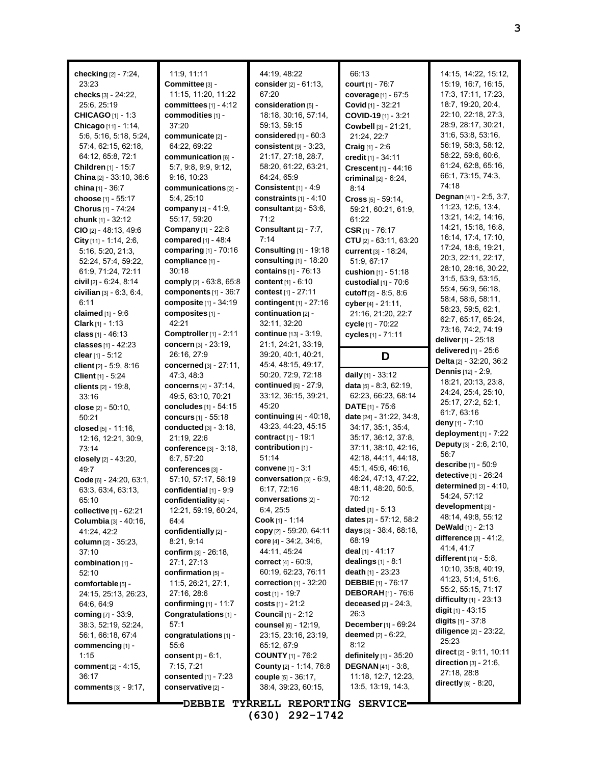**checking** [2] - 7:24, 23:23
**checks** [3] - 24:22, 25:6, 25:19
**CHICAGO** [1] - 1:3
**Chicago** [11] - 1:14, 5:6, 5:16, 5:18, 5:24, 57:4, 62:15, 62:18, 64:12, 65:8, 72:1
**Children** [1] - 15:7
**China** [2] - 33:10, 36:6
**china** [1] - 36:7
**choose** [1] - 55:17
**Chorus** [1] - 74:24
**chunk** [1] - 32:12
**CIO** [2] - 48:13, 49:6
**City** [11] - 1:14, 2:6, 5:16, 5:20, 21:3, 52:24, 57:4, 59:22, 61:9, 71:24, 72:11
**civil** [2] - 6:24, 8:14
**civilian** [3] - 6:3, 6:4, 6:11
**claimed** [1] - 9:6
**Clark** [1] - 1:13
**class** [1] - 46:13
**classes** [1] - 42:23
**clear** [1] - 5:12
**client** [2] - 5:9, 8:16
**Client** [1] - 5:24
**clients** [2] - 19:8, 33:16
**close** [2] - 50:10, 50:21
**closed** [5] - 11:16, 12:16, 12:21, 30:9, 73:14
**closely** [2] - 43:20, 49:7
**Code** [6] - 24:20, 63:1, 63:3, 63:4, 63:13, 65:10
**collective** [1] - 62:21
**Columbia** [3] - 40:16, 41:24, 42:2
**column** [2] - 35:23, 37:10
**combination** [1] - 52:10
**comfortable** [5] - 24:15, 25:13, 26:23, 64:6, 64:9
**coming** [7] - 33:9, 38:3, 52:19, 52:24, 56:1, 66:18, 67:4
**commencing** [1] - 1:15
**comment** [2] - 4:15, 36:17
**comments** [3] - 9:17, 11:9, 11:11
**Committee** [3] - 11:15, 11:20, 11:22
**committees** [1] - 4:12
**commodities** [1] - 37:20
**communicate** [2] - 64:22, 69:22
**communication** [6] - 5:7, 9:8, 9:9, 9:12, 9:16, 10:23
**communications** [2] - 5:4, 25:10
**company** [3] - 41:9, 55:17, 59:20
**Company** [1] - 22:8
**compared** [1] - 48:4
**comparing** [1] - 70:16
**compliance** [1] - 30:18
**comply** [2] - 63:8, 65:8
**components** [1] - 36:7
**composite** [1] - 34:19
**composites** [1] - 42:21
**Comptroller** [1] - 2:11
**concern** [3] - 23:19, 26:16, 27:9
**concerned** [3] - 27:11, 47:3, 48:3
**concerns** [4] - 37:14, 49:5, 63:10, 70:21
**concludes** [1] - 54:15
**concurs** [1] - 55:18
**conducted** [3] - 3:18, 21:19, 22:6
**conference** [3] - 3:18, 6:7, 57:20
**conferences** [3] - 57:10, 57:17, 58:19
**confidential** [1] - 9:9
**confidentiality** [4] - 12:21, 59:19, 60:24, 64:4
**confidentially** [2] - 8:21, 9:14
**confirm** [3] - 26:18, 27:1, 27:13
**confirmation** [5] - 11:5, 26:21, 27:1, 27:16, 28:6
**confirming** [1] - 11:7
**Congratulations** [1] - 57:1
**congratulations** [1] - 55:6
**consent** [3] - 6:1, 7:15, 7:21
**consented** [1] - 7:23
**conservative** [2] - 44:19, 48:22
**consider** [2] - 61:13, 67:20
**consideration** [5] - 18:18, 30:16, 57:14, 59:13, 59:15
**considered** [1] - 60:3
**consistent** [9] - 3:23, 21:17, 27:18, 28:7, 58:20, 61:22, 63:21, 64:24, 65:9
**Consistent** [1] - 4:9
**constraints** [1] - 4:10
**consultant** [2] - 53:6, 71:2
**Consultant** [2] - 7:7, 7:14
**Consulting** [1] - 19:18
**consulting** [1] - 18:20
**contains** [1] - 76:13
**content** [1] - 6:10
**contest** [1] - 27:11
**contingent** [1] - 27:16
**continuation** [2] - 32:11, 32:20
**continue** [13] - 3:19, 21:1, 24:21, 33:19, 39:20, 40:1, 40:21, 45:4, 48:15, 49:17, 50:20, 72:9, 72:18
**continued** [5] - 27:9, 33:12, 36:15, 39:21, 45:20
**continuing** [4] - 40:18, 43:23, 44:23, 45:15
**contract** [1] - 19:1
**contribution** [1] - 51:14
**convene** [1] - 3:1
**conversation** [3] - 6:9, 6:17, 72:16
**conversations** [2] - 6:4, 25:5
**Cook** [1] - 1:14
**copy** [2] - 59:20, 64:11
**core** [4] - 34:2, 34:6, 44:11, 45:24
**correct** [4] - 60:9, 60:19, 62:23, 76:11
**correction** [1] - 32:20
**cost** [1] - 19:7
**costs** [1] - 21:2
**Council** [1] - 2:12
**counsel** [6] - 12:19, 23:15, 23:16, 23:19, 65:12, 67:9
**COUNTY** [1] - 76:2
**County** [2] - 1:14, 76:8
**couple** [5] - 36:17, 38:4, 39:23, 60:15, 66:13
**court** [1] - 76:7
**coverage** [1] - 67:5
**Covid** [1] - 32:21
**COVID-19** [1] - 3:21
**Cowbell** [3] - 21:21, 21:24, 22:7
**Craig** [1] - 2:6
**credit** [1] - 34:11
**Crescent** [1] - 44:16
**criminal** [2] - 6:24, 8:14
**Cross** [5] - 59:14, 59:21, 60:21, 61:9, 61:22
**CSR** [1] - 76:17
**CTU** [2] - 63:11, 63:20
**current** [3] - 18:24, 51:9, 67:17
**cushion** [1] - 51:18
**custodial** [1] - 70:6
**cutoff** [2] - 8:5, 8:6
**cyber** [4] - 21:11, 21:16, 21:20, 22:7
**cycle** [1] - 70:22
**cycles** [1] - 71:11

## D

**daily** [1] - 33:12
**data** [5] - 8:3, 62:19, 62:23, 66:23, 68:14
**DATE** [1] - 75:6
**date** [24] - 31:22, 34:8, 34:17, 35:1, 35:4, 35:17, 36:12, 37:8, 37:11, 38:10, 42:16, 42:18, 44:11, 44:18, 45:1, 45:6, 46:16, 46:24, 47:13, 47:22, 48:11, 48:20, 50:5, 70:12
**dated** [1] - 5:13
**dates** [2] - 57:12, 58:2
**days** [3] - 38:4, 68:18, 68:19
**deal** [1] - 41:17
**dealings** [1] - 8:1
**death** [1] - 23:23
**DEBBIE** [1] - 76:17
**DEBORAH** [1] - 76:6
**deceased** [2] - 24:3, 26:3
**December** [1] - 69:24
**deemed** [2] - 6:22, 8:12
**definitely** [1] - 35:20
**DEGNAN** [41] - 3:8, 11:18, 12:7, 12:23, 13:5, 13:19, 14:3, 14:15, 14:22, 15:12, 15:19, 16:7, 16:15, 17:3, 17:11, 17:23, 18:7, 19:20, 20:4, 22:10, 22:18, 27:3, 28:9, 28:17, 30:21, 31:6, 53:8, 53:16, 56:19, 58:3, 58:12, 58:22, 59:6, 60:6, 61:24, 62:8, 65:16, 66:1, 73:15, 74:3, 74:18
**Degnan** [41] - 2:5, 3:7, 11:23, 12:6, 13:4, 13:21, 14:2, 14:16, 14:21, 15:18, 16:8, 16:14, 17:4, 17:10, 17:24, 18:6, 19:21, 20:3, 22:11, 22:17, 28:10, 28:16, 30:22, 31:5, 53:9, 53:15, 55:4, 56:9, 56:18, 58:4, 58:6, 58:11, 58:23, 59:5, 62:1, 62:7, 65:17, 65:24, 73:16, 74:2, 74:19
**deliver** [1] - 25:18
**delivered** [1] - 25:6
**Delta** [2] - 32:20, 36:2
**Dennis** [12] - 2:9, 18:21, 20:13, 23:8, 24:24, 25:4, 25:10, 25:17, 27:2, 52:1, 61:7, 63:16
**deny** [1] - 7:10
**deployment** [1] - 7:22
**Deputy** [3] - 2:6, 2:10, 56:7
**describe** [1] - 50:9
**detective** [1] - 26:24
**determined** [3] - 4:10, 54:24, 57:12
**development** [3] - 48:14, 49:8, 55:12
**DeWald** [1] - 2:13
**difference** [3] - 41:2, 41:4, 41:7
**different** [10] - 5:8, 10:10, 35:8, 40:19, 41:23, 51:4, 51:6, 55:2, 55:15, 71:17
**difficulty** [1] - 23:13
**digit** [1] - 43:15
**digits** [1] - 37:8
**diligence** [2] - 23:22, 25:23
**direct** [2] - 9:11, 10:11
**direction** [3] - 21:6, 27:18, 28:8
**directly** [6] - 8:20,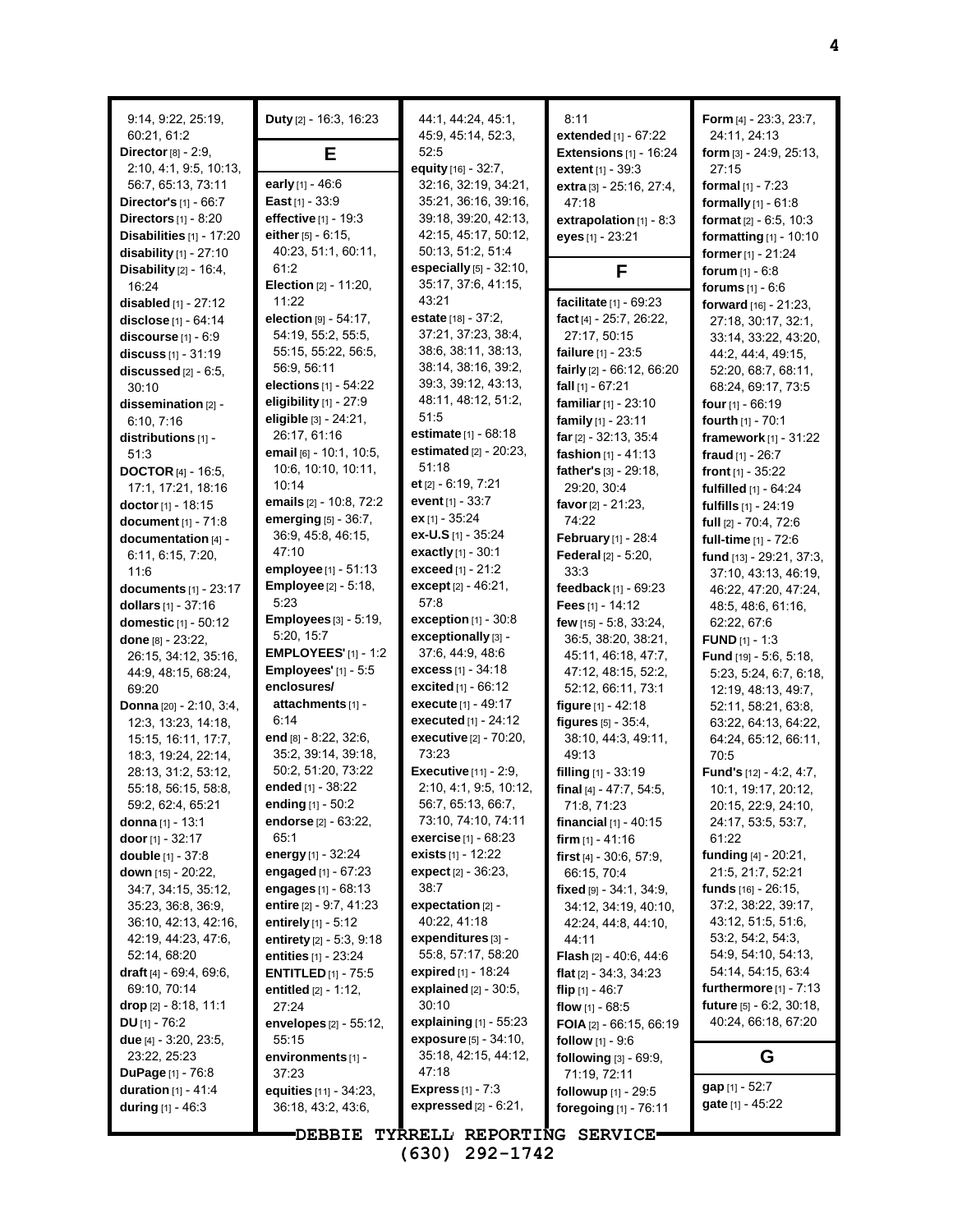9:14, 9:22, 25:19, 60:21, 61:2
**Director** [8] - 2:9, 2:10, 4:1, 9:5, 10:13, 56:7, 65:13, 73:11
**Director's** [1] - 66:7
**Directors** [1] - 8:20
**Disabilities** [1] - 17:20
**disability** [1] - 27:10
**Disability** [2] - 16:4, 16:24
**disabled** [1] - 27:12
**disclose** [1] - 64:14
**discourse** [1] - 6:9
**discuss** [1] - 31:19
**discussed** [2] - 6:5, 30:10
**dissemination** [2] - 6:10, 7:16
**distributions** [1] - 51:3
**DOCTOR** [4] - 16:5, 17:1, 17:21, 18:16
**doctor** [1] - 18:15
**document** [1] - 71:8
**documentation** [4] - 6:11, 6:15, 7:20, 11:6
**documents** [1] - 23:17
**dollars** [1] - 37:16
**domestic** [1] - 50:12
**done** [8] - 23:22, 26:15, 34:12, 35:16, 44:9, 48:15, 68:24, 69:20
**Donna** [20] - 2:10, 3:4, 12:3, 13:23, 14:18, 15:15, 16:11, 17:7, 18:3, 19:24, 22:14, 28:13, 31:2, 53:12, 55:18, 56:15, 58:8, 59:2, 62:4, 65:21
**donna** [1] - 13:1
**door** [1] - 32:17
**double** [1] - 37:8
**down** [15] - 20:22, 34:7, 34:15, 35:12, 35:23, 36:8, 36:9, 36:10, 42:13, 42:16, 42:19, 44:23, 47:6, 52:14, 68:20
**draft** [4] - 69:4, 69:6, 69:10, 70:14
**drop** [2] - 8:18, 11:1
**DU** [1] - 76:2
**due** [4] - 3:20, 23:5, 23:22, 25:23
**DuPage** [1] - 76:8
**duration** [1] - 41:4
**during** [1] - 46:3
**Duty** [2] - 16:3, 16:23

## E

**early** [1] - 46:6
**East** [1] - 33:9
**effective** [1] - 19:3
**either** [5] - 6:15, 40:23, 51:1, 60:11, 61:2
**Election** [2] - 11:20, 11:22
**election** [9] - 54:17, 54:19, 55:2, 55:5, 55:15, 55:22, 56:5, 56:9, 56:11
**elections** [1] - 54:22
**eligibility** [1] - 27:9
**eligible** [3] - 24:21, 26:17, 61:16
**email** [6] - 10:1, 10:5, 10:6, 10:10, 10:11, 10:14
**emails** [2] - 10:8, 72:2
**emerging** [5] - 36:7, 36:9, 45:8, 46:15, 47:10
**employee** [1] - 51:13
**Employee** [2] - 5:18, 5:23
**Employees** [3] - 5:19, 5:20, 15:7
**EMPLOYEES'** [1] - 1:2
**Employees'** [1] - 5:5
**enclosures/ attachments** [1] - 6:14
**end** [8] - 8:22, 32:6, 35:2, 39:14, 39:18, 50:2, 51:20, 73:22
**ended** [1] - 38:22
**ending** [1] - 50:2
**endorse** [2] - 63:22, 65:1
**energy** [1] - 32:24
**engaged** [1] - 67:23
**engages** [1] - 68:13
**entire** [2] - 9:7, 41:23
**entirely** [1] - 5:12
**entirety** [2] - 5:3, 9:18
**entities** [1] - 23:24
**ENTITLED** [1] - 75:5
**entitled** [2] - 1:12, 27:24
**envelopes** [2] - 55:12, 55:15
**environments** [1] - 37:23
**equities** [11] - 34:23, 36:18, 43:2, 43:6, 44:1, 44:24, 45:1, 45:9, 45:14, 52:3, 52:5
**equity** [16] - 32:7, 32:16, 32:19, 34:21, 35:21, 36:16, 39:16, 39:18, 39:20, 42:13, 42:15, 45:17, 50:12, 50:13, 51:2, 51:4
**especially** [5] - 32:10, 35:17, 37:6, 41:15, 43:21
**estate** [18] - 37:2, 37:21, 37:23, 38:4, 38:6, 38:11, 38:13, 38:14, 38:16, 39:2, 39:3, 39:12, 43:13, 48:11, 48:12, 51:2, 51:5
**estimate** [1] - 68:18
**estimated** [2] - 20:23, 51:18
**et** [2] - 6:19, 7:21
**event** [1] - 33:7
**ex** [1] - 35:24
**ex-U.S** [1] - 35:24
**exactly** [1] - 30:1
**exceed** [1] - 21:2
**except** [2] - 46:21, 57:8
**exception** [1] - 30:8
**exceptionally** [3] - 37:6, 44:9, 48:6
**excess** [1] - 34:18
**excited** [1] - 66:12
**execute** [1] - 49:17
**executed** [1] - 24:12
**executive** [2] - 70:20, 73:23
**Executive** [11] - 2:9, 2:10, 4:1, 9:5, 10:12, 56:7, 65:13, 66:7, 73:10, 74:10, 74:11
**exercise** [1] - 68:23
**exists** [1] - 12:22
**expect** [2] - 36:23, 38:7
**expectation** [2] - 40:22, 41:18
**expenditures** [3] - 55:8, 57:17, 58:20
**expired** [1] - 18:24
**explained** [2] - 30:5, 30:10
**explaining** [1] - 55:23
**exposure** [5] - 34:10, 35:18, 42:15, 44:12, 47:18
**Express** [1] - 7:3
**expressed** [2] - 6:21, 8:11
**extended** [1] - 67:22
**Extensions** [1] - 16:24
**extent** [1] - 39:3
**extra** [3] - 25:16, 27:4, 47:18
**extrapolation** [1] - 8:3
**eyes** [1] - 23:21

## F

**facilitate** [1] - 69:23
**fact** [4] - 25:7, 26:22, 27:17, 50:15
**failure** [1] - 23:5
**fairly** [2] - 66:12, 66:20
**fall** [1] - 67:21
**familiar** [1] - 23:10
**family** [1] - 23:11
**far** [2] - 32:13, 35:4
**fashion** [1] - 41:13
**father's** [3] - 29:18, 29:20, 30:4
**favor** [2] - 21:23, 74:22
**February** [1] - 28:4
**Federal** [2] - 5:20, 33:3
**feedback** [1] - 69:23
**Fees** [1] - 14:12
**few** [15] - 5:8, 33:24, 36:5, 38:20, 38:21, 45:11, 46:18, 47:7, 47:12, 48:15, 52:2, 52:12, 66:11, 73:1
**figure** [1] - 42:18
**figures** [5] - 35:4, 38:10, 44:3, 49:11, 49:13
**filling** [1] - 33:19
**final** [4] - 47:7, 54:5, 71:8, 71:23
**financial** [1] - 40:15
**firm** [1] - 41:16
**first** [4] - 30:6, 57:9, 66:15, 70:4
**fixed** [9] - 34:1, 34:9, 34:12, 34:19, 40:10, 42:24, 44:8, 44:10, 44:11
**Flash** [2] - 40:6, 44:6
**flat** [2] - 34:3, 34:23
**flip** [1] - 46:7
**flow** [1] - 68:5
**FOIA** [2] - 66:15, 66:19
**follow** [1] - 9:6
**following** [3] - 69:9, 71:19, 72:11
**followup** [1] - 29:5
**foregoing** [1] - 76:11
**Form** [4] - 23:3, 23:7, 24:11, 24:13
**form** [3] - 24:9, 25:13, 27:15
**formal** [1] - 7:23
**formally** [1] - 61:8
**format** [2] - 6:5, 10:3
**formatting** [1] - 10:10
**former** [1] - 21:24
**forum** [1] - 6:8
**forums** [1] - 6:6
**forward** [16] - 21:23, 27:18, 30:17, 32:1, 33:14, 33:22, 43:20, 44:2, 44:4, 49:15, 52:20, 68:7, 68:11, 68:24, 69:17, 73:5
**four** [1] - 66:19
**fourth** [1] - 70:1
**framework** [1] - 31:22
**fraud** [1] - 26:7
**front** [1] - 35:22
**fulfilled** [1] - 64:24
**fulfills** [1] - 24:19
**full** [2] - 70:4, 72:6
**full-time** [1] - 72:6
**fund** [13] - 29:21, 37:3, 37:10, 43:13, 46:19, 46:22, 47:20, 47:24, 48:5, 48:6, 61:16, 62:22, 67:6
**FUND** [1] - 1:3
**Fund** [19] - 5:6, 5:18, 5:23, 5:24, 6:7, 6:18, 12:19, 48:13, 49:7, 52:11, 58:21, 63:8, 63:22, 64:13, 64:22, 64:24, 65:12, 66:11, 70:5
**Fund's** [12] - 4:2, 4:7, 10:1, 19:17, 20:12, 20:15, 22:9, 24:10, 24:17, 53:5, 53:7, 61:22
**funding** [4] - 20:21, 21:5, 21:7, 52:21
**funds** [16] - 26:15, 37:2, 38:22, 39:17, 43:12, 51:5, 51:6, 53:2, 54:2, 54:3, 54:9, 54:10, 54:13, 54:14, 54:15, 63:4
**furthermore** [1] - 7:13
**future** [5] - 6:2, 30:18, 40:24, 66:18, 67:20

## G

**gap** [1] - 52:7
**gate** [1] - 45:22

DEBBIE TYRRELL REPORTING SERVICE
(630) 292-1742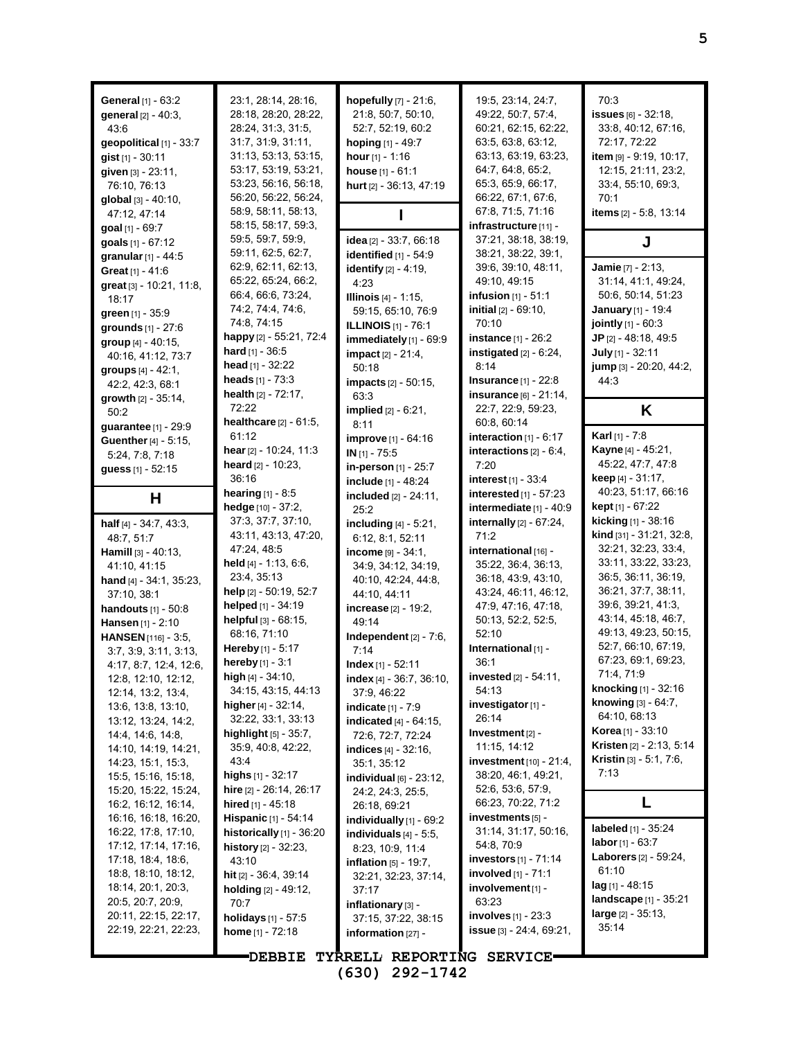**General** [1] - 63:2
**general** [2] - 40:3, 43:6
**geopolitical** [1] - 33:7
**gist** [1] - 30:11
**given** [3] - 23:11, 76:10, 76:13
**global** [3] - 40:10, 47:12, 47:14
**goal** [1] - 69:7
**goals** [1] - 67:12
**granular** [1] - 44:5
**Great** [1] - 41:6
**great** [3] - 10:21, 11:8, 18:17
**green** [1] - 35:9
**grounds** [1] - 27:6
**group** [4] - 40:15, 40:16, 41:12, 73:7
**groups** [4] - 42:1, 42:2, 42:3, 68:1
**growth** [2] - 35:14, 50:2
**guarantee** [1] - 29:9
**Guenther** [4] - 5:15, 5:24, 7:8, 7:18
**guess** [1] - 52:15

## H

**half** [4] - 34:7, 43:3, 48:7, 51:7
**Hamill** [3] - 40:13, 41:10, 41:15
**hand** [4] - 34:1, 35:23, 37:10, 38:1
**handouts** [1] - 50:8
**Hansen** [1] - 2:10
**HANSEN** [116] - 3:5, 3:7, 3:9, 3:11, 3:13, 4:17, 8:7, 12:4, 12:6, 12:8, 12:10, 12:12, 12:14, 13:2, 13:4, 13:6, 13:8, 13:10, 13:12, 13:24, 14:2, 14:4, 14:6, 14:8, 14:10, 14:19, 14:21, 14:23, 15:1, 15:3, 15:5, 15:16, 15:18, 15:20, 15:22, 15:24, 16:2, 16:12, 16:14, 16:16, 16:18, 16:20, 16:22, 17:8, 17:10, 17:12, 17:14, 17:16, 17:18, 18:4, 18:6, 18:8, 18:10, 18:12, 18:14, 20:1, 20:3, 20:5, 20:7, 20:9, 20:11, 22:15, 22:17, 22:19, 22:21, 22:23, 23:1, 28:14, 28:16, 28:18, 28:20, 28:22, 28:24, 31:3, 31:5, 31:7, 31:9, 31:11, 31:13, 53:13, 53:15, 53:17, 53:19, 53:21, 53:23, 56:16, 56:18, 56:20, 56:22, 56:24, 58:9, 58:11, 58:13, 58:15, 58:17, 59:3, 59:5, 59:7, 59:9, 59:11, 62:5, 62:7, 62:9, 62:11, 62:13, 65:22, 65:24, 66:2, 66:4, 66:6, 73:24, 74:2, 74:4, 74:6, 74:8, 74:15
**happy** [2] - 55:21, 72:4
**hard** [1] - 36:5
**head** [1] - 32:22
**heads** [1] - 73:3
**health** [2] - 72:17, 72:22
**healthcare** [2] - 61:5, 61:12
**hear** [2] - 10:24, 11:3
**heard** [2] - 10:23, 36:16
**hearing** [1] - 8:5
**hedge** [10] - 37:2, 37:3, 37:7, 37:10, 43:11, 43:13, 47:20, 47:24, 48:5
**held** [4] - 1:13, 6:6, 23:4, 35:13
**help** [2] - 50:19, 52:7
**helped** [1] - 34:19
**helpful** [3] - 68:15, 68:16, 71:10
**Hereby** [1] - 5:17
**hereby** [1] - 3:1
**high** [4] - 34:10, 34:15, 43:15, 44:13
**higher** [4] - 32:14, 32:22, 33:1, 33:13
**highlight** [5] - 35:7, 35:9, 40:8, 42:22, 43:4
**highs** [1] - 32:17
**hire** [2] - 26:14, 26:17
**hired** [1] - 45:18
**Hispanic** [1] - 54:14
**historically** [1] - 36:20
**history** [2] - 32:23, 43:10
**hit** [2] - 36:4, 39:14
**holding** [2] - 49:12, 70:7
**holidays** [1] - 57:5
**home** [1] - 72:18
**hopefully** [7] - 21:6, 21:8, 50:7, 50:10, 52:7, 52:19, 60:2
**hoping** [1] - 49:7
**hour** [1] - 1:16
**house** [1] - 61:1
**hurt** [2] - 36:13, 47:19

## I

**idea** [2] - 33:7, 66:18
**identified** [1] - 54:9
**identify** [2] - 4:19, 4:23
**Illinois** [4] - 1:15, 59:15, 65:10, 76:9
**ILLINOIS** [1] - 76:1
**immediately** [1] - 69:9
**impact** [2] - 21:4, 50:18
**impacts** [2] - 50:15, 63:3
**implied** [2] - 6:21, 8:11
**improve** [1] - 64:16
**IN** [1] - 75:5
**in-person** [1] - 25:7
**include** [1] - 48:24
**included** [2] - 24:11, 25:2
**including** [4] - 5:21, 6:12, 8:1, 52:11
**income** [9] - 34:1, 34:9, 34:12, 34:19, 40:10, 42:24, 44:8, 44:10, 44:11
**increase** [2] - 19:2, 49:14
**Independent** [2] - 7:6, 7:14
**Index** [1] - 52:11
**index** [4] - 36:7, 36:10, 37:9, 46:22
**indicate** [1] - 7:9
**indicated** [4] - 64:15, 72:6, 72:7, 72:24
**indices** [4] - 32:16, 35:1, 35:12
**individual** [6] - 23:12, 24:2, 24:3, 25:5, 26:18, 69:21
**individually** [1] - 69:2
**individuals** [4] - 5:5, 8:23, 10:9, 11:4
**inflation** [5] - 19:7, 32:21, 32:23, 37:14, 37:17
**inflationary** [3] - 37:15, 37:22, 38:15
**information** [27] - 19:5, 23:14, 24:7, 49:22, 50:7, 57:4, 60:21, 62:15, 62:22, 63:5, 63:8, 63:12, 63:13, 63:19, 63:23, 64:7, 64:8, 65:2, 65:3, 65:9, 66:17, 66:22, 67:1, 67:6, 67:8, 71:5, 71:16
**infrastructure** [11] - 37:21, 38:18, 38:19, 38:21, 38:22, 39:1, 39:6, 39:10, 48:11, 49:10, 49:15
**infusion** [1] - 51:1
**initial** [2] - 69:10, 70:10
**instance** [1] - 26:2
**instigated** [2] - 6:24, 8:14
**Insurance** [1] - 22:8
**insurance** [6] - 21:14, 22:7, 22:9, 59:23, 60:8, 60:14
**interaction** [1] - 6:17
**interactions** [2] - 6:4, 7:20
**interest** [1] - 33:4
**interested** [1] - 57:23
**intermediate** [1] - 40:9
**internally** [2] - 67:24, 71:2
**international** [16] - 35:22, 36:4, 36:13, 36:18, 43:9, 43:10, 43:24, 46:11, 46:12, 47:9, 47:16, 47:18, 50:13, 52:2, 52:5, 52:10
**International** [1] - 36:1
**invested** [2] - 54:11, 54:13
**investigator** [1] - 26:14
**Investment** [2] - 11:15, 14:12
**investment** [10] - 21:4, 38:20, 46:1, 49:21, 52:6, 53:6, 57:9, 66:23, 70:22, 71:2
**investments** [5] - 31:14, 31:17, 50:16, 54:8, 70:9
**investors** [1] - 71:14
**involved** [1] - 71:1
**involvement** [1] - 63:23
**involves** [1] - 23:3
**issue** [3] - 24:4, 69:21, 70:3
**issues** [6] - 32:18, 33:8, 40:12, 67:16, 72:17, 72:22
**item** [9] - 9:19, 10:17, 12:15, 21:11, 23:2, 33:4, 55:10, 69:3, 70:1
**items** [2] - 5:8, 13:14

## J

**Jamie** [7] - 2:13, 31:14, 41:1, 49:24, 50:6, 50:14, 51:23
**January** [1] - 19:4
**jointly** [1] - 60:3
**JP** [2] - 48:18, 49:5
**July** [1] - 32:11
**jump** [3] - 20:20, 44:2, 44:3

## K

**Karl** [1] - 7:8
**Kayne** [4] - 45:21, 45:22, 47:7, 47:8
**keep** [4] - 31:17, 40:23, 51:17, 66:16
**kept** [1] - 67:22
**kicking** [1] - 38:16
**kind** [31] - 31:21, 32:8, 32:21, 32:23, 33:4, 33:11, 33:22, 33:23, 36:5, 36:11, 36:19, 36:21, 37:7, 38:11, 39:6, 39:21, 41:3, 43:14, 45:18, 46:7, 49:13, 49:23, 50:15, 52:7, 66:10, 67:19, 67:23, 69:1, 69:23, 71:4, 71:9
**knocking** [1] - 32:16
**knowing** [3] - 64:7, 64:10, 68:13
**Korea** [1] - 33:10
**Kristen** [2] - 2:13, 5:14
**Kristin** [3] - 5:1, 7:6, 7:13

## L

**labeled** [1] - 35:24
**labor** [1] - 63:7
**Laborers** [2] - 59:24, 61:10
**lag** [1] - 48:15
**landscape** [1] - 35:21
**large** [2] - 35:13, 35:14

DEBBIE TYRRELL REPORTING SERVICE
(630) 292-1742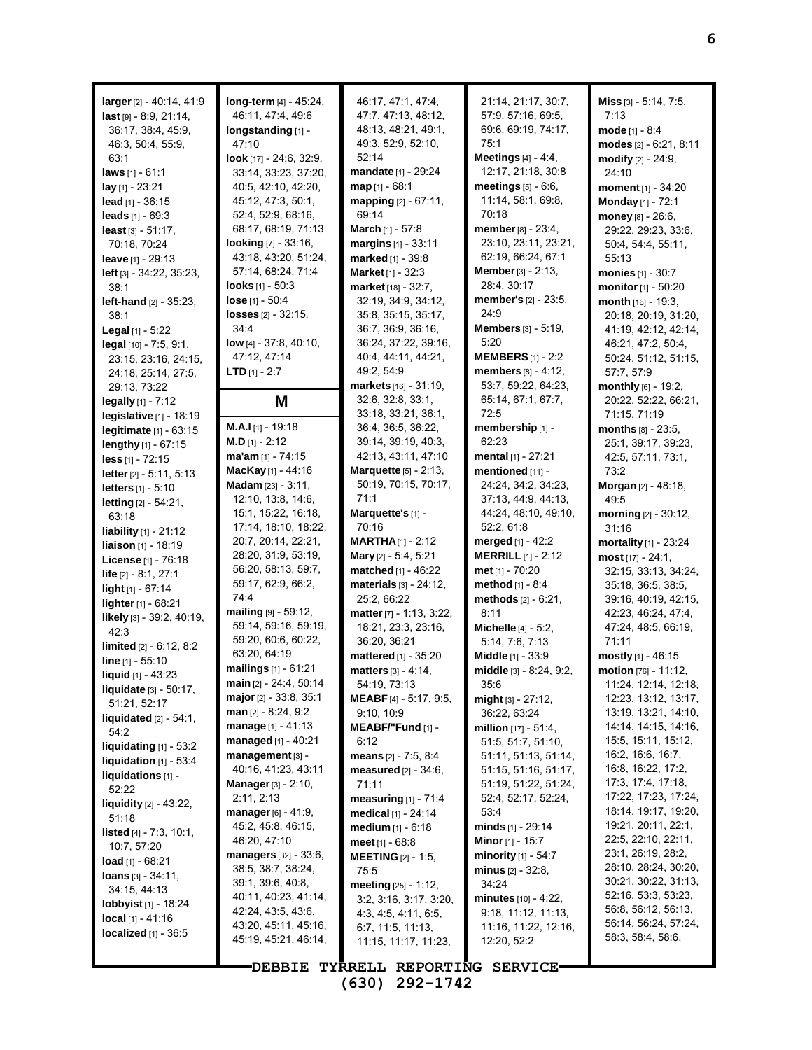**larger** [2] - 40:14, 41:9
**last** [9] - 8:9, 21:14, 36:17, 38:4, 45:9, 46:3, 50:4, 55:9, 63:1
**laws** [1] - 61:1
**lay** [1] - 23:21
**lead** [1] - 36:15
**leads** [1] - 69:3
**least** [3] - 51:17, 70:18, 70:24
**leave** [1] - 29:13
**left** [3] - 34:22, 35:23, 38:1
**left-hand** [2] - 35:23, 38:1
**Legal** [1] - 5:22
**legal** [10] - 7:5, 9:1, 23:15, 23:16, 24:15, 24:18, 25:14, 27:5, 29:13, 73:22
**legally** [1] - 7:12
**legislative** [1] - 18:19
**legitimate** [1] - 63:15
**lengthy** [1] - 67:15
**less** [1] - 72:15
**letter** [2] - 5:11, 5:13
**letters** [1] - 5:10
**letting** [2] - 54:21, 63:18
**liability** [1] - 21:12
**liaison** [1] - 18:19
**License** [1] - 76:18
**life** [2] - 8:1, 27:1
**light** [1] - 67:14
**lighter** [1] - 68:21
**likely** [3] - 39:2, 40:19, 42:3
**limited** [2] - 6:12, 8:2
**line** [1] - 55:10
**liquid** [1] - 43:23
**liquidate** [3] - 50:17, 51:21, 52:17
**liquidated** [2] - 54:1, 54:2
**liquidating** [1] - 53:2
**liquidation** [1] - 53:4
**liquidations** [1] - 52:22
**liquidity** [2] - 43:22, 51:18
**listed** [4] - 7:3, 10:1, 10:7, 57:20
**load** [1] - 68:21
**loans** [3] - 34:11, 34:15, 44:13
**lobbyist** [1] - 18:24
**local** [1] - 41:16
**localized** [1] - 36:5
**long-term** [4] - 45:24, 46:11, 47:4, 49:6
**longstanding** [1] - 47:10
**look** [17] - 24:6, 32:9, 33:14, 33:23, 37:20, 40:5, 42:10, 42:20, 45:12, 47:3, 50:1, 52:4, 52:9, 68:16, 68:17, 68:19, 71:13
**looking** [7] - 33:16, 43:18, 43:20, 51:24, 57:14, 68:24, 71:4
**looks** [1] - 50:3
**lose** [1] - 50:4
**losses** [2] - 32:15, 34:4
**low** [4] - 37:8, 40:10, 47:12, 47:14
**LTD** [1] - 2:7

## M

**M.A.I** [1] - 19:18
**M.D** [1] - 2:12
**ma'am** [1] - 74:15
**MacKay** [1] - 44:16
**Madam** [23] - 3:11, 12:10, 13:8, 14:6, 15:1, 15:22, 16:18, 17:14, 18:10, 18:22, 20:7, 20:14, 22:21, 28:20, 31:9, 53:19, 56:20, 58:13, 59:7, 59:17, 62:9, 66:2, 74:4
**mailing** [9] - 59:12, 59:14, 59:16, 59:19, 59:20, 60:6, 60:22, 63:20, 64:19
**mailings** [1] - 61:21
**main** [2] - 24:4, 50:14
**major** [2] - 33:8, 35:1
**man** [2] - 8:24, 9:2
**manage** [1] - 41:13
**managed** [1] - 40:21
**management** [3] - 40:16, 41:23, 43:11
**Manager** [3] - 2:10, 2:11, 2:13
**manager** [6] - 41:9, 45:2, 45:8, 46:15, 46:20, 47:10
**managers** [32] - 33:6, 38:5, 38:7, 38:24, 39:1, 39:6, 40:8, 40:11, 40:23, 41:14, 42:24, 43:5, 43:6, 43:20, 45:11, 45:16, 45:19, 45:21, 46:14, 46:17, 47:1, 47:4, 47:7, 47:13, 48:12, 48:13, 48:21, 49:1, 49:3, 52:9, 52:10, 52:14
**mandate** [1] - 29:24
**map** [1] - 68:1
**mapping** [2] - 67:11, 69:14
**March** [1] - 57:8
**margins** [1] - 33:11
**marked** [1] - 39:8
**Market** [1] - 32:3
**market** [18] - 32:7, 32:19, 34:9, 34:12, 35:8, 35:15, 35:17, 36:7, 36:9, 36:16, 36:24, 37:22, 39:16, 40:4, 44:11, 44:21, 49:2, 54:9
**markets** [16] - 31:19, 32:6, 32:8, 33:1, 33:18, 33:21, 36:1, 36:4, 36:5, 36:22, 39:14, 39:19, 40:3, 42:13, 43:11, 47:10
**Marquette** [5] - 2:13, 50:19, 70:15, 70:17, 71:1
**Marquette's** [1] - 70:16
**MARTHA** [1] - 2:12
**Mary** [2] - 5:4, 5:21
**matched** [1] - 46:22
**materials** [3] - 24:12, 25:2, 66:22
**matter** [7] - 1:13, 3:22, 18:21, 23:3, 23:16, 36:20, 36:21
**mattered** [1] - 35:20
**matters** [3] - 4:14, 54:19, 73:13
**MEABF** [4] - 5:17, 9:5, 9:10, 10:9
**MEABF/"Fund** [1] - 6:12
**means** [2] - 7:5, 8:4
**measured** [2] - 34:6, 71:11
**measuring** [1] - 71:4
**medical** [1] - 24:14
**medium** [1] - 6:18
**meet** [1] - 68:8
**MEETING** [2] - 1:5, 75:5
**meeting** [25] - 1:12, 3:2, 3:16, 3:17, 3:20, 4:3, 4:5, 4:11, 6:5, 6:7, 11:5, 11:13, 11:15, 11:17, 11:23, 21:14, 21:17, 30:7, 57:9, 57:16, 69:5, 69:6, 69:19, 74:17, 75:1
**Meetings** [4] - 4:4, 12:17, 21:18, 30:8
**meetings** [5] - 6:6, 11:14, 58:1, 69:8, 70:18
**member** [8] - 23:4, 23:10, 23:11, 23:21, 62:19, 66:24, 67:1
**Member** [3] - 2:13, 28:4, 30:17
**member's** [2] - 23:5, 24:9
**Members** [3] - 5:19, 5:20
**MEMBERS** [1] - 2:2
**members** [8] - 4:12, 53:7, 59:22, 64:23, 65:14, 67:1, 67:7, 72:5
**membership** [1] - 62:23
**mental** [1] - 27:21
**mentioned** [11] - 24:24, 34:2, 34:23, 37:13, 44:9, 44:13, 44:24, 48:10, 49:10, 52:2, 61:8
**merged** [1] - 42:2
**MERRILL** [1] - 2:12
**met** [1] - 70:20
**method** [1] - 8:4
**methods** [2] - 6:21, 8:11
**Michelle** [4] - 5:2, 5:14, 7:6, 7:13
**Middle** [1] - 33:9
**middle** [3] - 8:24, 9:2, 35:6
**might** [3] - 27:12, 36:22, 63:24
**million** [17] - 51:4, 51:5, 51:7, 51:10, 51:11, 51:13, 51:14, 51:15, 51:16, 51:17, 51:19, 51:22, 51:24, 52:4, 52:17, 52:24, 53:4
**minds** [1] - 29:14
**Minor** [1] - 15:7
**minority** [1] - 54:7
**minus** [2] - 32:8, 34:24
**minutes** [10] - 4:22, 9:18, 11:12, 11:13, 11:16, 11:22, 12:16, 12:20, 52:2
**Miss** [3] - 5:14, 7:5, 7:13
**mode** [1] - 8:4
**modes** [2] - 6:21, 8:11
**modify** [2] - 24:9, 24:10
**moment** [1] - 34:20
**Monday** [1] - 72:1
**money** [8] - 26:6, 29:22, 29:23, 33:6, 50:4, 54:4, 55:11, 55:13
**monies** [1] - 30:7
**monitor** [1] - 50:20
**month** [16] - 19:3, 20:18, 20:19, 31:20, 41:19, 42:12, 42:14, 46:21, 47:2, 50:4, 50:24, 51:12, 51:15, 57:7, 57:9
**monthly** [6] - 19:2, 20:22, 52:22, 66:21, 71:15, 71:19
**months** [8] - 23:5, 25:1, 39:17, 39:23, 42:5, 57:11, 73:1, 73:2
**Morgan** [2] - 48:18, 49:5
**morning** [2] - 30:12, 31:16
**mortality** [1] - 23:24
**most** [17] - 24:1, 32:15, 33:13, 34:24, 35:18, 36:5, 38:5, 39:16, 40:19, 42:15, 42:23, 46:24, 47:4, 47:24, 48:5, 66:19, 71:11
**mostly** [1] - 46:15
**motion** [76] - 11:12, 11:24, 12:14, 12:18, 12:23, 13:12, 13:17, 13:19, 13:21, 14:10, 14:14, 14:15, 14:16, 15:5, 15:11, 15:12, 16:2, 16:6, 16:7, 16:8, 16:22, 17:2, 17:3, 17:4, 17:18, 17:22, 17:23, 17:24, 18:14, 19:17, 19:20, 19:21, 20:11, 22:1, 22:5, 22:10, 22:11, 23:1, 26:19, 28:2, 28:10, 28:24, 30:20, 30:21, 30:22, 31:13, 52:16, 53:3, 53:23, 56:8, 56:12, 56:13, 56:14, 56:24, 57:24, 58:3, 58:4, 58:6,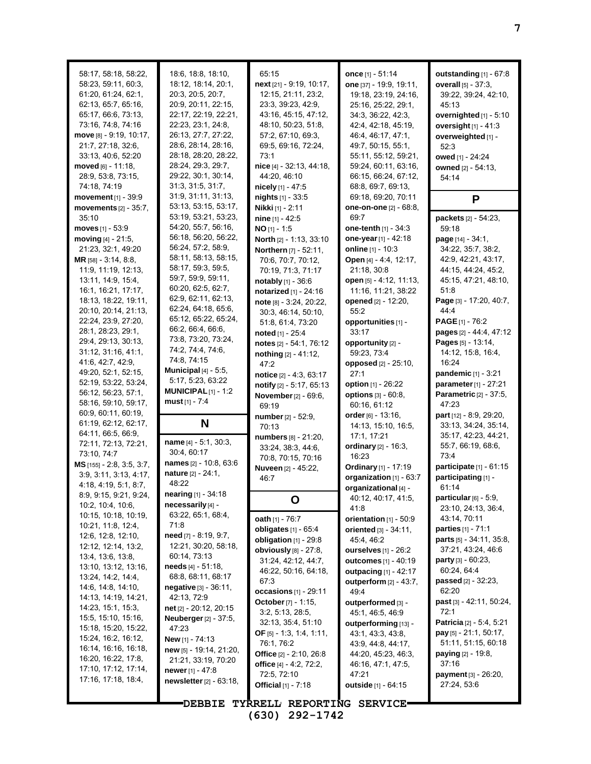58:17, 58:18, 58:22, 58:23, 59:11, 60:3, 61:20, 61:24, 62:1, 62:13, 65:7, 65:16, 65:17, 66:6, 73:13, 73:16, 74:8, 74:16

**move** [8] - 9:19, 10:17, 21:7, 27:18, 32:6, 33:13, 40:6, 52:20

**moved** [6] - 11:18, 28:9, 53:8, 73:15, 74:18, 74:19

**movement** [1] - 39:9

**movements** [2] - 35:7, 35:10

**moves** [1] - 53:9

**moving** [4] - 21:5, 21:23, 32:1, 49:20

**MR** [58] - 3:14, 8:8, 11:9, 11:19, 12:13, 13:11, 14:9, 15:4, 16:1, 16:21, 17:17, 18:13, 18:22, 19:11, 20:10, 20:14, 21:13, 22:24, 23:9, 27:20, 28:1, 28:23, 29:1, 29:4, 29:13, 30:13, 31:12, 31:16, 41:1, 41:6, 42:7, 42:9, 49:20, 52:1, 52:15, 52:19, 53:22, 53:24, 56:12, 56:23, 57:1, 58:16, 59:10, 59:17, 60:9, 60:11, 60:19, 61:19, 62:12, 62:17, 64:11, 66:5, 66:9, 72:11, 72:13, 72:21, 73:10, 74:7

**MS** [155] - 2:8, 3:5, 3:7, 3:9, 3:11, 3:13, 4:17, 4:18, 4:19, 5:1, 8:7, 8:9, 9:15, 9:21, 9:24, 10:2, 10:4, 10:6, 10:15, 10:18, 10:19, 10:21, 11:8, 12:4, 12:6, 12:8, 12:10, 12:12, 12:14, 13:2, 13:4, 13:6, 13:8, 13:10, 13:12, 13:16, 13:24, 14:2, 14:4, 14:6, 14:8, 14:10, 14:13, 14:19, 14:21, 14:23, 15:1, 15:3, 15:5, 15:10, 15:16, 15:18, 15:20, 15:22, 15:24, 16:2, 16:12, 16:14, 16:16, 16:18, 16:20, 16:22, 17:8, 17:10, 17:12, 17:14, 17:16, 17:18, 18:4, 18:6, 18:8, 18:10, 18:12, 18:14, 20:1, 20:3, 20:5, 20:7, 20:9, 20:11, 22:15, 22:17, 22:19, 22:21, 22:23, 23:1, 24:8, 26:13, 27:7, 27:22, 28:6, 28:14, 28:16, 28:18, 28:20, 28:22, 28:24, 29:3, 29:7, 29:22, 30:1, 30:14, 31:3, 31:5, 31:7, 31:9, 31:11, 31:13, 53:13, 53:15, 53:17, 53:19, 53:21, 53:23, 54:20, 55:7, 56:16, 56:18, 56:20, 56:22, 56:24, 57:2, 58:9, 58:11, 58:13, 58:15, 58:17, 59:3, 59:5, 59:7, 59:9, 59:11, 60:20, 62:5, 62:7, 62:9, 62:11, 62:13, 62:24, 64:18, 65:6, 65:12, 65:22, 65:24, 66:2, 66:4, 66:6, 73:8, 73:20, 73:24, 74:2, 74:4, 74:6, 74:8, 74:15

**Municipal** [4] - 5:5, 5:17, 5:23, 63:22

**MUNICIPAL** [1] - 1:2

**must** [1] - 7:4

## N

**name** [4] - 5:1, 30:3, 30:4, 60:17

**names** [2] - 10:8, 63:6

**nature** [2] - 24:1, 48:22

**nearing** [1] - 34:18

**necessarily** [4] - 63:22, 65:1, 68:4, 71:8

**need** [7] - 8:19, 9:7, 12:21, 30:20, 58:18, 60:14, 73:13

**needs** [4] - 51:18, 68:8, 68:11, 68:17

**negative** [3] - 36:11, 42:13, 72:9

**net** [2] - 20:12, 20:15

**Neuberger** [2] - 37:5, 47:23

**New** [1] - 74:13

**new** [5] - 19:14, 21:20, 21:21, 33:19, 70:20

**newer** [1] - 47:8

**newsletter** [2] - 63:18, 65:15

**next** [21] - 9:19, 10:17, 12:15, 21:11, 23:2, 23:3, 39:23, 42:9, 43:16, 45:15, 47:12, 48:10, 50:23, 51:8, 57:2, 67:10, 69:3, 69:5, 69:16, 72:24, 73:1

**nice** [4] - 32:13, 44:18, 44:20, 46:10

**nicely** [1] - 47:5

**nights** [1] - 33:5

**Nikki** [1] - 2:11

**nine** [1] - 42:5

**NO** [1] - 1:5

**North** [2] - 1:13, 33:10

**Northern** [7] - 52:11, 70:6, 70:7, 70:12, 70:19, 71:3, 71:17

**notably** [1] - 36:6

**notarized** [1] - 24:16

**note** [8] - 3:24, 20:22, 30:3, 46:14, 50:10, 51:8, 61:4, 73:20

**noted** [1] - 25:4

**notes** [2] - 54:1, 76:12

**nothing** [2] - 41:12, 47:2

**notice** [2] - 4:3, 63:17

**notify** [2] - 5:17, 65:13

**November** [2] - 69:6, 69:19

**number** [2] - 52:9, 70:13

**numbers** [8] - 21:20, 33:24, 38:3, 44:6, 70:8, 70:15, 70:16

**Nuveen** [2] - 45:22, 46:7

## O

**oath** [1] - 76:7

**obligates** [1] - 65:4

**obligation** [1] - 29:8

**obviously** [8] - 27:8, 31:24, 42:12, 44:7, 46:22, 50:16, 64:18, 67:3

**occasions** [1] - 29:11

**October** [7] - 1:15, 3:2, 5:13, 28:5, 32:13, 35:4, 51:10

**OF** [5] - 1:3, 1:4, 1:11, 76:1, 76:2

**Office** [2] - 2:10, 26:8

**office** [4] - 4:2, 72:2, 72:5, 72:10

**Official** [1] - 7:18

**once** [1] - 51:14

**one** [37] - 19:9, 19:11, 19:18, 23:19, 24:16, 25:16, 25:22, 29:1, 34:3, 36:22, 42:3, 42:4, 42:18, 45:19, 46:4, 46:17, 47:1, 49:7, 50:15, 55:1, 55:11, 55:12, 59:21, 59:24, 60:11, 63:16, 66:15, 66:24, 67:12, 68:8, 69:7, 69:13, 69:18, 69:20, 70:11

**one-on-one** [2] - 68:8, 69:7

**one-tenth** [1] - 34:3

**one-year** [1] - 42:18

**online** [1] - 10:3

**Open** [4] - 4:4, 12:17, 21:18, 30:8

**open** [5] - 4:12, 11:13, 11:16, 11:21, 38:22

**opened** [2] - 12:20, 55:2

**opportunities** [1] - 33:17

**opportunity** [2] - 59:23, 73:4

**opposed** [2] - 25:10, 27:1

**option** [1] - 26:22

**options** [3] - 60:8, 60:16, 61:12

**order** [6] - 13:16, 14:13, 15:10, 16:5, 17:1, 17:21

**ordinary** [2] - 16:3, 16:23

**Ordinary** [1] - 17:19

**organization** [1] - 63:7

**organizational** [4] - 40:12, 40:17, 41:5, 41:8

**orientation** [1] - 50:9

**oriented** [3] - 34:11, 45:4, 46:2

**ourselves** [1] - 26:2

**outcomes** [1] - 40:19

**outpacing** [1] - 42:17

**outperform** [2] - 43:7, 49:4

**outperformed** [3] - 45:1, 46:5, 46:9

**outperforming** [13] - 43:1, 43:3, 43:8, 43:9, 44:8, 44:17, 44:20, 45:23, 46:3, 46:16, 47:1, 47:5, 47:21

**outside** [1] - 64:15

**outstanding** [1] - 67:8

**overall** [5] - 37:3, 39:22, 39:24, 42:10, 45:13

**overnighted** [1] - 5:10

**oversight** [1] - 41:3

**overweighted** [1] - 52:3

**owed** [1] - 24:24

**owned** [2] - 54:13, 54:14

## P

**packets** [2] - 54:23, 59:18

**page** [14] - 34:1, 34:22, 35:7, 38:2, 42:9, 42:21, 43:17, 44:15, 44:24, 45:2, 45:15, 47:21, 48:10, 51:8

**Page** [3] - 17:20, 40:7, 44:4

**PAGE** [1] - 76:2

**pages** [2] - 44:4, 47:12

**Pages** [5] - 13:14, 14:12, 15:8, 16:4, 16:24

**pandemic** [1] - 3:21

**parameter** [1] - 27:21

**Parametric** [2] - 37:5, 47:23

**part** [12] - 8:9, 29:20, 33:13, 34:24, 35:14, 35:17, 42:23, 44:21, 55:7, 66:19, 68:6, 73:4

**participate** [1] - 61:15

**participating** [1] - 61:14

**particular** [6] - 5:9, 23:10, 24:13, 36:4, 43:14, 70:11

**parties** [1] - 71:1

**parts** [5] - 34:11, 35:8, 37:21, 43:24, 46:6

**party** [3] - 60:23, 60:24, 64:4

**passed** [2] - 32:23, 62:20

**past** [3] - 42:11, 50:24, 72:1

**Patricia** [2] - 5:4, 5:21

**pay** [5] - 21:1, 50:17, 51:11, 51:15, 60:18

**paying** [2] - 19:8, 37:16

**payment** [3] - 26:20, 27:24, 53:6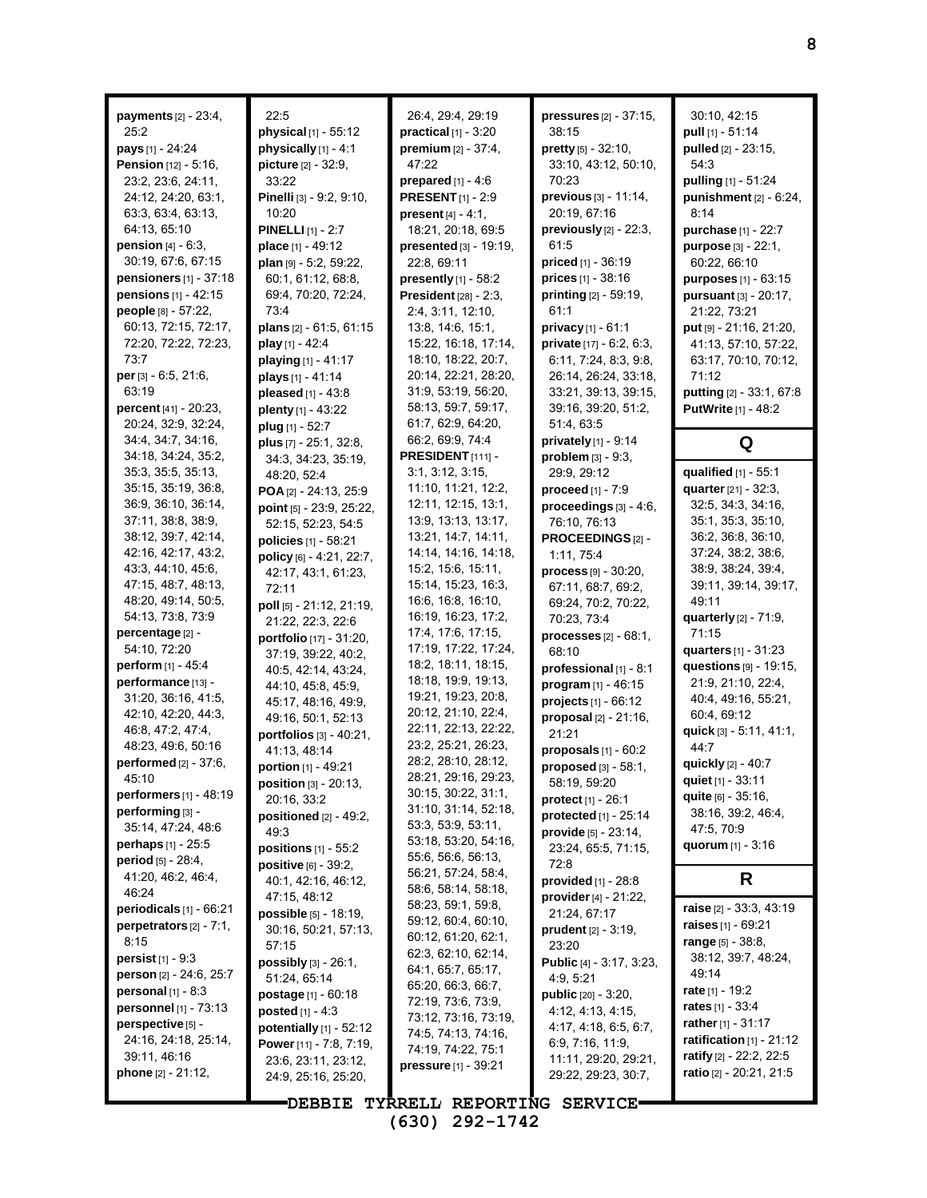**payments** [2] - 23:4, 25:2
**pays** [1] - 24:24
**Pension** [12] - 5:16, 23:2, 23:6, 24:11, 24:12, 24:20, 63:1, 63:3, 63:4, 63:13, 64:13, 65:10
**pension** [4] - 6:3, 30:19, 67:6, 67:15
**pensioners** [1] - 37:18
**pensions** [1] - 42:15
**people** [8] - 57:22, 60:13, 72:15, 72:17, 72:20, 72:22, 72:23, 73:7
**per** [3] - 6:5, 21:6, 63:19
**percent** [41] - 20:23, 20:24, 32:9, 32:24, 34:4, 34:7, 34:16, 34:18, 34:24, 35:2, 35:3, 35:5, 35:13, 35:15, 35:19, 36:8, 36:9, 36:10, 36:14, 37:11, 38:8, 38:9, 38:12, 39:7, 42:14, 42:16, 42:17, 43:2, 43:3, 44:10, 45:6, 47:15, 48:7, 48:13, 48:20, 49:14, 50:5, 54:13, 73:8, 73:9
**percentage** [2] - 54:10, 72:20
**perform** [1] - 45:4
**performance** [13] - 31:20, 36:16, 41:5, 42:10, 42:20, 44:3, 46:8, 47:2, 47:4, 48:23, 49:6, 50:16
**performed** [2] - 37:6, 45:10
**performers** [1] - 48:19
**performing** [3] - 35:14, 47:24, 48:6
**perhaps** [1] - 25:5
**period** [5] - 28:4, 41:20, 46:2, 46:4, 46:24
**periodicals** [1] - 66:21
**perpetrators** [2] - 7:1, 8:15
**persist** [1] - 9:3
**person** [2] - 24:6, 25:7
**personal** [1] - 8:3
**personnel** [1] - 73:13
**perspective** [5] - 24:16, 24:18, 25:14, 39:11, 46:16
**phone** [2] - 21:12, 22:5
**physical** [1] - 55:12
**physically** [1] - 4:1
**picture** [2] - 32:9, 33:22
**Pinelli** [3] - 9:2, 9:10, 10:20
**PINELLI** [1] - 2:7
**place** [1] - 49:12
**plan** [9] - 5:2, 59:22, 60:1, 61:12, 68:8, 69:4, 70:20, 72:24, 73:4
**plans** [2] - 61:5, 61:15
**play** [1] - 42:4
**playing** [1] - 41:17
**plays** [1] - 41:14
**pleased** [1] - 43:8
**plenty** [1] - 43:22
**plug** [1] - 52:7
**plus** [7] - 25:1, 32:8, 34:3, 34:23, 35:19, 48:20, 52:4
**POA** [2] - 24:13, 25:9
**point** [5] - 23:9, 25:22, 52:15, 52:23, 54:5
**policies** [1] - 58:21
**policy** [6] - 4:21, 22:7, 42:17, 43:1, 61:23, 72:11
**poll** [5] - 21:12, 21:19, 21:22, 22:3, 22:6
**portfolio** [17] - 31:20, 37:19, 39:22, 40:2, 40:5, 42:14, 43:24, 44:10, 45:8, 45:9, 45:17, 48:16, 49:9, 49:16, 50:1, 52:13
**portfolios** [3] - 40:21, 41:13, 48:14
**portion** [1] - 49:21
**position** [3] - 20:13, 20:16, 33:2
**positioned** [2] - 49:2, 49:3
**positions** [1] - 55:2
**positive** [6] - 39:2, 40:1, 42:16, 46:12, 47:15, 48:12
**possible** [5] - 18:19, 30:16, 50:21, 57:13, 57:15
**possibly** [3] - 26:1, 51:24, 65:14
**postage** [1] - 60:18
**posted** [1] - 4:3
**potentially** [1] - 52:12
**Power** [11] - 7:8, 7:19, 23:6, 23:11, 23:12, 24:9, 25:16, 25:20, 26:4, 29:4, 29:19
**practical** [1] - 3:20
**premium** [2] - 37:4, 47:22
**prepared** [1] - 4:6
**PRESENT** [1] - 2:9
**present** [4] - 4:1, 18:21, 20:18, 69:5
**presented** [3] - 19:19, 22:8, 69:11
**presently** [1] - 58:2
**President** [28] - 2:3, 2:4, 3:11, 12:10, 13:8, 14:6, 15:1, 15:22, 16:18, 17:14, 18:10, 18:22, 20:7, 20:14, 22:21, 28:20, 31:9, 53:19, 56:20, 58:13, 59:7, 59:17, 61:7, 62:9, 64:20, 66:2, 69:9, 74:4
**PRESIDENT** [111] - 3:1, 3:12, 3:15, 11:10, 11:21, 12:2, 12:11, 12:15, 13:1, 13:9, 13:13, 13:17, 13:21, 14:7, 14:11, 14:14, 14:16, 14:18, 15:2, 15:6, 15:11, 15:14, 15:23, 16:3, 16:6, 16:8, 16:10, 16:19, 16:23, 17:2, 17:4, 17:6, 17:15, 17:19, 17:22, 17:24, 18:2, 18:11, 18:15, 18:18, 19:9, 19:13, 19:21, 19:23, 20:8, 20:12, 21:10, 22:4, 22:11, 22:13, 22:22, 23:2, 25:21, 26:23, 28:2, 28:10, 28:12, 28:21, 29:16, 29:23, 30:15, 30:22, 31:1, 31:10, 31:14, 52:18, 53:3, 53:9, 53:11, 53:18, 53:20, 54:16, 55:6, 56:6, 56:13, 56:21, 57:24, 58:4, 58:6, 58:14, 58:18, 58:23, 59:1, 59:8, 59:12, 60:4, 60:10, 60:12, 61:20, 62:1, 62:3, 62:10, 62:14, 64:1, 65:7, 65:17, 65:20, 66:3, 66:7, 72:19, 73:6, 73:9, 73:12, 73:16, 73:19, 74:5, 74:13, 74:16, 74:19, 74:22, 75:1
**pressure** [1] - 39:21
**pressures** [2] - 37:15, 38:15
**pretty** [5] - 32:10, 33:10, 43:12, 50:10, 70:23
**previous** [3] - 11:14, 20:19, 67:16
**previously** [2] - 22:3, 61:5
**priced** [1] - 36:19
**prices** [1] - 38:16
**printing** [2] - 59:19, 61:1
**privacy** [1] - 61:1
**private** [17] - 6:2, 6:3, 6:11, 7:24, 8:3, 9:8, 26:14, 26:24, 33:18, 33:21, 39:13, 39:15, 39:16, 39:20, 51:2, 51:4, 63:5
**privately** [1] - 9:14
**problem** [3] - 9:3, 29:9, 29:12
**proceed** [1] - 7:9
**proceedings** [3] - 4:6, 76:10, 76:13
**PROCEEDINGS** [2] - 1:11, 75:4
**process** [9] - 30:20, 67:11, 68:7, 69:2, 69:24, 70:2, 70:22, 70:23, 73:4
**processes** [2] - 68:1, 68:10
**professional** [1] - 8:1
**program** [1] - 46:15
**projects** [1] - 66:12
**proposal** [2] - 21:16, 21:21
**proposals** [1] - 60:2
**proposed** [3] - 58:1, 58:19, 59:20
**protect** [1] - 26:1
**protected** [1] - 25:14
**provide** [5] - 23:14, 23:24, 65:5, 71:15, 72:8
**provided** [1] - 28:8
**provider** [4] - 21:22, 21:24, 67:17
**prudent** [2] - 3:19, 23:20
**Public** [4] - 3:17, 3:23, 4:9, 5:21
**public** [20] - 3:20, 4:12, 4:13, 4:15, 4:17, 4:18, 6:5, 6:7, 6:9, 7:16, 11:9, 11:11, 29:20, 29:21, 29:22, 29:23, 30:7, 30:10, 42:15
**pull** [1] - 51:14
**pulled** [2] - 23:15, 54:3
**pulling** [1] - 51:24
**punishment** [2] - 6:24, 8:14
**purchase** [1] - 22:7
**purpose** [3] - 22:1, 60:22, 66:10
**purposes** [1] - 63:15
**pursuant** [3] - 20:17, 21:22, 73:21
**put** [9] - 21:16, 21:20, 41:13, 57:10, 57:22, 63:17, 70:10, 70:12, 71:12
**putting** [2] - 33:1, 67:8
**PutWrite** [1] - 48:2

## Q

**qualified** [1] - 55:1
**quarter** [21] - 32:3, 32:5, 34:3, 34:16, 35:1, 35:3, 35:10, 36:2, 36:8, 36:10, 37:24, 38:2, 38:6, 38:9, 38:24, 39:4, 39:11, 39:14, 39:17, 49:11
**quarterly** [2] - 71:9, 71:15
**quarters** [1] - 31:23
**questions** [9] - 19:15, 21:9, 21:10, 22:4, 40:4, 49:16, 55:21, 60:4, 69:12
**quick** [3] - 5:11, 41:1, 44:7
**quickly** [2] - 40:7
**quiet** [1] - 33:11
**quite** [6] - 35:16, 38:16, 39:2, 46:4, 47:5, 70:9
**quorum** [1] - 3:16

## R

**raise** [2] - 33:3, 43:19
**raises** [1] - 69:21
**range** [5] - 38:8, 38:12, 39:7, 48:24, 49:14
**rate** [1] - 19:2
**rates** [1] - 33:4
**rather** [1] - 31:17
**ratification** [1] - 21:12
**ratify** [2] - 22:2, 22:5
**ratio** [2] - 20:21, 21:5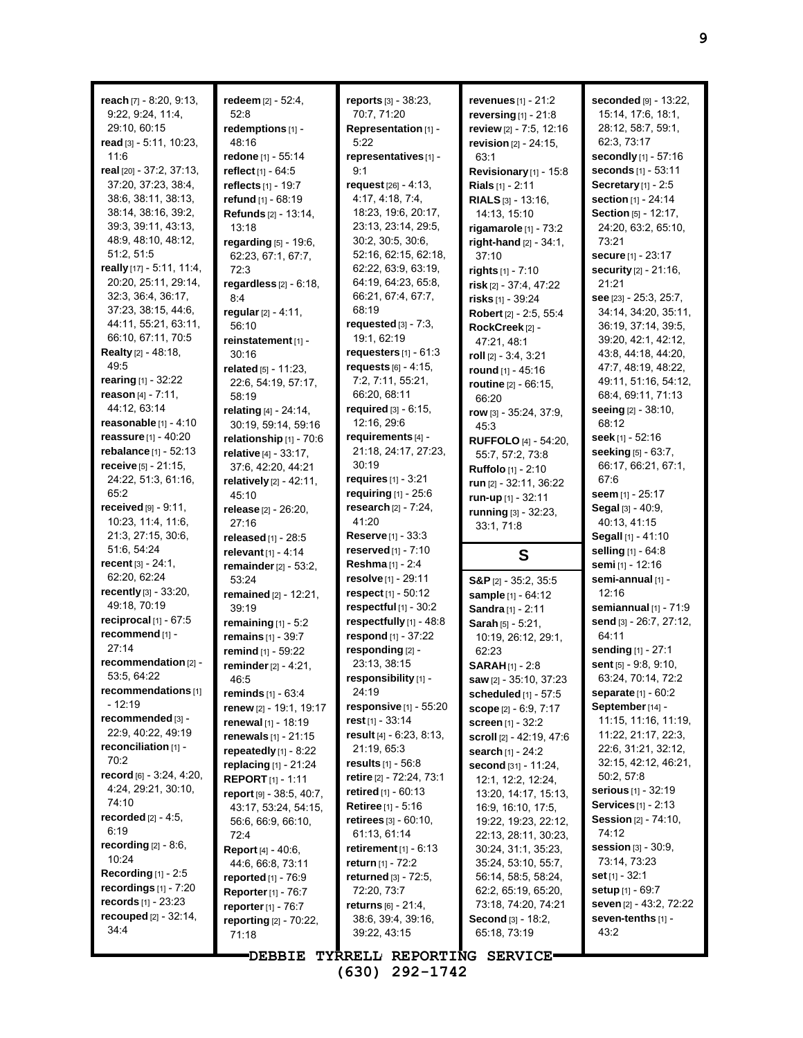**reach** [7] - 8:20, 9:13, 9:22, 9:24, 11:4, 29:10, 60:15
**read** [3] - 5:11, 10:23, 11:6
**real** [20] - 37:2, 37:13, 37:20, 37:23, 38:4, 38:6, 38:11, 38:13, 38:14, 38:16, 39:2, 39:3, 39:11, 43:13, 48:9, 48:10, 48:12, 51:2, 51:5
**really** [17] - 5:11, 11:4, 20:20, 25:11, 29:14, 32:3, 36:4, 36:17, 37:23, 38:15, 44:6, 44:11, 55:21, 63:11, 66:10, 67:11, 70:5
**Realty** [2] - 48:18, 49:5
**rearing** [1] - 32:22
**reason** [4] - 7:11, 44:12, 63:14
**reasonable** [1] - 4:10
**reassure** [1] - 40:20
**rebalance** [1] - 52:13
**receive** [5] - 21:15, 24:22, 51:3, 61:16, 65:2
**received** [9] - 9:11, 10:23, 11:4, 11:6, 21:3, 27:15, 30:6, 51:6, 54:24
**recent** [3] - 24:1, 62:20, 62:24
**recently** [3] - 33:20, 49:18, 70:19
**reciprocal** [1] - 67:5
**recommend** [1] - 27:14
**recommendation** [2] - 53:5, 64:22
**recommendations** [1] - 12:19
**recommended** [3] - 22:9, 40:22, 49:19
**reconciliation** [1] - 70:2
**record** [6] - 3:24, 4:20, 4:24, 29:21, 30:10, 74:10
**recorded** [2] - 4:5, 6:19
**recording** [2] - 8:6, 10:24
**Recording** [1] - 2:5
**recordings** [1] - 7:20
**records** [1] - 23:23
**recouped** [2] - 32:14, 34:4
**redeem** [2] - 52:4, 52:8
**redemptions** [1] - 48:16
**redone** [1] - 55:14
**reflect** [1] - 64:5
**reflects** [1] - 19:7
**refund** [1] - 68:19
**Refunds** [2] - 13:14, 13:18
**regarding** [5] - 19:6, 62:23, 67:1, 67:7, 72:3
**regardless** [2] - 6:18, 8:4
**regular** [2] - 4:11, 56:10
**reinstatement** [1] - 30:16
**related** [5] - 11:23, 22:6, 54:19, 57:17, 58:19
**relating** [4] - 24:14, 30:19, 59:14, 59:16
**relationship** [1] - 70:6
**relative** [4] - 33:17, 37:6, 42:20, 44:21
**relatively** [2] - 42:11, 45:10
**release** [2] - 26:20, 27:16
**released** [1] - 28:5
**relevant** [1] - 4:14
**remainder** [2] - 53:2, 53:24
**remained** [2] - 12:21, 39:19
**remaining** [1] - 5:2
**remains** [1] - 39:7
**remind** [1] - 59:22
**reminder** [2] - 4:21, 46:5
**reminds** [1] - 63:4
**renew** [2] - 19:1, 19:17
**renewal** [1] - 18:19
**renewals** [1] - 21:15
**repeatedly** [1] - 8:22
**replacing** [1] - 21:24
**REPORT** [1] - 1:11
**report** [9] - 38:5, 40:7, 43:17, 53:24, 54:15, 56:6, 66:9, 66:10, 72:4
**Report** [4] - 40:6, 44:6, 66:8, 73:11
**reported** [1] - 76:9
**Reporter** [1] - 76:7
**reporter** [1] - 76:7
**reporting** [2] - 70:22, 71:18
**reports** [3] - 38:23, 70:7, 71:20
**Representation** [1] - 5:22
**representatives** [1] - 9:1
**request** [26] - 4:13, 4:17, 4:18, 7:4, 18:23, 19:6, 20:17, 23:13, 23:14, 29:5, 30:2, 30:5, 30:6, 52:16, 62:15, 62:18, 62:22, 63:9, 63:19, 64:19, 64:23, 65:8, 66:21, 67:4, 67:7, 68:19
**requested** [3] - 7:3, 19:1, 62:19
**requesters** [1] - 61:3
**requests** [6] - 4:15, 7:2, 7:11, 55:21, 66:20, 68:11
**required** [3] - 6:15, 12:16, 29:6
**requirements** [4] - 21:18, 24:17, 27:23, 30:19
**requires** [1] - 3:21
**requiring** [1] - 25:6
**research** [2] - 7:24, 41:20
**Reserve** [1] - 33:3
**reserved** [1] - 7:10
**Reshma** [1] - 2:4
**resolve** [1] - 29:11
**respect** [1] - 50:12
**respectful** [1] - 30:2
**respectfully** [1] - 48:8
**respond** [1] - 37:22
**responding** [2] - 23:13, 38:15
**responsibility** [1] - 24:19
**responsive** [1] - 55:20
**rest** [1] - 33:14
**result** [4] - 6:23, 8:13, 21:19, 65:3
**results** [1] - 56:8
**retire** [2] - 72:24, 73:1
**retired** [1] - 60:13
**Retiree** [1] - 5:16
**retirees** [3] - 60:10, 61:13, 61:14
**retirement** [1] - 6:13
**return** [1] - 72:2
**returned** [3] - 72:5, 72:20, 73:7
**returns** [6] - 21:4, 38:6, 39:4, 39:16, 39:22, 43:15
**revenues** [1] - 21:2
**reversing** [1] - 21:8
**review** [2] - 7:5, 12:16
**revision** [2] - 24:15, 63:1
**Revisionary** [1] - 15:8
**Rials** [1] - 2:11
**RIALS** [3] - 13:16, 14:13, 15:10
**rigamarole** [1] - 73:2
**right-hand** [2] - 34:1, 37:10
**rights** [1] - 7:10
**risk** [2] - 37:4, 47:22
**risks** [1] - 39:24
**Robert** [2] - 2:5, 55:4
**RockCreek** [2] - 47:21, 48:1
**roll** [2] - 3:4, 3:21
**round** [1] - 45:16
**routine** [2] - 66:15, 66:20
**row** [3] - 35:24, 37:9, 45:3
**RUFFOLO** [4] - 54:20, 55:7, 57:2, 73:8
**Ruffolo** [1] - 2:10
**run** [2] - 32:11, 36:22
**run-up** [1] - 32:11
**running** [3] - 32:23, 33:1, 71:8

## S

**S&P** [2] - 35:2, 35:5
**sample** [1] - 64:12
**Sandra** [1] - 2:11
**Sarah** [5] - 5:21, 10:19, 26:12, 29:1, 62:23
**SARAH** [1] - 2:8
**saw** [2] - 35:10, 37:23
**scheduled** [1] - 57:5
**scope** [2] - 6:9, 7:17
**screen** [1] - 32:2
**scroll** [2] - 42:19, 47:6
**search** [1] - 24:2
**second** [31] - 11:24, 12:1, 12:2, 12:24, 13:20, 14:17, 15:13, 16:9, 16:10, 17:5, 19:22, 19:23, 22:12, 22:13, 28:11, 30:23, 30:24, 31:1, 35:23, 35:24, 53:10, 55:7, 56:14, 58:5, 58:24, 62:2, 65:19, 65:20, 73:18, 74:20, 74:21
**Second** [3] - 18:2, 65:18, 73:19
**seconded** [9] - 13:22, 15:14, 17:6, 18:1, 28:12, 58:7, 59:1, 62:3, 73:17
**secondly** [1] - 57:16
**seconds** [1] - 53:11
**Secretary** [1] - 2:5
**section** [1] - 24:14
**Section** [5] - 12:17, 24:20, 63:2, 65:10, 73:21
**secure** [1] - 23:17
**security** [2] - 21:16, 21:21
**see** [23] - 25:3, 25:7, 34:14, 34:20, 35:11, 36:19, 37:14, 39:5, 39:20, 42:1, 42:12, 43:8, 44:18, 44:20, 47:7, 48:19, 48:22, 49:11, 51:16, 54:12, 68:4, 69:11, 71:13
**seeing** [2] - 38:10, 68:12
**seek** [1] - 52:16
**seeking** [5] - 63:7, 66:17, 66:21, 67:1, 67:6
**seem** [1] - 25:17
**Segal** [3] - 40:9, 40:13, 41:15
**Segall** [1] - 41:10
**selling** [1] - 64:8
**semi** [1] - 12:16
**semi-annual** [1] - 12:16
**semiannual** [1] - 71:9
**send** [3] - 26:7, 27:12, 64:11
**sending** [1] - 27:1
**sent** [5] - 9:8, 9:10, 63:24, 70:14, 72:2
**separate** [1] - 60:2
**September** [14] - 11:15, 11:16, 11:19, 11:22, 21:17, 22:3, 22:6, 31:21, 32:12, 32:15, 42:12, 46:21, 50:2, 57:8
**serious** [1] - 32:19
**Services** [1] - 2:13
**Session** [2] - 74:10, 74:12
**session** [3] - 30:9, 73:14, 73:23
**set** [1] - 32:1
**setup** [1] - 69:7
**seven** [2] - 43:2, 72:22
**seven-tenths** [1] - 43:2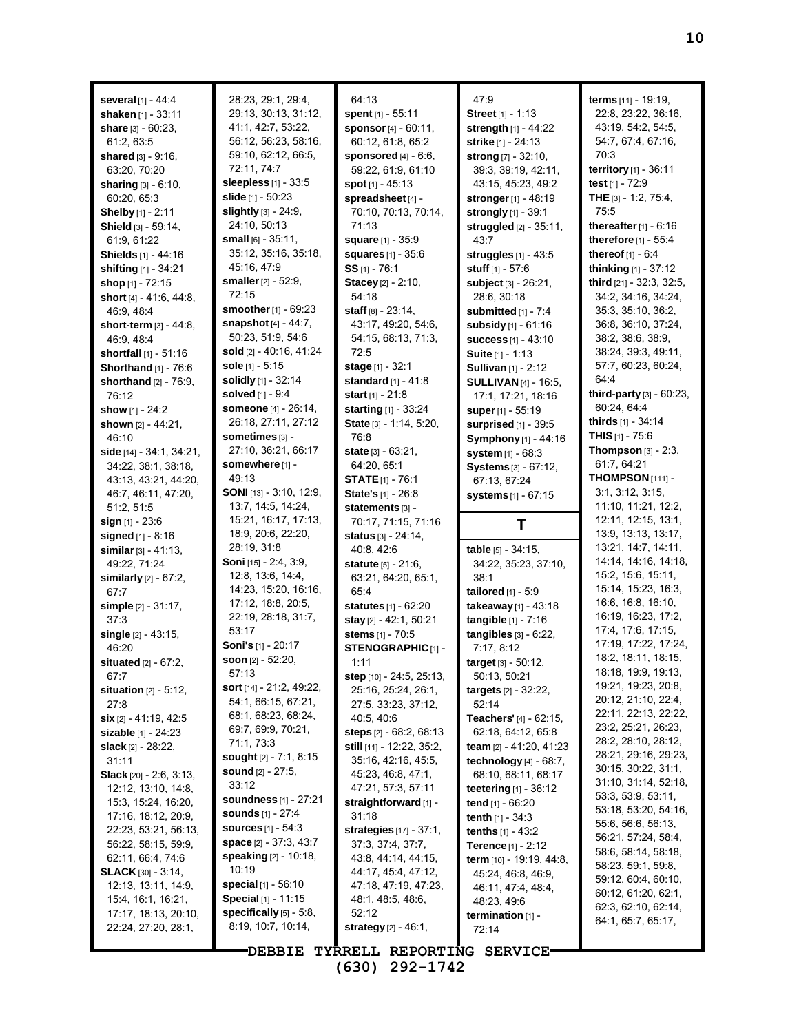**several** [1] - 44:4
**shaken** [1] - 33:11
**share** [3] - 60:23, 61:2, 63:5
**shared** [3] - 9:16, 63:20, 70:20
**sharing** [3] - 6:10, 60:20, 65:3
**Shelby** [1] - 2:11
**Shield** [3] - 59:14, 61:9, 61:22
**Shields** [1] - 44:16
**shifting** [1] - 34:21
**shop** [1] - 72:15
**short** [4] - 41:6, 44:8, 46:9, 48:4
**short-term** [3] - 44:8, 46:9, 48:4
**shortfall** [1] - 51:16
**Shorthand** [1] - 76:6
**shorthand** [2] - 76:9, 76:12
**show** [1] - 24:2
**shown** [2] - 44:21, 46:10
**side** [14] - 34:1, 34:21, 34:22, 38:1, 38:18, 43:13, 43:21, 44:20, 46:7, 46:11, 47:20, 51:2, 51:5
**sign** [1] - 23:6
**signed** [1] - 8:16
**similar** [3] - 41:13, 49:22, 71:24
**similarly** [2] - 67:2, 67:7
**simple** [2] - 31:17, 37:3
**single** [2] - 43:15, 46:20
**situated** [2] - 67:2, 67:7
**situation** [2] - 5:12, 27:8
**six** [2] - 41:19, 42:5
**sizable** [1] - 24:23
**slack** [2] - 28:22, 31:11
**Slack** [20] - 2:6, 3:13, 12:12, 13:10, 14:8, 15:3, 15:24, 16:20, 17:16, 18:12, 20:9, 22:23, 53:21, 56:13, 56:22, 58:15, 59:9, 62:11, 66:4, 74:6
**SLACK** [30] - 3:14, 12:13, 13:11, 14:9, 15:4, 16:1, 16:21, 17:17, 18:13, 20:10, 22:24, 27:20, 28:1, 28:23, 29:1, 29:4, 29:13, 30:13, 31:12, 41:1, 42:7, 53:22, 56:12, 56:23, 58:16, 59:10, 62:12, 66:5, 72:11, 74:7
**sleepless** [1] - 33:5
**slide** [1] - 50:23
**slightly** [3] - 24:9, 24:10, 50:13
**small** [6] - 35:11, 35:12, 35:16, 35:18, 45:16, 47:9
**smaller** [2] - 52:9, 72:15
**smoother** [1] - 69:23
**snapshot** [4] - 44:7, 50:23, 51:9, 54:6
**sold** [2] - 40:16, 41:24
**sole** [1] - 5:15
**solidly** [1] - 32:14
**solved** [1] - 9:4
**someone** [4] - 26:14, 26:18, 27:11, 27:12
**sometimes** [3] - 27:10, 36:21, 66:17
**somewhere** [1] - 49:13
**SONI** [13] - 3:10, 12:9, 13:7, 14:5, 14:24, 15:21, 16:17, 17:13, 18:9, 20:6, 22:20, 28:19, 31:8
**Soni** [15] - 2:4, 3:9, 12:8, 13:6, 14:4, 14:23, 15:20, 16:16, 17:12, 18:8, 20:5, 22:19, 28:18, 31:7, 53:17
**Soni's** [1] - 20:17
**soon** [2] - 52:20, 57:13
**sort** [14] - 21:2, 49:22, 54:1, 66:15, 67:21, 68:1, 68:23, 68:24, 69:7, 69:9, 70:21, 71:1, 73:3
**sought** [2] - 7:1, 8:15
**sound** [2] - 27:5, 33:12
**soundness** [1] - 27:21
**sounds** [1] - 27:4
**sources** [1] - 54:3
**space** [2] - 37:3, 43:7
**speaking** [2] - 10:18, 10:19
**special** [1] - 56:10
**Special** [1] - 11:15
**specifically** [5] - 5:8, 8:19, 10:7, 10:14, 64:13
**spent** [1] - 55:11
**sponsor** [4] - 60:11, 60:12, 61:8, 65:2
**sponsored** [4] - 6:6, 59:22, 61:9, 61:10
**spot** [1] - 45:13
**spreadsheet** [4] - 70:10, 70:13, 70:14, 71:13
**square** [1] - 35:9
**squares** [1] - 35:6
**SS** [1] - 76:1
**Stacey** [2] - 2:10, 54:18
**staff** [8] - 23:14, 43:17, 49:20, 54:6, 54:15, 68:13, 71:3, 72:5
**stage** [1] - 32:1
**standard** [1] - 41:8
**start** [1] - 21:8
**starting** [1] - 33:24
**State** [3] - 1:14, 5:20, 76:8
**state** [3] - 63:21, 64:20, 65:1
**STATE** [1] - 76:1
**State's** [1] - 26:8
**statements** [3] - 70:17, 71:15, 71:16
**status** [3] - 24:14, 40:8, 42:6
**statute** [5] - 21:6, 63:21, 64:20, 65:1, 65:4
**statutes** [1] - 62:20
**stay** [2] - 42:1, 50:21
**stems** [1] - 70:5
**STENOGRAPHIC** [1] - 1:11
**step** [10] - 24:5, 25:13, 25:16, 25:24, 26:1, 27:5, 33:23, 37:12, 40:5, 40:6
**steps** [2] - 68:2, 68:13
**still** [11] - 12:22, 35:2, 35:16, 42:16, 45:5, 45:23, 46:8, 47:1, 47:21, 57:3, 57:11
**straightforward** [1] - 31:18
**strategies** [17] - 37:1, 37:3, 37:4, 37:7, 43:8, 44:14, 44:15, 44:17, 45:4, 47:12, 47:18, 47:19, 47:23, 48:1, 48:5, 48:6, 52:12
**strategy** [2] - 46:1, 47:9
**Street** [1] - 1:13
**strength** [1] - 44:22
**strike** [1] - 24:13
**strong** [7] - 32:10, 39:3, 39:19, 42:11, 43:15, 45:23, 49:2
**stronger** [1] - 48:19
**strongly** [1] - 39:1
**struggled** [2] - 35:11, 43:7
**struggles** [1] - 43:5
**stuff** [1] - 57:6
**subject** [3] - 26:21, 28:6, 30:18
**submitted** [1] - 7:4
**subsidy** [1] - 61:16
**success** [1] - 43:10
**Suite** [1] - 1:13
**Sullivan** [1] - 2:12
**SULLIVAN** [4] - 16:5, 17:1, 17:21, 18:16
**super** [1] - 55:19
**surprised** [1] - 39:5
**Symphony** [1] - 44:16
**system** [1] - 68:3
**Systems** [3] - 67:12, 67:13, 67:24
**systems** [1] - 67:15

## T

**table** [5] - 34:15, 34:22, 35:23, 37:10, 38:1
**tailored** [1] - 5:9
**takeaway** [1] - 43:18
**tangible** [1] - 7:16
**tangibles** [3] - 6:22, 7:17, 8:12
**target** [3] - 50:12, 50:13, 50:21
**targets** [2] - 32:22, 52:14
**Teachers'** [4] - 62:15, 62:18, 64:12, 65:8
**team** [2] - 41:20, 41:23
**technology** [4] - 68:7, 68:10, 68:11, 68:17
**teetering** [1] - 36:12
**tend** [1] - 66:20
**tenth** [1] - 34:3
**tenths** [1] - 43:2
**Terence** [1] - 2:12
**term** [10] - 19:19, 44:8, 45:24, 46:8, 46:9, 46:11, 47:4, 48:4, 48:23, 49:6
**termination** [1] - 72:14
**terms** [11] - 19:19, 22:8, 23:22, 36:16, 43:19, 54:2, 54:5, 54:7, 67:4, 67:16, 70:3
**territory** [1] - 36:11
**test** [1] - 72:9
**THE** [3] - 1:2, 75:4, 75:5
**thereafter** [1] - 6:16
**therefore** [1] - 55:4
**thereof** [1] - 6:4
**thinking** [1] - 37:12
**third** [21] - 32:3, 32:5, 34:2, 34:16, 34:24, 35:3, 35:10, 36:2, 36:8, 36:10, 37:24, 38:2, 38:6, 38:9, 38:24, 39:3, 49:11, 57:7, 60:23, 60:24, 64:4
**third-party** [3] - 60:23, 60:24, 64:4
**thirds** [1] - 34:14
**THIS** [1] - 75:6
**Thompson** [3] - 2:3, 61:7, 64:21
**THOMPSON** [111] - 3:1, 3:12, 3:15, 11:10, 11:21, 12:2, 12:11, 12:15, 13:1, 13:9, 13:13, 13:17, 13:21, 14:7, 14:11, 14:14, 14:16, 14:18, 15:2, 15:6, 15:11, 15:14, 15:23, 16:3, 16:6, 16:8, 16:10, 16:19, 16:23, 17:2, 17:4, 17:6, 17:15, 17:19, 17:22, 17:24, 18:2, 18:11, 18:15, 18:18, 19:9, 19:13, 19:21, 19:23, 20:8, 20:12, 21:10, 22:4, 22:11, 22:13, 22:22, 23:2, 25:21, 26:23, 28:2, 28:10, 28:12, 28:21, 29:16, 29:23, 30:15, 30:22, 31:1, 31:10, 31:14, 52:18, 53:3, 53:9, 53:11, 53:18, 53:20, 54:16, 55:6, 56:6, 56:13, 56:21, 57:24, 58:4, 58:6, 58:14, 58:18, 58:23, 59:1, 59:8, 59:12, 60:4, 60:10, 60:12, 61:20, 62:1, 62:3, 62:10, 62:14, 64:1, 65:7, 65:17,

DEBBIE TYRRELL REPORTING SERVICE
(630) 292-1742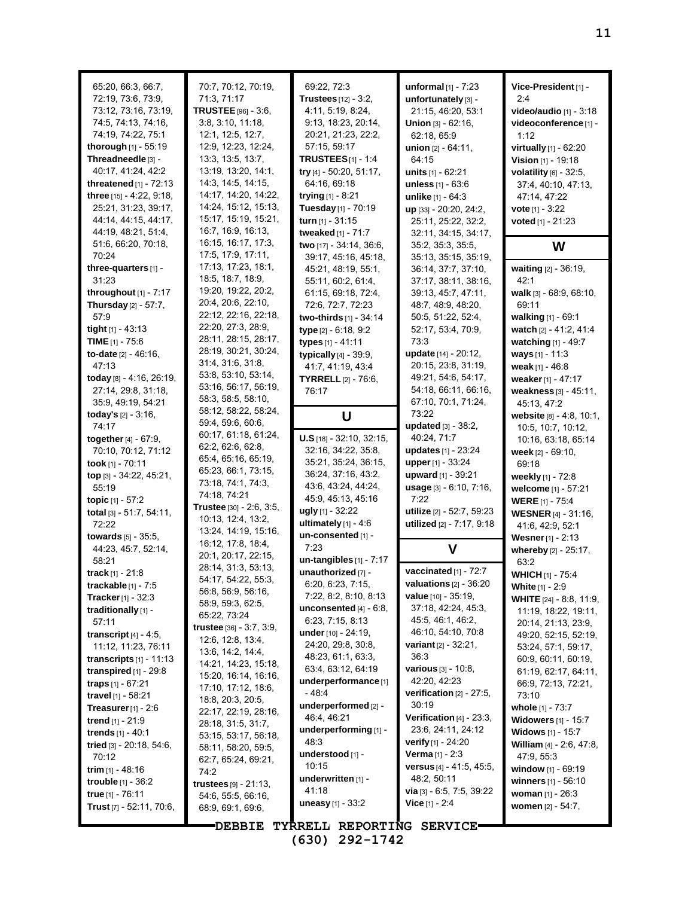65:20, 66:3, 66:7, 72:19, 73:6, 73:9, 73:12, 73:16, 73:19, 74:5, 74:13, 74:16, 74:19, 74:22, 75:1

**thorough** [1] - 55:19

**Threadneedle** [3] - 40:17, 41:24, 42:2

**threatened** [1] - 72:13

**three** [15] - 4:22, 9:18, 25:21, 31:23, 39:17, 44:14, 44:15, 44:17, 44:19, 48:21, 51:4, 51:6, 66:20, 70:18, 70:24

**three-quarters** [1] - 31:23

**throughout** [1] - 7:17

**Thursday** [2] - 57:7, 57:9

**tight** [1] - 43:13

**TIME** [1] - 75:6

**to-date** [2] - 46:16, 47:13

**today** [8] - 4:16, 26:19, 27:14, 29:8, 31:18, 35:9, 49:19, 54:21

**today's** [2] - 3:16, 74:17

**together** [4] - 67:9, 70:10, 70:12, 71:12

**took** [1] - 70:11

**top** [3] - 34:22, 45:21, 55:19

**topic** [1] - 57:2

**total** [3] - 51:7, 54:11, 72:22

**towards** [5] - 35:5, 44:23, 45:7, 52:14, 58:21

**track** [1] - 21:8

**trackable** [1] - 7:5

**Tracker** [1] - 32:3

**traditionally** [1] - 57:11

**transcript** [4] - 4:5, 11:12, 11:23, 76:11

**transcripts** [1] - 11:13

**transpired** [1] - 29:8

**traps** [1] - 67:21

**travel** [1] - 58:21

**Treasurer** [1] - 2:6

**trend** [1] - 21:9

**trends** [1] - 40:1

**tried** [3] - 20:18, 54:6, 70:12

**trim** [1] - 48:16

**trouble** [1] - 36:2

**true** [1] - 76:11

**Trust** [7] - 52:11, 70:6, 70:7, 70:12, 70:19, 71:3, 71:17

**TRUSTEE** [96] - 3:6, 3:8, 3:10, 11:18, 12:1, 12:5, 12:7, 12:9, 12:23, 12:24, 13:3, 13:5, 13:7, 13:19, 13:20, 14:1, 14:3, 14:5, 14:15, 14:17, 14:20, 14:22, 14:24, 15:12, 15:13, 15:17, 15:19, 15:21, 16:7, 16:9, 16:13, 16:15, 16:17, 17:3, 17:5, 17:9, 17:11, 17:13, 17:23, 18:1, 18:5, 18:7, 18:9, 19:20, 19:22, 20:2, 20:4, 20:6, 22:10, 22:12, 22:16, 22:18, 22:20, 27:3, 28:9, 28:11, 28:15, 28:17, 28:19, 30:21, 30:24, 31:4, 31:6, 31:8, 53:8, 53:10, 53:14, 53:16, 56:17, 56:19, 58:3, 58:5, 58:10, 58:12, 58:22, 58:24, 59:4, 59:6, 60:6, 60:17, 61:18, 61:24, 62:2, 62:6, 62:8, 65:4, 65:16, 65:19, 65:23, 66:1, 73:15, 73:18, 74:1, 74:3, 74:18, 74:21

**Trustee** [30] - 2:6, 3:5, 10:13, 12:4, 13:2, 13:24, 14:19, 15:16, 16:12, 17:8, 18:4, 20:1, 20:17, 22:15, 28:14, 31:3, 53:13, 54:17, 54:22, 55:3, 56:8, 56:9, 56:16, 58:9, 59:3, 62:5, 65:22, 73:24

**trustee** [36] - 3:7, 3:9, 12:6, 12:8, 13:4, 13:6, 14:2, 14:4, 14:21, 14:23, 15:18, 15:20, 16:14, 16:16, 17:10, 17:12, 18:6, 18:8, 20:3, 20:5, 22:17, 22:19, 28:16, 28:18, 31:5, 31:7, 53:15, 53:17, 56:18, 58:11, 58:20, 59:5, 62:7, 65:24, 69:21, 74:2

**trustees** [9] - 21:13, 54:6, 55:5, 66:16, 68:9, 69:1, 69:6, 69:22, 72:3

**Trustees** [12] - 3:2, 4:11, 5:19, 8:24, 9:13, 18:23, 20:14, 20:21, 21:23, 22:2, 57:15, 59:17

**TRUSTEES** [1] - 1:4

**try** [4] - 50:20, 51:17, 64:16, 69:18

**trying** [1] - 8:21

**Tuesday** [1] - 70:19

**turn** [1] - 31:15

**tweaked** [1] - 71:7

**two** [17] - 34:14, 36:6, 39:17, 45:16, 45:18, 45:21, 48:19, 55:1, 55:11, 60:2, 61:4, 61:15, 69:18, 72:4, 72:6, 72:7, 72:23

**two-thirds** [1] - 34:14

**type** [2] - 6:18, 9:2

**types** [1] - 41:11

**typically** [4] - 39:9, 41:7, 41:19, 43:4

**TYRRELL** [2] - 76:6, 76:17

## U

**U.S** [18] - 32:10, 32:15, 32:16, 34:22, 35:8, 35:21, 35:24, 36:15, 36:24, 37:16, 43:2, 43:6, 43:24, 44:24, 45:9, 45:13, 45:16

**ugly** [1] - 32:22

**ultimately** [1] - 4:6

**un-consented** [1] - 7:23

**un-tangibles** [1] - 7:17

**unauthorized** [7] - 6:20, 6:23, 7:15, 7:22, 8:2, 8:10, 8:13

**unconsented** [4] - 6:8, 6:23, 7:15, 8:13

**under** [10] - 24:19, 24:20, 29:8, 30:8, 48:23, 61:1, 63:3, 63:4, 63:12, 64:19

**underperformance** [1] - 48:4

**underperformed** [2] - 46:4, 46:21

**underperforming** [1] - 48:3

**understood** [1] - 10:15

**underwritten** [1] - 41:18

**uneasy** [1] - 33:2

**unformal** [1] - 7:23

**unfortunately** [3] - 21:15, 46:20, 53:1

**Union** [3] - 62:16, 62:18, 65:9

**union** [2] - 64:11, 64:15

**units** [1] - 62:21

**unless** [1] - 63:6

**unlike** [1] - 64:3

**up** [33] - 20:20, 24:2, 25:11, 25:22, 32:2, 32:11, 34:15, 34:17, 35:2, 35:3, 35:5, 35:13, 35:15, 35:19, 36:14, 37:7, 37:10, 37:17, 38:11, 38:16, 39:13, 45:7, 47:11, 48:7, 48:9, 48:20, 50:5, 51:22, 52:4, 52:17, 53:4, 70:9, 73:3

**update** [14] - 20:12, 20:15, 23:8, 31:19, 49:21, 54:6, 54:17, 54:18, 66:11, 66:16, 67:10, 70:1, 71:24, 73:22

**updated** [3] - 38:2, 40:24, 71:7

**updates** [1] - 23:24

**upper** [1] - 33:24

**upward** [1] - 39:21

**usage** [3] - 6:10, 7:16, 7:22

**utilize** [2] - 52:7, 59:23

**utilized** [2] - 7:17, 9:18

## V

**vaccinated** [1] - 72:7

**valuations** [2] - 36:20

**value** [10] - 35:19, 37:18, 42:24, 45:3, 45:5, 46:1, 46:2, 46:10, 54:10, 70:8

**variant** [2] - 32:21, 36:3

**various** [3] - 10:8, 42:20, 42:23

**verification** [2] - 27:5, 30:19

**Verification** [4] - 23:3, 23:6, 24:11, 24:12

**verify** [1] - 24:20

**Verma** [1] - 2:3

**versus** [4] - 41:5, 45:5, 48:2, 50:11

**via** [3] - 6:5, 7:5, 39:22

**Vice** [1] - 2:4

**Vice-President** [1] - 2:4

**video/audio** [1] - 3:18

**videoconference** [1] - 1:12

**virtually** [1] - 62:20

**Vision** [1] - 19:18

**volatility** [6] - 32:5, 37:4, 40:10, 47:13, 47:14, 47:22

**vote** [1] - 3:22

**voted** [1] - 21:23

## W

**waiting** [2] - 36:19, 42:1

**walk** [3] - 68:9, 68:10, 69:11

**walking** [1] - 69:1

**watch** [2] - 41:2, 41:4

**watching** [1] - 49:7

**ways** [1] - 11:3

**weak** [1] - 46:8

**weaker** [1] - 47:17

**weakness** [3] - 45:11, 45:13, 47:2

**website** [8] - 4:8, 10:1, 10:5, 10:7, 10:12, 10:16, 63:18, 65:14

**week** [2] - 69:10, 69:18

**weekly** [1] - 72:8

**welcome** [1] - 57:21

**WERE** [1] - 75:4

**WESNER** [4] - 31:16, 41:6, 42:9, 52:1

**Wesner** [1] - 2:13

**whereby** [2] - 25:17, 63:2

**WHICH** [1] - 75:4

**White** [1] - 2:9

**WHITE** [24] - 8:8, 11:9, 11:19, 18:22, 19:11, 20:14, 21:13, 23:9, 49:20, 52:15, 52:19, 53:24, 57:1, 59:17, 60:9, 60:11, 60:19, 61:19, 62:17, 64:11, 66:9, 72:13, 72:21, 73:10

**whole** [1] - 73:7

**Widowers** [1] - 15:7

**Widows** [1] - 15:7

**William** [4] - 2:6, 47:8, 47:9, 55:3

**window** [1] - 69:19

**winners** [1] - 56:10

**woman** [1] - 26:3

**women** [2] - 54:7,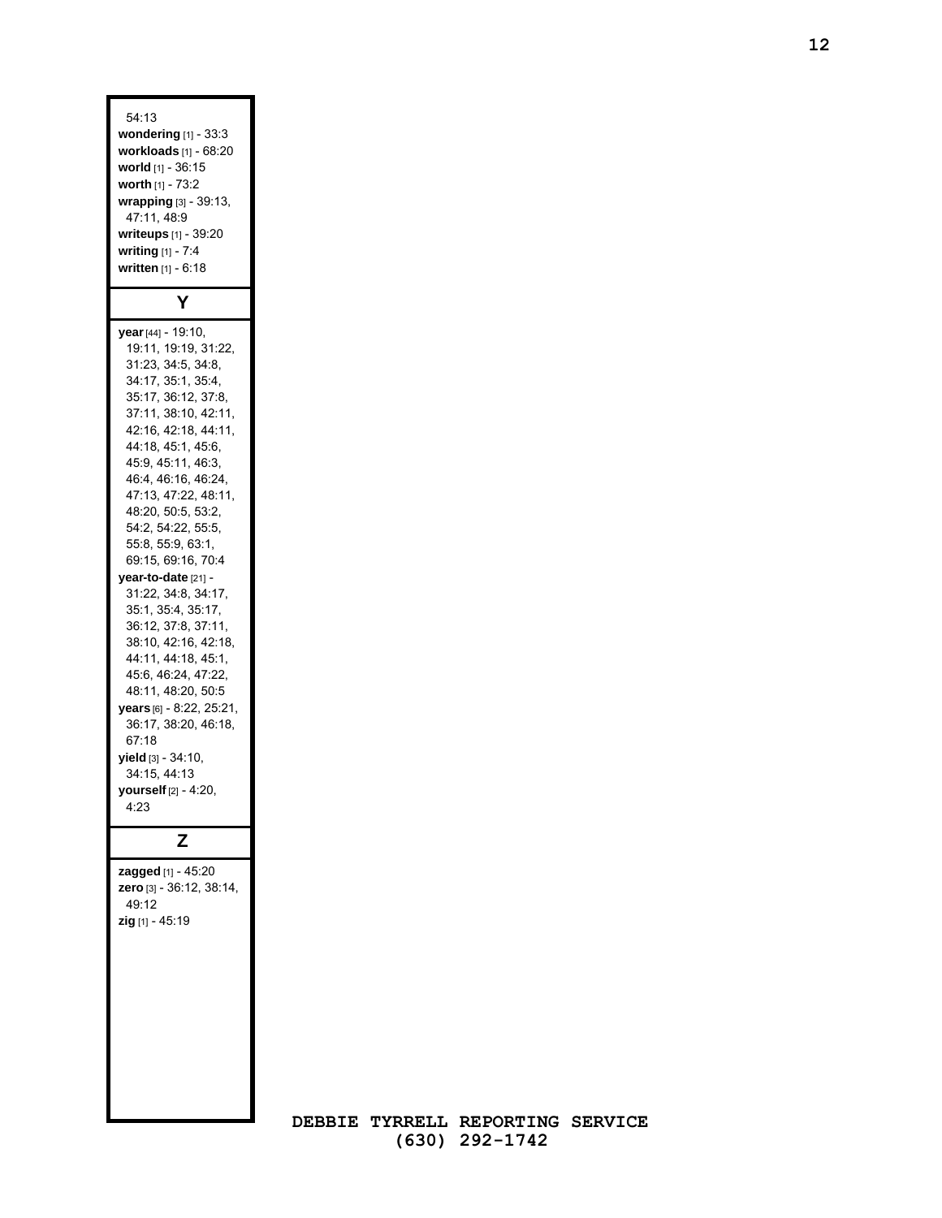54:13
**wondering** [1] - 33:3
**workloads** [1] - 68:20
**world** [1] - 36:15
**worth** [1] - 73:2
**wrapping** [3] - 39:13, 47:11, 48:9
**writeups** [1] - 39:20
**writing** [1] - 7:4
**written** [1] - 6:18

## Y

**year** [44] - 19:10, 19:11, 19:19, 31:22, 31:23, 34:5, 34:8, 34:17, 35:1, 35:4, 35:17, 36:12, 37:8, 37:11, 38:10, 42:11, 42:16, 42:18, 44:11, 44:18, 45:1, 45:6, 45:9, 45:11, 46:3, 46:4, 46:16, 46:24, 47:13, 47:22, 48:11, 48:20, 50:5, 53:2, 54:2, 54:22, 55:5, 55:8, 55:9, 63:1, 69:15, 69:16, 70:4
**year-to-date** [21] - 31:22, 34:8, 34:17, 35:1, 35:4, 35:17, 36:12, 37:8, 37:11, 38:10, 42:16, 42:18, 44:11, 44:18, 45:1, 45:6, 46:24, 47:22, 48:11, 48:20, 50:5
**years** [6] - 8:22, 25:21, 36:17, 38:20, 46:18, 67:18
**yield** [3] - 34:10, 34:15, 44:13
**yourself** [2] - 4:20, 4:23

## Z

**zagged** [1] - 45:20
**zero** [3] - 36:12, 38:14, 49:12
**zig** [1] - 45:19